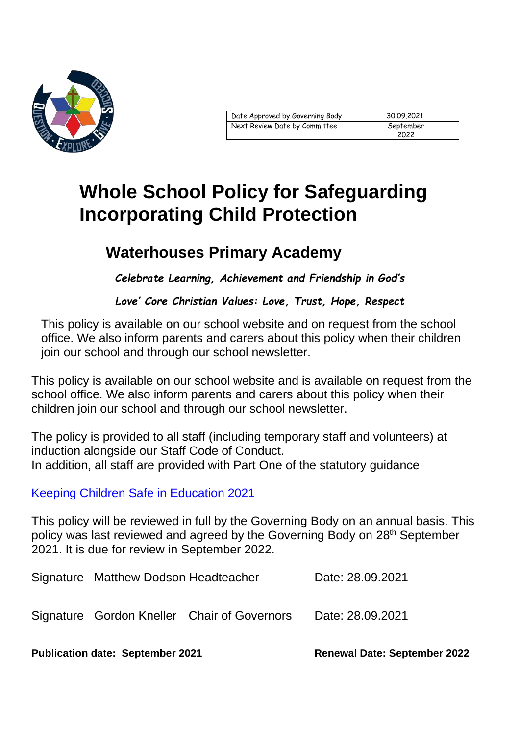| Date Approved by Governing Body | 30.09.2021 |
| --- | --- |
| Next Review Date by Committee | September 2022 |

# Whole School Policy for Safeguarding Incorporating Child Protection

## Waterhouses Primary Academy

***Celebrate Learning, Achievement and Friendship in God's***

***Love' Core Christian Values: Love, Trust, Hope, Respect***

This policy is available on our school website and on request from the school office. We also inform parents and carers about this policy when their children join our school and through our school newsletter.

This policy is available on our school website and is available on request from the school office. We also inform parents and carers about this policy when their children join our school and through our school newsletter.

The policy is provided to all staff (including temporary staff and volunteers) at induction alongside our Staff Code of Conduct.
In addition, all staff are provided with Part One of the statutory guidance

Keeping Children Safe in Education 2021

This policy will be reviewed in full by the Governing Body on an annual basis. This policy was last reviewed and agreed by the Governing Body on 28th September 2021. It is due for review in September 2022.

Signature Matthew Dodson Headteacher Date: 28.09.2021

Signature Gordon Kneller Chair of Governors Date: 28.09.2021

**Publication date: September 2021** **Renewal Date: September 2022**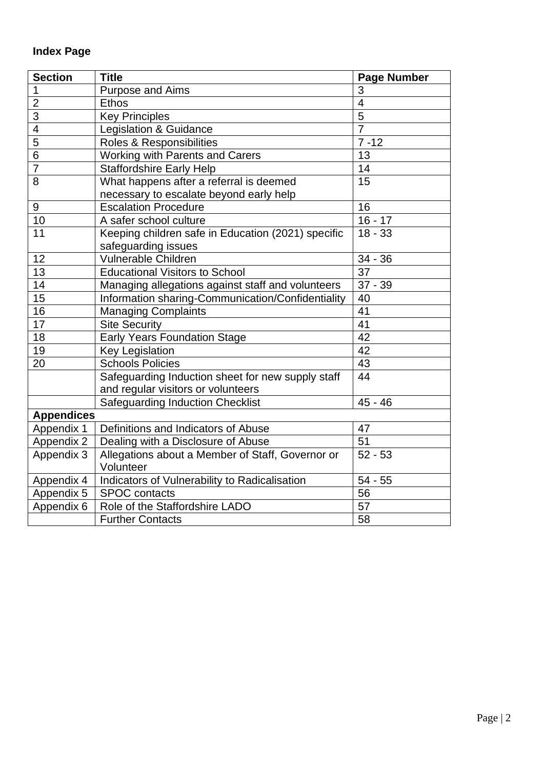**Index Page**

| Section | Title | Page Number |
|---|---|---|
| 1 | Purpose and Aims | 3 |
| 2 | Ethos | 4 |
| 3 | Key Principles | 5 |
| 4 | Legislation & Guidance | 7 |
| 5 | Roles & Responsibilities | 7 -12 |
| 6 | Working with Parents and Carers | 13 |
| 7 | Staffordshire Early Help | 14 |
| 8 | What happens after a referral is deemed necessary to escalate beyond early help | 15 |
| 9 | Escalation Procedure | 16 |
| 10 | A safer school culture | 16 - 17 |
| 11 | Keeping children safe in Education (2021) specific safeguarding issues | 18 - 33 |
| 12 | Vulnerable Children | 34 - 36 |
| 13 | Educational Visitors to School | 37 |
| 14 | Managing allegations against staff and volunteers | 37 - 39 |
| 15 | Information sharing-Communication/Confidentiality | 40 |
| 16 | Managing Complaints | 41 |
| 17 | Site Security | 41 |
| 18 | Early Years Foundation Stage | 42 |
| 19 | Key Legislation | 42 |
| 20 | Schools Policies | 43 |
| | Safeguarding Induction sheet for new supply staff and regular visitors or volunteers | 44 |
| | Safeguarding Induction Checklist | 45 - 46 |
| **Appendices** | | |
| Appendix 1 | Definitions and Indicators of Abuse | 47 |
| Appendix 2 | Dealing with a Disclosure of Abuse | 51 |
| Appendix 3 | Allegations about a Member of Staff, Governor or Volunteer | 52 - 53 |
| Appendix 4 | Indicators of Vulnerability to Radicalisation | 54 - 55 |
| Appendix 5 | SPOC contacts | 56 |
| Appendix 6 | Role of the Staffordshire LADO | 57 |
| | Further Contacts | 58 |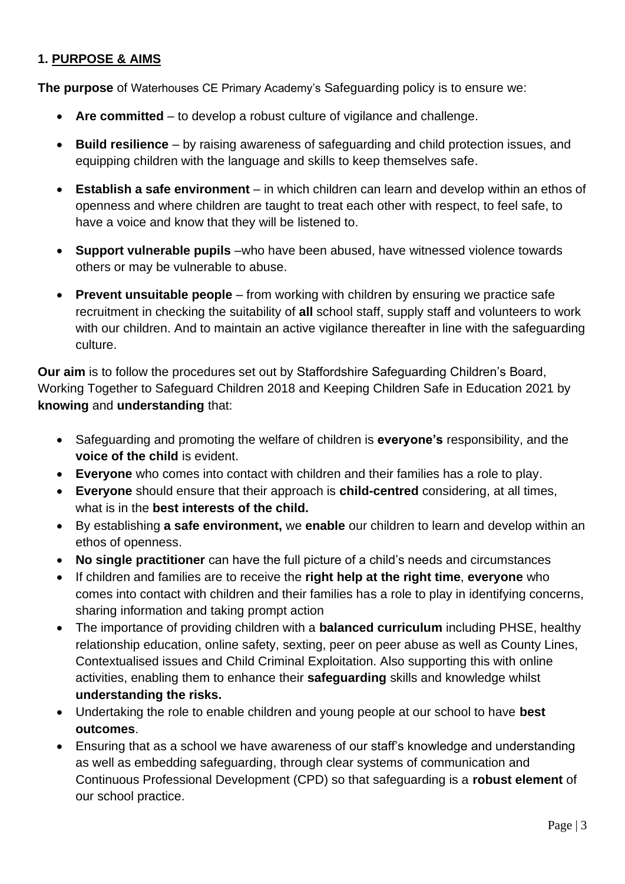## 1. PURPOSE & AIMS

**The purpose** of Waterhouses CE Primary Academy's Safeguarding policy is to ensure we:

- **Are committed** – to develop a robust culture of vigilance and challenge.
- **Build resilience** – by raising awareness of safeguarding and child protection issues, and equipping children with the language and skills to keep themselves safe.
- **Establish a safe environment** – in which children can learn and develop within an ethos of openness and where children are taught to treat each other with respect, to feel safe, to have a voice and know that they will be listened to.
- **Support vulnerable pupils** –who have been abused, have witnessed violence towards others or may be vulnerable to abuse.
- **Prevent unsuitable people** – from working with children by ensuring we practice safe recruitment in checking the suitability of **all** school staff, supply staff and volunteers to work with our children. And to maintain an active vigilance thereafter in line with the safeguarding culture.

**Our aim** is to follow the procedures set out by Staffordshire Safeguarding Children's Board, Working Together to Safeguard Children 2018 and Keeping Children Safe in Education 2021 by **knowing** and **understanding** that:

- Safeguarding and promoting the welfare of children is **everyone's** responsibility, and the **voice of the child** is evident.
- **Everyone** who comes into contact with children and their families has a role to play.
- **Everyone** should ensure that their approach is **child-centred** considering, at all times, what is in the **best interests of the child.**
- By establishing **a safe environment,** we **enable** our children to learn and develop within an ethos of openness.
- **No single practitioner** can have the full picture of a child's needs and circumstances
- If children and families are to receive the **right help at the right time**, **everyone** who comes into contact with children and their families has a role to play in identifying concerns, sharing information and taking prompt action
- The importance of providing children with a **balanced curriculum** including PHSE, healthy relationship education, online safety, sexting, peer on peer abuse as well as County Lines, Contextualised issues and Child Criminal Exploitation. Also supporting this with online activities, enabling them to enhance their **safeguarding** skills and knowledge whilst **understanding the risks.**
- Undertaking the role to enable children and young people at our school to have **best outcomes**.
- Ensuring that as a school we have awareness of our staff's knowledge and understanding as well as embedding safeguarding, through clear systems of communication and Continuous Professional Development (CPD) so that safeguarding is a **robust element** of our school practice.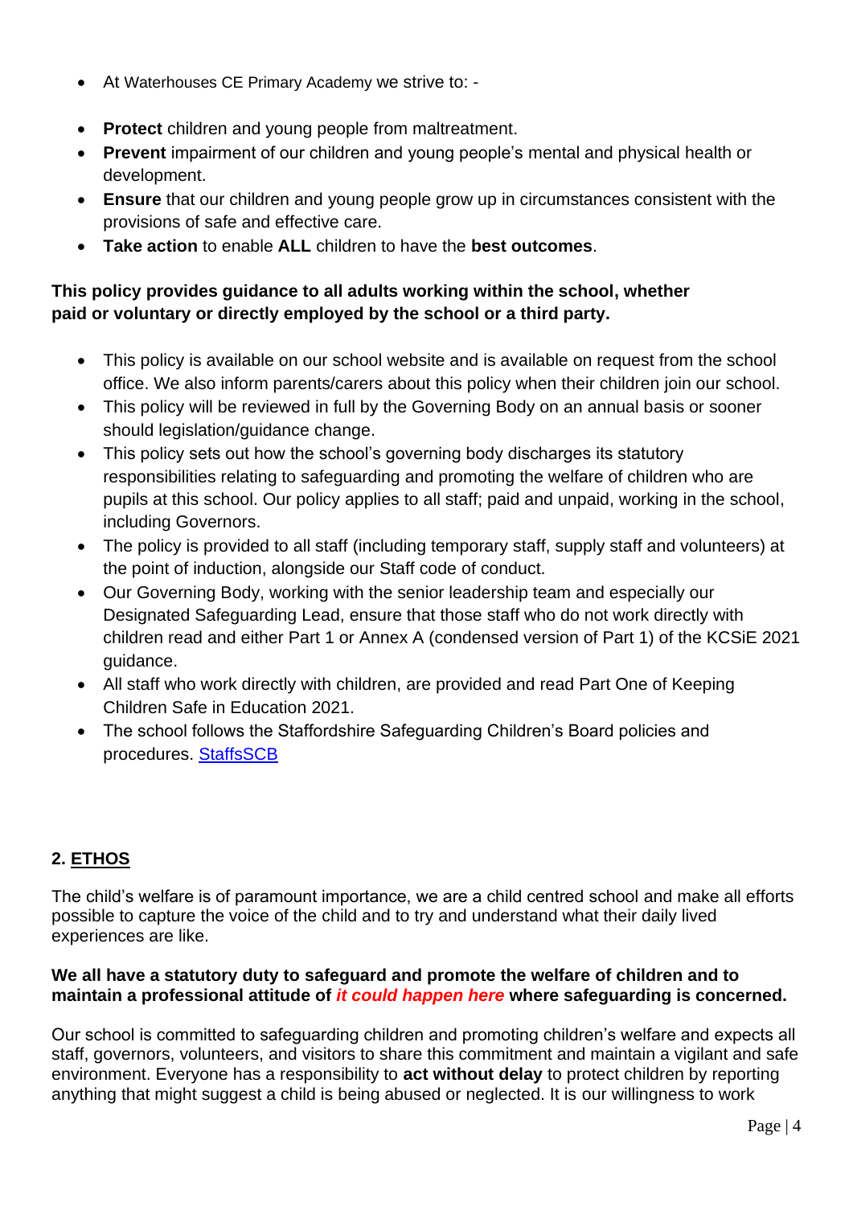- At Waterhouses CE Primary Academy we strive to: -

- **Protect** children and young people from maltreatment.
- **Prevent** impairment of our children and young people's mental and physical health or development.
- **Ensure** that our children and young people grow up in circumstances consistent with the provisions of safe and effective care.
- **Take action** to enable **ALL** children to have the **best outcomes**.

**This policy provides guidance to all adults working within the school, whether paid or voluntary or directly employed by the school or a third party.**

- This policy is available on our school website and is available on request from the school office. We also inform parents/carers about this policy when their children join our school.
- This policy will be reviewed in full by the Governing Body on an annual basis or sooner should legislation/guidance change.
- This policy sets out how the school's governing body discharges its statutory responsibilities relating to safeguarding and promoting the welfare of children who are pupils at this school. Our policy applies to all staff; paid and unpaid, working in the school, including Governors.
- The policy is provided to all staff (including temporary staff, supply staff and volunteers) at the point of induction, alongside our Staff code of conduct.
- Our Governing Body, working with the senior leadership team and especially our Designated Safeguarding Lead, ensure that those staff who do not work directly with children read and either Part 1 or Annex A (condensed version of Part 1) of the KCSiE 2021 guidance.
- All staff who work directly with children, are provided and read Part One of Keeping Children Safe in Education 2021.
- The school follows the Staffordshire Safeguarding Children's Board policies and procedures. StaffsSCB

## 2. ETHOS

The child's welfare is of paramount importance, we are a child centred school and make all efforts possible to capture the voice of the child and to try and understand what their daily lived experiences are like.

**We all have a statutory duty to safeguard and promote the welfare of children and to maintain a professional attitude of *it could happen here* where safeguarding is concerned.**

Our school is committed to safeguarding children and promoting children's welfare and expects all staff, governors, volunteers, and visitors to share this commitment and maintain a vigilant and safe environment. Everyone has a responsibility to **act without delay** to protect children by reporting anything that might suggest a child is being abused or neglected. It is our willingness to work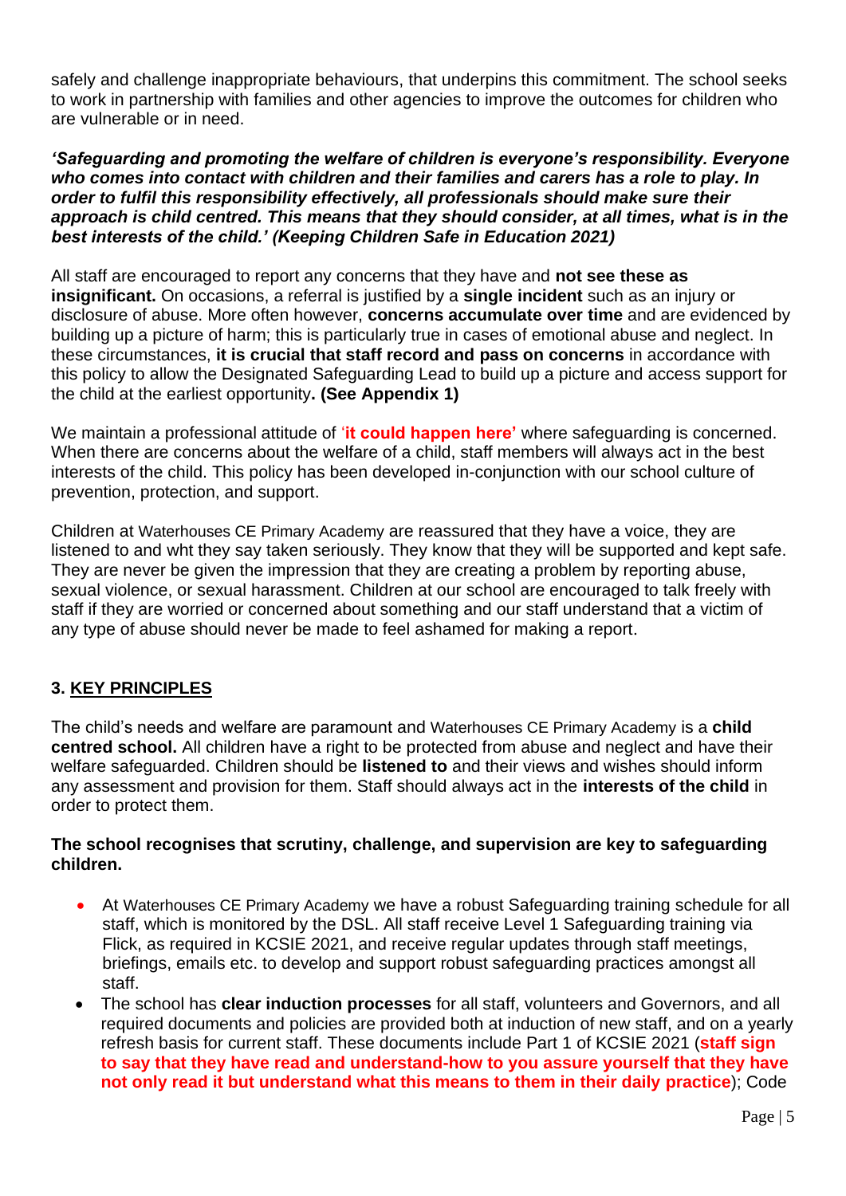safely and challenge inappropriate behaviours, that underpins this commitment. The school seeks to work in partnership with families and other agencies to improve the outcomes for children who are vulnerable or in need.

***'Safeguarding and promoting the welfare of children is everyone's responsibility. Everyone who comes into contact with children and their families and carers has a role to play. In order to fulfil this responsibility effectively, all professionals should make sure their approach is child centred. This means that they should consider, at all times, what is in the best interests of the child.' (Keeping Children Safe in Education 2021)***

All staff are encouraged to report any concerns that they have and **not see these as insignificant.** On occasions, a referral is justified by a **single incident** such as an injury or disclosure of abuse. More often however, **concerns accumulate over time** and are evidenced by building up a picture of harm; this is particularly true in cases of emotional abuse and neglect. In these circumstances, **it is crucial that staff record and pass on concerns** in accordance with this policy to allow the Designated Safeguarding Lead to build up a picture and access support for the child at the earliest opportunity**. (See Appendix 1)**

We maintain a professional attitude of '**it could happen here'** where safeguarding is concerned. When there are concerns about the welfare of a child, staff members will always act in the best interests of the child. This policy has been developed in-conjunction with our school culture of prevention, protection, and support.

Children at Waterhouses CE Primary Academy are reassured that they have a voice, they are listened to and wht they say taken seriously. They know that they will be supported and kept safe. They are never be given the impression that they are creating a problem by reporting abuse, sexual violence, or sexual harassment. Children at our school are encouraged to talk freely with staff if they are worried or concerned about something and our staff understand that a victim of any type of abuse should never be made to feel ashamed for making a report.

## 3. KEY PRINCIPLES

The child's needs and welfare are paramount and Waterhouses CE Primary Academy is a **child centred school.** All children have a right to be protected from abuse and neglect and have their welfare safeguarded. Children should be **listened to** and their views and wishes should inform any assessment and provision for them. Staff should always act in the **interests of the child** in order to protect them.

**The school recognises that scrutiny, challenge, and supervision are key to safeguarding children.**

- At Waterhouses CE Primary Academy we have a robust Safeguarding training schedule for all staff, which is monitored by the DSL. All staff receive Level 1 Safeguarding training via Flick, as required in KCSIE 2021, and receive regular updates through staff meetings, briefings, emails etc. to develop and support robust safeguarding practices amongst all staff.
- The school has **clear induction processes** for all staff, volunteers and Governors, and all required documents and policies are provided both at induction of new staff, and on a yearly refresh basis for current staff. These documents include Part 1 of KCSIE 2021 (**staff sign to say that they have read and understand-how to you assure yourself that they have not only read it but understand what this means to them in their daily practice**); Code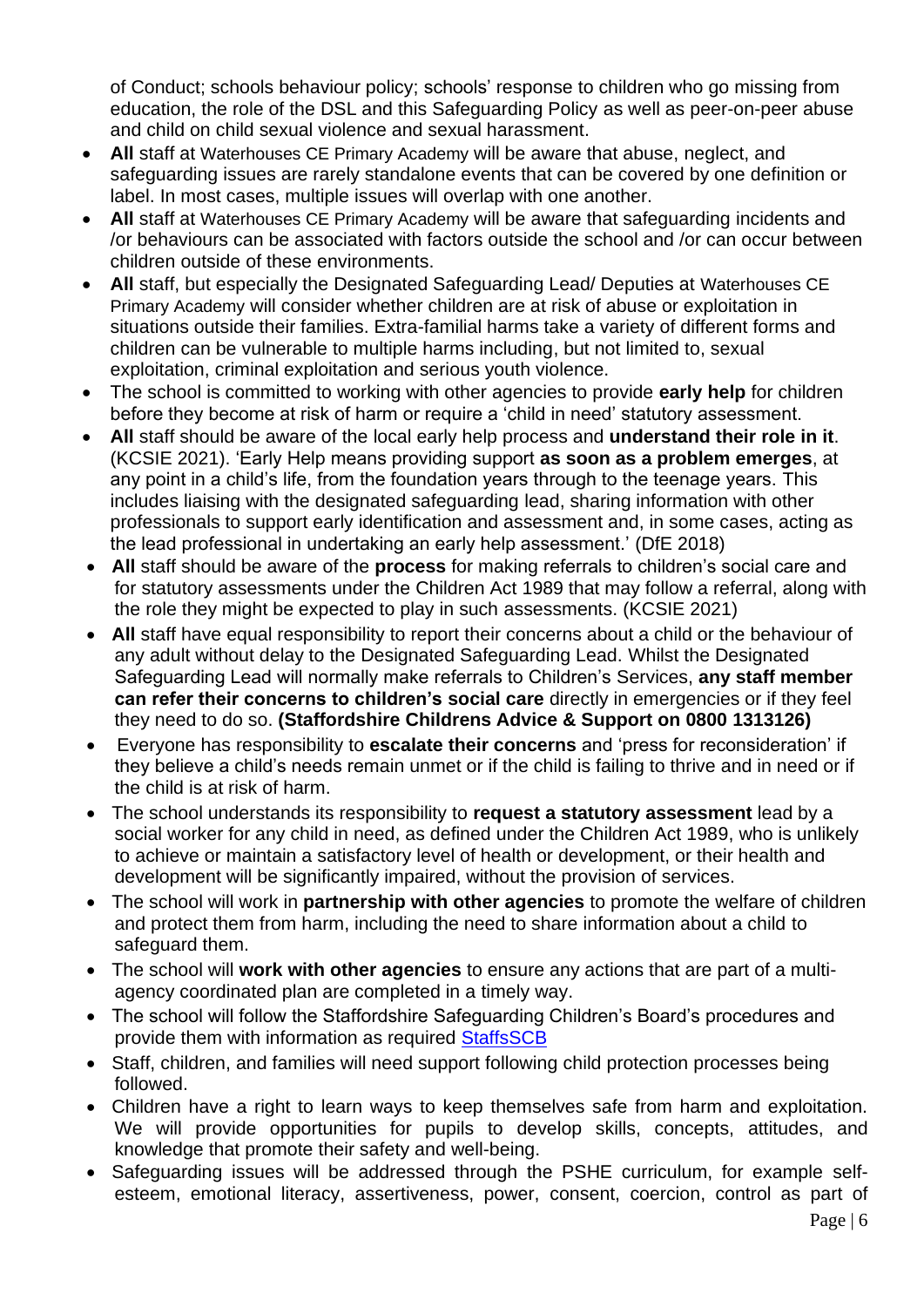of Conduct; schools behaviour policy; schools' response to children who go missing from education, the role of the DSL and this Safeguarding Policy as well as peer-on-peer abuse and child on child sexual violence and sexual harassment.

- **All** staff at Waterhouses CE Primary Academy will be aware that abuse, neglect, and safeguarding issues are rarely standalone events that can be covered by one definition or label. In most cases, multiple issues will overlap with one another.
- **All** staff at Waterhouses CE Primary Academy will be aware that safeguarding incidents and /or behaviours can be associated with factors outside the school and /or can occur between children outside of these environments.
- **All** staff, but especially the Designated Safeguarding Lead/ Deputies at Waterhouses CE Primary Academy will consider whether children are at risk of abuse or exploitation in situations outside their families. Extra-familial harms take a variety of different forms and children can be vulnerable to multiple harms including, but not limited to, sexual exploitation, criminal exploitation and serious youth violence.
- The school is committed to working with other agencies to provide **early help** for children before they become at risk of harm or require a 'child in need' statutory assessment.
- **All** staff should be aware of the local early help process and **understand their role in it**. (KCSIE 2021). 'Early Help means providing support **as soon as a problem emerges**, at any point in a child's life, from the foundation years through to the teenage years. This includes liaising with the designated safeguarding lead, sharing information with other professionals to support early identification and assessment and, in some cases, acting as the lead professional in undertaking an early help assessment.' (DfE 2018)
- **All** staff should be aware of the **process** for making referrals to children's social care and for statutory assessments under the Children Act 1989 that may follow a referral, along with the role they might be expected to play in such assessments. (KCSIE 2021)
- **All** staff have equal responsibility to report their concerns about a child or the behaviour of any adult without delay to the Designated Safeguarding Lead. Whilst the Designated Safeguarding Lead will normally make referrals to Children's Services, **any staff member can refer their concerns to children's social care** directly in emergencies or if they feel they need to do so. **(Staffordshire Childrens Advice & Support on 0800 1313126)**
- Everyone has responsibility to **escalate their concerns** and 'press for reconsideration' if they believe a child's needs remain unmet or if the child is failing to thrive and in need or if the child is at risk of harm.
- The school understands its responsibility to **request a statutory assessment** lead by a social worker for any child in need, as defined under the Children Act 1989, who is unlikely to achieve or maintain a satisfactory level of health or development, or their health and development will be significantly impaired, without the provision of services.
- The school will work in **partnership with other agencies** to promote the welfare of children and protect them from harm, including the need to share information about a child to safeguard them.
- The school will **work with other agencies** to ensure any actions that are part of a multi-agency coordinated plan are completed in a timely way.
- The school will follow the Staffordshire Safeguarding Children's Board's procedures and provide them with information as required [StaffsSCB]
- Staff, children, and families will need support following child protection processes being followed.
- Children have a right to learn ways to keep themselves safe from harm and exploitation. We will provide opportunities for pupils to develop skills, concepts, attitudes, and knowledge that promote their safety and well-being.
- Safeguarding issues will be addressed through the PSHE curriculum, for example self-esteem, emotional literacy, assertiveness, power, consent, coercion, control as part of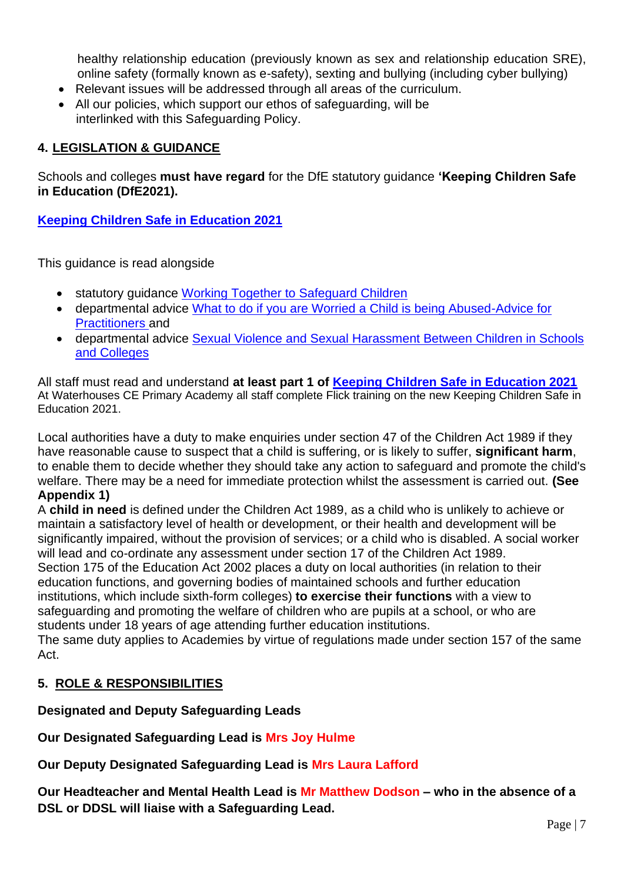healthy relationship education (previously known as sex and relationship education SRE), online safety (formally known as e-safety), sexting and bullying (including cyber bullying)

- Relevant issues will be addressed through all areas of the curriculum.
- All our policies, which support our ethos of safeguarding, will be interlinked with this Safeguarding Policy.

## 4. LEGISLATION & GUIDANCE

Schools and colleges **must have regard** for the DfE statutory guidance **'Keeping Children Safe in Education (DfE2021).**

**Keeping Children Safe in Education 2021**

This guidance is read alongside

- statutory guidance Working Together to Safeguard Children
- departmental advice What to do if you are Worried a Child is being Abused-Advice for Practitioners and
- departmental advice Sexual Violence and Sexual Harassment Between Children in Schools and Colleges

All staff must read and understand **at least part 1 of Keeping Children Safe in Education 2021**
At Waterhouses CE Primary Academy all staff complete Flick training on the new Keeping Children Safe in Education 2021.

Local authorities have a duty to make enquiries under section 47 of the Children Act 1989 if they have reasonable cause to suspect that a child is suffering, or is likely to suffer, **significant harm**, to enable them to decide whether they should take any action to safeguard and promote the child's welfare. There may be a need for immediate protection whilst the assessment is carried out. **(See Appendix 1)**

A **child in need** is defined under the Children Act 1989, as a child who is unlikely to achieve or maintain a satisfactory level of health or development, or their health and development will be significantly impaired, without the provision of services; or a child who is disabled. A social worker will lead and co-ordinate any assessment under section 17 of the Children Act 1989.

Section 175 of the Education Act 2002 places a duty on local authorities (in relation to their education functions, and governing bodies of maintained schools and further education institutions, which include sixth-form colleges) **to exercise their functions** with a view to safeguarding and promoting the welfare of children who are pupils at a school, or who are students under 18 years of age attending further education institutions.

The same duty applies to Academies by virtue of regulations made under section 157 of the same Act.

## 5. ROLE & RESPONSIBILITIES

**Designated and Deputy Safeguarding Leads**

**Our Designated Safeguarding Lead is Mrs Joy Hulme**

**Our Deputy Designated Safeguarding Lead is Mrs Laura Lafford**

**Our Headteacher and Mental Health Lead is Mr Matthew Dodson – who in the absence of a DSL or DDSL will liaise with a Safeguarding Lead.**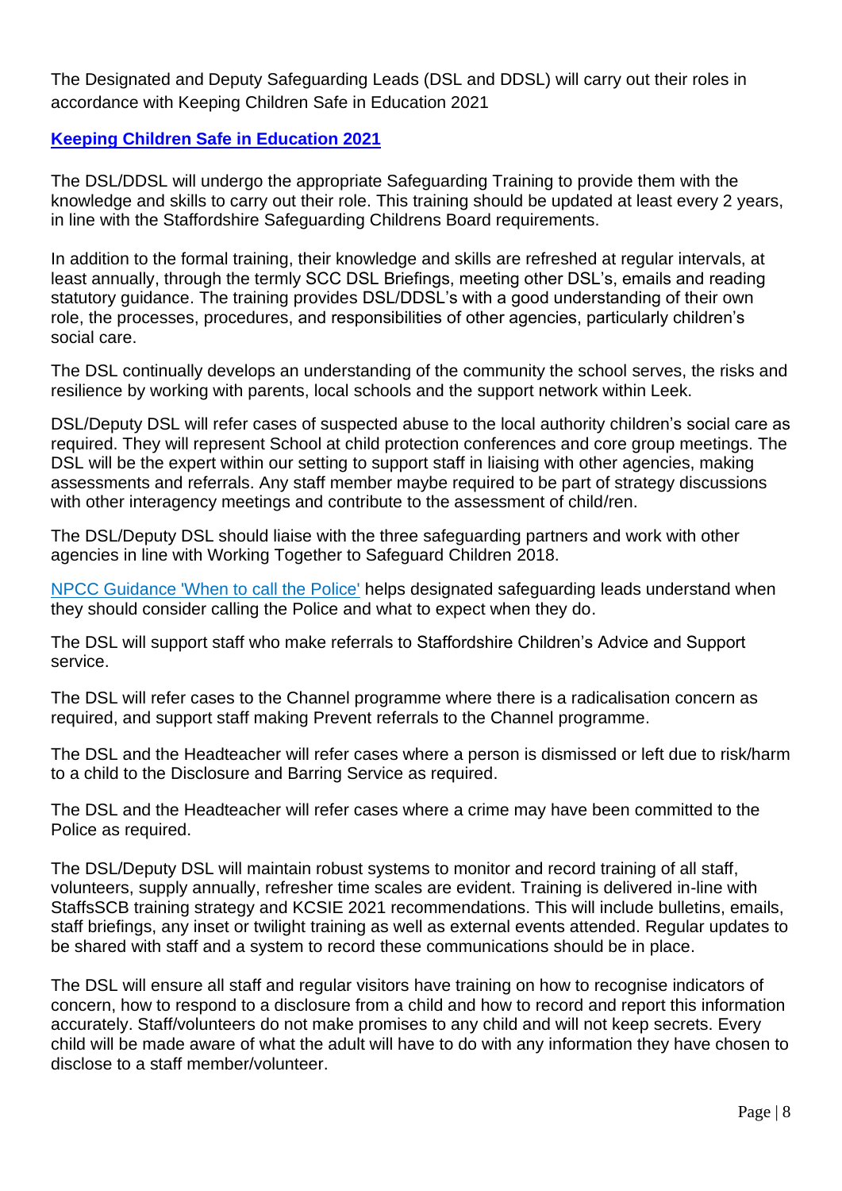The Designated and Deputy Safeguarding Leads (DSL and DDSL) will carry out their roles in accordance with Keeping Children Safe in Education 2021

**Keeping Children Safe in Education 2021**

The DSL/DDSL will undergo the appropriate Safeguarding Training to provide them with the knowledge and skills to carry out their role. This training should be updated at least every 2 years, in line with the Staffordshire Safeguarding Childrens Board requirements.

In addition to the formal training, their knowledge and skills are refreshed at regular intervals, at least annually, through the termly SCC DSL Briefings, meeting other DSL's, emails and reading statutory guidance. The training provides DSL/DDSL's with a good understanding of their own role, the processes, procedures, and responsibilities of other agencies, particularly children's social care.

The DSL continually develops an understanding of the community the school serves, the risks and resilience by working with parents, local schools and the support network within Leek.

DSL/Deputy DSL will refer cases of suspected abuse to the local authority children's social care as required. They will represent School at child protection conferences and core group meetings. The DSL will be the expert within our setting to support staff in liaising with other agencies, making assessments and referrals. Any staff member maybe required to be part of strategy discussions with other interagency meetings and contribute to the assessment of child/ren.

The DSL/Deputy DSL should liaise with the three safeguarding partners and work with other agencies in line with Working Together to Safeguard Children 2018.

NPCC Guidance 'When to call the Police' helps designated safeguarding leads understand when they should consider calling the Police and what to expect when they do.

The DSL will support staff who make referrals to Staffordshire Children's Advice and Support service.

The DSL will refer cases to the Channel programme where there is a radicalisation concern as required, and support staff making Prevent referrals to the Channel programme.

The DSL and the Headteacher will refer cases where a person is dismissed or left due to risk/harm to a child to the Disclosure and Barring Service as required.

The DSL and the Headteacher will refer cases where a crime may have been committed to the Police as required.

The DSL/Deputy DSL will maintain robust systems to monitor and record training of all staff, volunteers, supply annually, refresher time scales are evident. Training is delivered in-line with StaffsSCB training strategy and KCSIE 2021 recommendations. This will include bulletins, emails, staff briefings, any inset or twilight training as well as external events attended. Regular updates to be shared with staff and a system to record these communications should be in place.

The DSL will ensure all staff and regular visitors have training on how to recognise indicators of concern, how to respond to a disclosure from a child and how to record and report this information accurately. Staff/volunteers do not make promises to any child and will not keep secrets. Every child will be made aware of what the adult will have to do with any information they have chosen to disclose to a staff member/volunteer.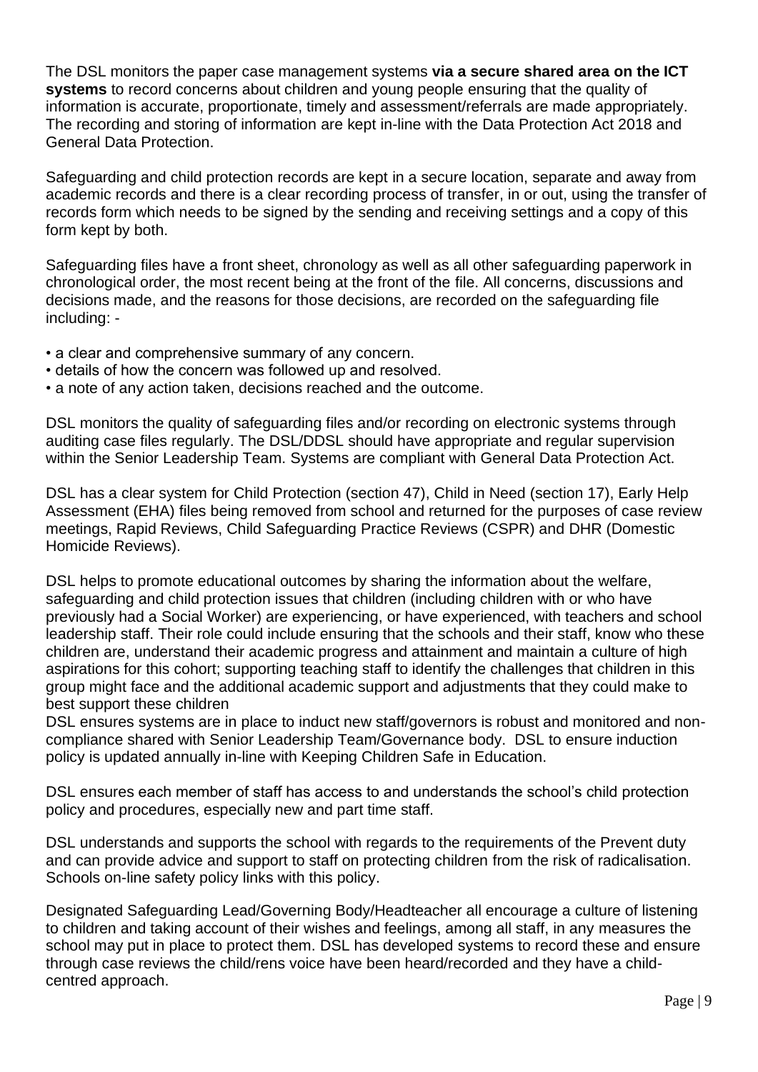The DSL monitors the paper case management systems **via a secure shared area on the ICT systems** to record concerns about children and young people ensuring that the quality of information is accurate, proportionate, timely and assessment/referrals are made appropriately. The recording and storing of information are kept in-line with the Data Protection Act 2018 and General Data Protection.

Safeguarding and child protection records are kept in a secure location, separate and away from academic records and there is a clear recording process of transfer, in or out, using the transfer of records form which needs to be signed by the sending and receiving settings and a copy of this form kept by both.

Safeguarding files have a front sheet, chronology as well as all other safeguarding paperwork in chronological order, the most recent being at the front of the file. All concerns, discussions and decisions made, and the reasons for those decisions, are recorded on the safeguarding file including: -

- a clear and comprehensive summary of any concern.
- details of how the concern was followed up and resolved.
- a note of any action taken, decisions reached and the outcome.

DSL monitors the quality of safeguarding files and/or recording on electronic systems through auditing case files regularly. The DSL/DDSL should have appropriate and regular supervision within the Senior Leadership Team. Systems are compliant with General Data Protection Act.

DSL has a clear system for Child Protection (section 47), Child in Need (section 17), Early Help Assessment (EHA) files being removed from school and returned for the purposes of case review meetings, Rapid Reviews, Child Safeguarding Practice Reviews (CSPR) and DHR (Domestic Homicide Reviews).

DSL helps to promote educational outcomes by sharing the information about the welfare, safeguarding and child protection issues that children (including children with or who have previously had a Social Worker) are experiencing, or have experienced, with teachers and school leadership staff. Their role could include ensuring that the schools and their staff, know who these children are, understand their academic progress and attainment and maintain a culture of high aspirations for this cohort; supporting teaching staff to identify the challenges that children in this group might face and the additional academic support and adjustments that they could make to best support these children

DSL ensures systems are in place to induct new staff/governors is robust and monitored and non-compliance shared with Senior Leadership Team/Governance body. DSL to ensure induction policy is updated annually in-line with Keeping Children Safe in Education.

DSL ensures each member of staff has access to and understands the school's child protection policy and procedures, especially new and part time staff.

DSL understands and supports the school with regards to the requirements of the Prevent duty and can provide advice and support to staff on protecting children from the risk of radicalisation. Schools on-line safety policy links with this policy.

Designated Safeguarding Lead/Governing Body/Headteacher all encourage a culture of listening to children and taking account of their wishes and feelings, among all staff, in any measures the school may put in place to protect them. DSL has developed systems to record these and ensure through case reviews the child/rens voice have been heard/recorded and they have a child-centred approach.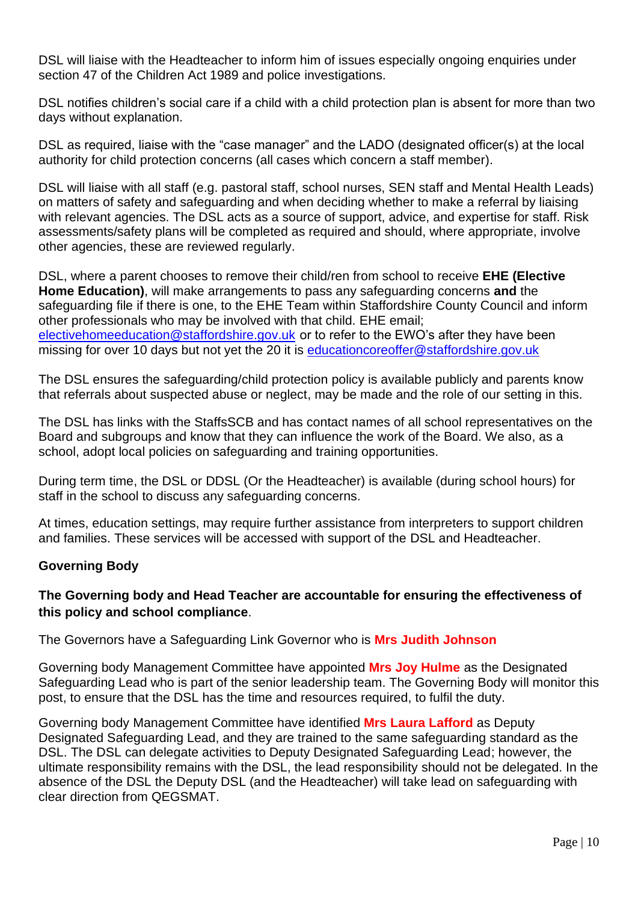DSL will liaise with the Headteacher to inform him of issues especially ongoing enquiries under section 47 of the Children Act 1989 and police investigations.

DSL notifies children's social care if a child with a child protection plan is absent for more than two days without explanation.

DSL as required, liaise with the "case manager" and the LADO (designated officer(s) at the local authority for child protection concerns (all cases which concern a staff member).

DSL will liaise with all staff (e.g. pastoral staff, school nurses, SEN staff and Mental Health Leads) on matters of safety and safeguarding and when deciding whether to make a referral by liaising with relevant agencies. The DSL acts as a source of support, advice, and expertise for staff. Risk assessments/safety plans will be completed as required and should, where appropriate, involve other agencies, these are reviewed regularly.

DSL, where a parent chooses to remove their child/ren from school to receive **EHE (Elective Home Education)**, will make arrangements to pass any safeguarding concerns **and** the safeguarding file if there is one, to the EHE Team within Staffordshire County Council and inform other professionals who may be involved with that child. EHE email; electivehomeeducation@staffordshire.gov.uk or to refer to the EWO's after they have been missing for over 10 days but not yet the 20 it is educationcoreoffer@staffordshire.gov.uk

The DSL ensures the safeguarding/child protection policy is available publicly and parents know that referrals about suspected abuse or neglect, may be made and the role of our setting in this.

The DSL has links with the StaffsSCB and has contact names of all school representatives on the Board and subgroups and know that they can influence the work of the Board. We also, as a school, adopt local policies on safeguarding and training opportunities.

During term time, the DSL or DDSL (Or the Headteacher) is available (during school hours) for staff in the school to discuss any safeguarding concerns.

At times, education settings, may require further assistance from interpreters to support children and families. These services will be accessed with support of the DSL and Headteacher.

**Governing Body**

**The Governing body and Head Teacher are accountable for ensuring the effectiveness of this policy and school compliance**.

The Governors have a Safeguarding Link Governor who is **Mrs Judith Johnson**

Governing body Management Committee have appointed **Mrs Joy Hulme** as the Designated Safeguarding Lead who is part of the senior leadership team. The Governing Body will monitor this post, to ensure that the DSL has the time and resources required, to fulfil the duty.

Governing body Management Committee have identified **Mrs Laura Lafford** as Deputy Designated Safeguarding Lead, and they are trained to the same safeguarding standard as the DSL. The DSL can delegate activities to Deputy Designated Safeguarding Lead; however, the ultimate responsibility remains with the DSL, the lead responsibility should not be delegated. In the absence of the DSL the Deputy DSL (and the Headteacher) will take lead on safeguarding with clear direction from QEGSMAT.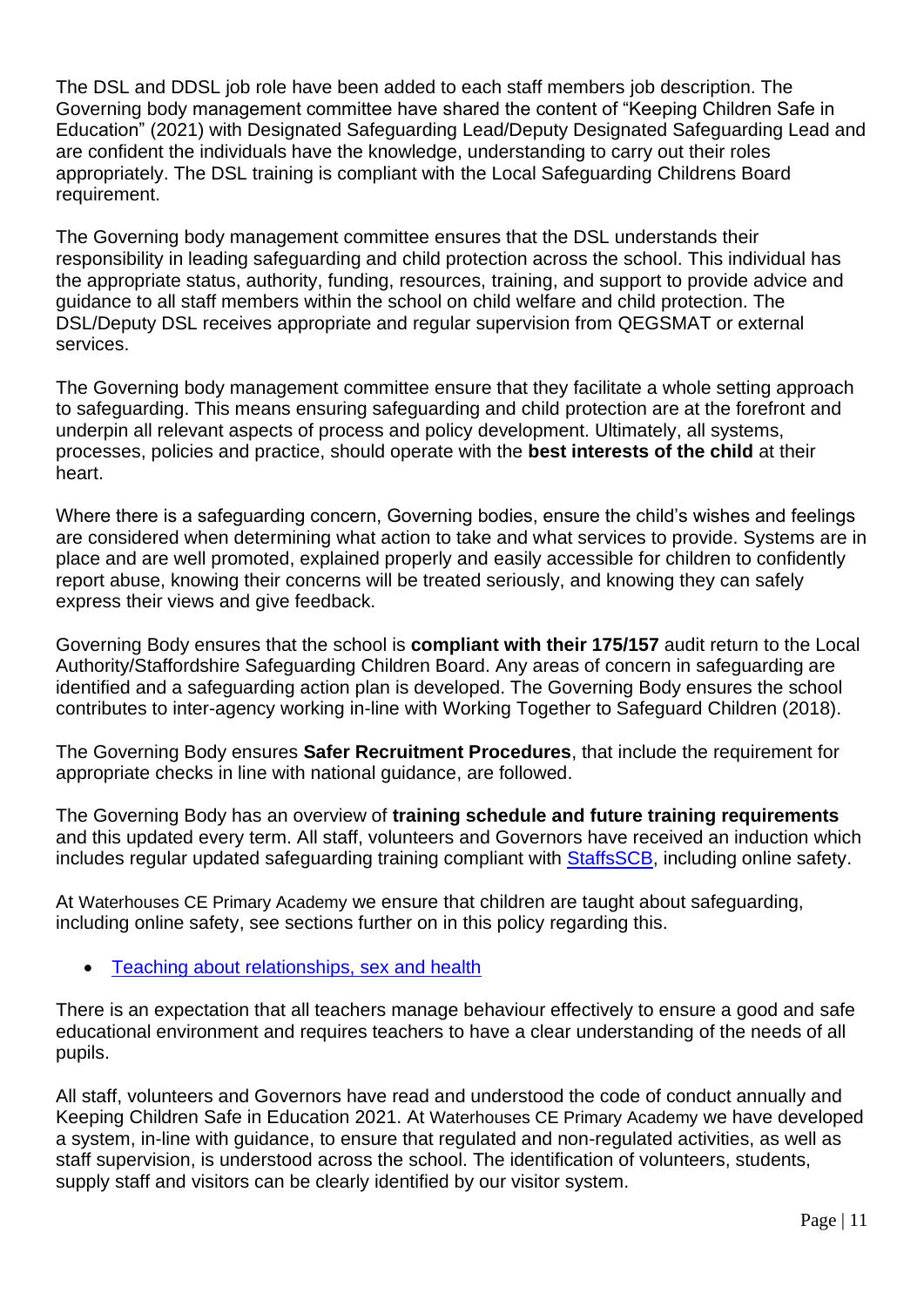The DSL and DDSL job role have been added to each staff members job description. The Governing body management committee have shared the content of "Keeping Children Safe in Education" (2021) with Designated Safeguarding Lead/Deputy Designated Safeguarding Lead and are confident the individuals have the knowledge, understanding to carry out their roles appropriately. The DSL training is compliant with the Local Safeguarding Childrens Board requirement.

The Governing body management committee ensures that the DSL understands their responsibility in leading safeguarding and child protection across the school. This individual has the appropriate status, authority, funding, resources, training, and support to provide advice and guidance to all staff members within the school on child welfare and child protection. The DSL/Deputy DSL receives appropriate and regular supervision from QEGSMAT or external services.

The Governing body management committee ensure that they facilitate a whole setting approach to safeguarding. This means ensuring safeguarding and child protection are at the forefront and underpin all relevant aspects of process and policy development. Ultimately, all systems, processes, policies and practice, should operate with the **best interests of the child** at their heart.

Where there is a safeguarding concern, Governing bodies, ensure the child's wishes and feelings are considered when determining what action to take and what services to provide. Systems are in place and are well promoted, explained properly and easily accessible for children to confidently report abuse, knowing their concerns will be treated seriously, and knowing they can safely express their views and give feedback.

Governing Body ensures that the school is **compliant with their 175/157** audit return to the Local Authority/Staffordshire Safeguarding Children Board. Any areas of concern in safeguarding are identified and a safeguarding action plan is developed. The Governing Body ensures the school contributes to inter-agency working in-line with Working Together to Safeguard Children (2018).

The Governing Body ensures **Safer Recruitment Procedures**, that include the requirement for appropriate checks in line with national guidance, are followed.

The Governing Body has an overview of **training schedule and future training requirements** and this updated every term. All staff, volunteers and Governors have received an induction which includes regular updated safeguarding training compliant with StaffsSCB, including online safety.

At Waterhouses CE Primary Academy we ensure that children are taught about safeguarding, including online safety, see sections further on in this policy regarding this.

- Teaching about relationships, sex and health

There is an expectation that all teachers manage behaviour effectively to ensure a good and safe educational environment and requires teachers to have a clear understanding of the needs of all pupils.

All staff, volunteers and Governors have read and understood the code of conduct annually and Keeping Children Safe in Education 2021. At Waterhouses CE Primary Academy we have developed a system, in-line with guidance, to ensure that regulated and non-regulated activities, as well as staff supervision, is understood across the school. The identification of volunteers, students, supply staff and visitors can be clearly identified by our visitor system.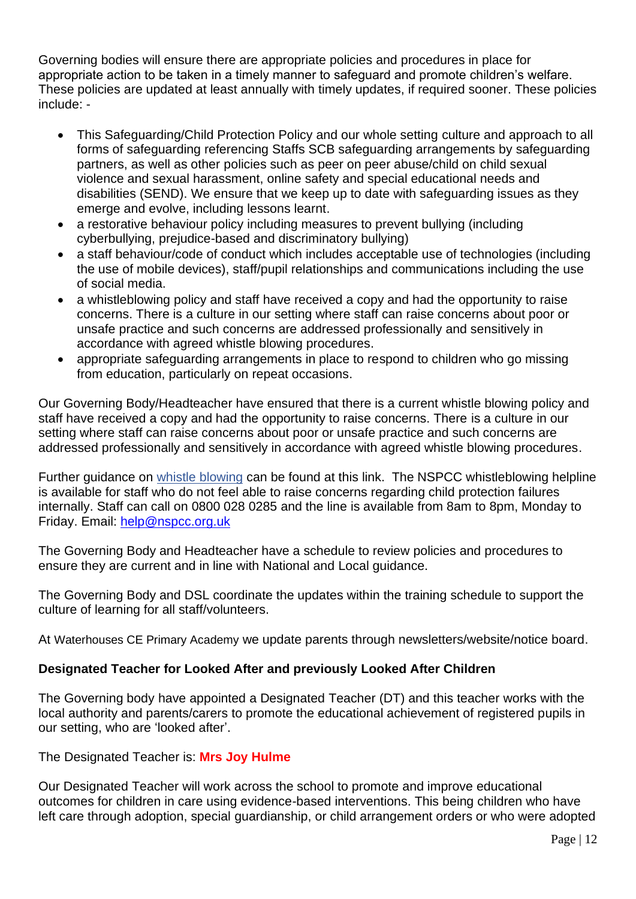Governing bodies will ensure there are appropriate policies and procedures in place for appropriate action to be taken in a timely manner to safeguard and promote children's welfare. These policies are updated at least annually with timely updates, if required sooner. These policies include: -

- This Safeguarding/Child Protection Policy and our whole setting culture and approach to all forms of safeguarding referencing Staffs SCB safeguarding arrangements by safeguarding partners, as well as other policies such as peer on peer abuse/child on child sexual violence and sexual harassment, online safety and special educational needs and disabilities (SEND). We ensure that we keep up to date with safeguarding issues as they emerge and evolve, including lessons learnt.
- a restorative behaviour policy including measures to prevent bullying (including cyberbullying, prejudice-based and discriminatory bullying)
- a staff behaviour/code of conduct which includes acceptable use of technologies (including the use of mobile devices), staff/pupil relationships and communications including the use of social media.
- a whistleblowing policy and staff have received a copy and had the opportunity to raise concerns. There is a culture in our setting where staff can raise concerns about poor or unsafe practice and such concerns are addressed professionally and sensitively in accordance with agreed whistle blowing procedures.
- appropriate safeguarding arrangements in place to respond to children who go missing from education, particularly on repeat occasions.

Our Governing Body/Headteacher have ensured that there is a current whistle blowing policy and staff have received a copy and had the opportunity to raise concerns. There is a culture in our setting where staff can raise concerns about poor or unsafe practice and such concerns are addressed professionally and sensitively in accordance with agreed whistle blowing procedures.

Further guidance on whistle blowing can be found at this link. The NSPCC whistleblowing helpline is available for staff who do not feel able to raise concerns regarding child protection failures internally. Staff can call on 0800 028 0285 and the line is available from 8am to 8pm, Monday to Friday. Email: help@nspcc.org.uk

The Governing Body and Headteacher have a schedule to review policies and procedures to ensure they are current and in line with National and Local guidance.

The Governing Body and DSL coordinate the updates within the training schedule to support the culture of learning for all staff/volunteers.

At Waterhouses CE Primary Academy we update parents through newsletters/website/notice board.

**Designated Teacher for Looked After and previously Looked After Children**

The Governing body have appointed a Designated Teacher (DT) and this teacher works with the local authority and parents/carers to promote the educational achievement of registered pupils in our setting, who are 'looked after'.

The Designated Teacher is: **Mrs Joy Hulme**

Our Designated Teacher will work across the school to promote and improve educational outcomes for children in care using evidence-based interventions. This being children who have left care through adoption, special guardianship, or child arrangement orders or who were adopted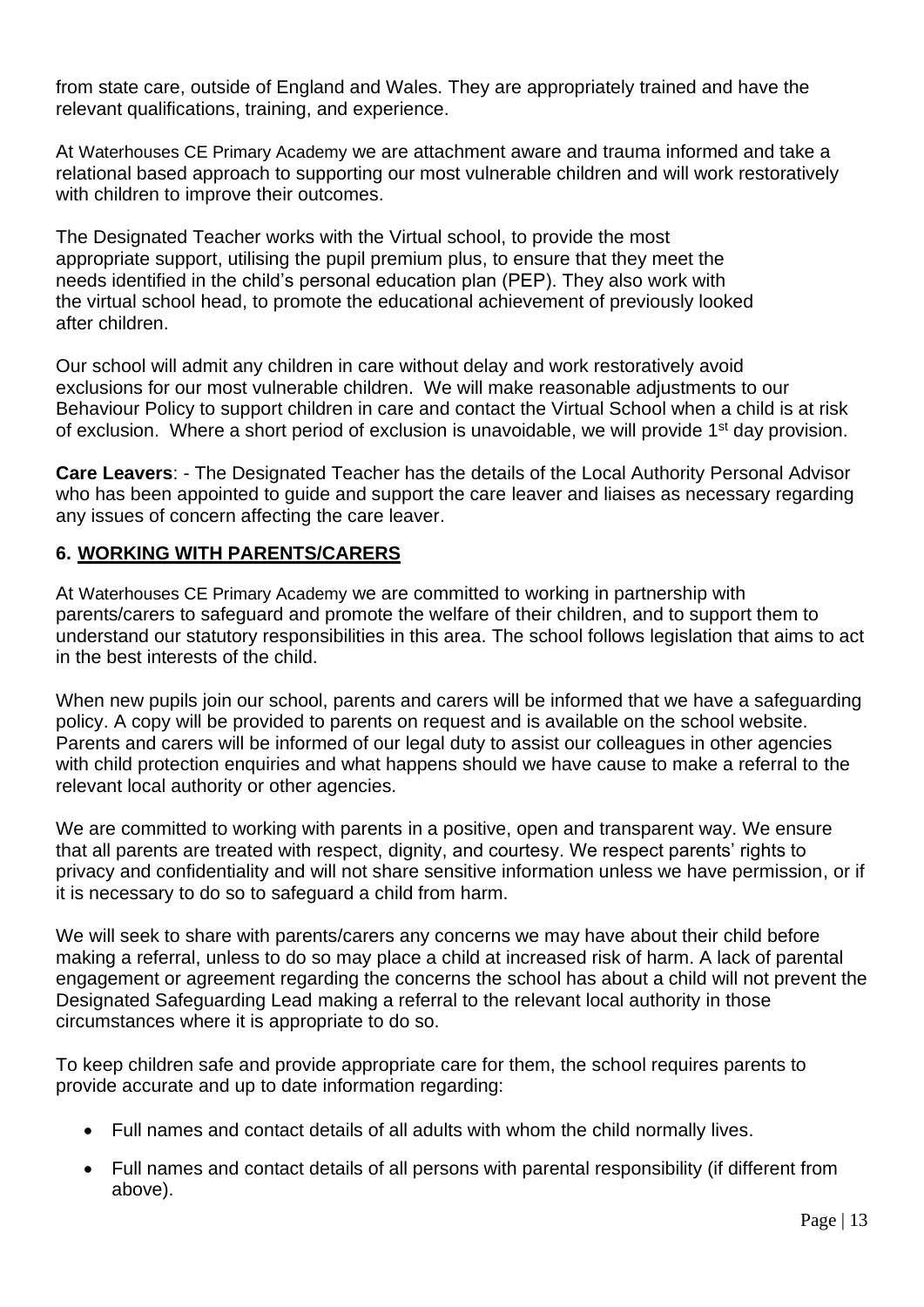from state care, outside of England and Wales. They are appropriately trained and have the relevant qualifications, training, and experience.

At Waterhouses CE Primary Academy we are attachment aware and trauma informed and take a relational based approach to supporting our most vulnerable children and will work restoratively with children to improve their outcomes.

The Designated Teacher works with the Virtual school, to provide the most appropriate support, utilising the pupil premium plus, to ensure that they meet the needs identified in the child's personal education plan (PEP). They also work with the virtual school head, to promote the educational achievement of previously looked after children.

Our school will admit any children in care without delay and work restoratively avoid exclusions for our most vulnerable children. We will make reasonable adjustments to our Behaviour Policy to support children in care and contact the Virtual School when a child is at risk of exclusion. Where a short period of exclusion is unavoidable, we will provide 1st day provision.

**Care Leavers**: - The Designated Teacher has the details of the Local Authority Personal Advisor who has been appointed to guide and support the care leaver and liaises as necessary regarding any issues of concern affecting the care leaver.

## 6. WORKING WITH PARENTS/CARERS

At Waterhouses CE Primary Academy we are committed to working in partnership with parents/carers to safeguard and promote the welfare of their children, and to support them to understand our statutory responsibilities in this area. The school follows legislation that aims to act in the best interests of the child.

When new pupils join our school, parents and carers will be informed that we have a safeguarding policy. A copy will be provided to parents on request and is available on the school website. Parents and carers will be informed of our legal duty to assist our colleagues in other agencies with child protection enquiries and what happens should we have cause to make a referral to the relevant local authority or other agencies.

We are committed to working with parents in a positive, open and transparent way. We ensure that all parents are treated with respect, dignity, and courtesy. We respect parents' rights to privacy and confidentiality and will not share sensitive information unless we have permission, or if it is necessary to do so to safeguard a child from harm.

We will seek to share with parents/carers any concerns we may have about their child before making a referral, unless to do so may place a child at increased risk of harm. A lack of parental engagement or agreement regarding the concerns the school has about a child will not prevent the Designated Safeguarding Lead making a referral to the relevant local authority in those circumstances where it is appropriate to do so.

To keep children safe and provide appropriate care for them, the school requires parents to provide accurate and up to date information regarding:

- Full names and contact details of all adults with whom the child normally lives.
- Full names and contact details of all persons with parental responsibility (if different from above).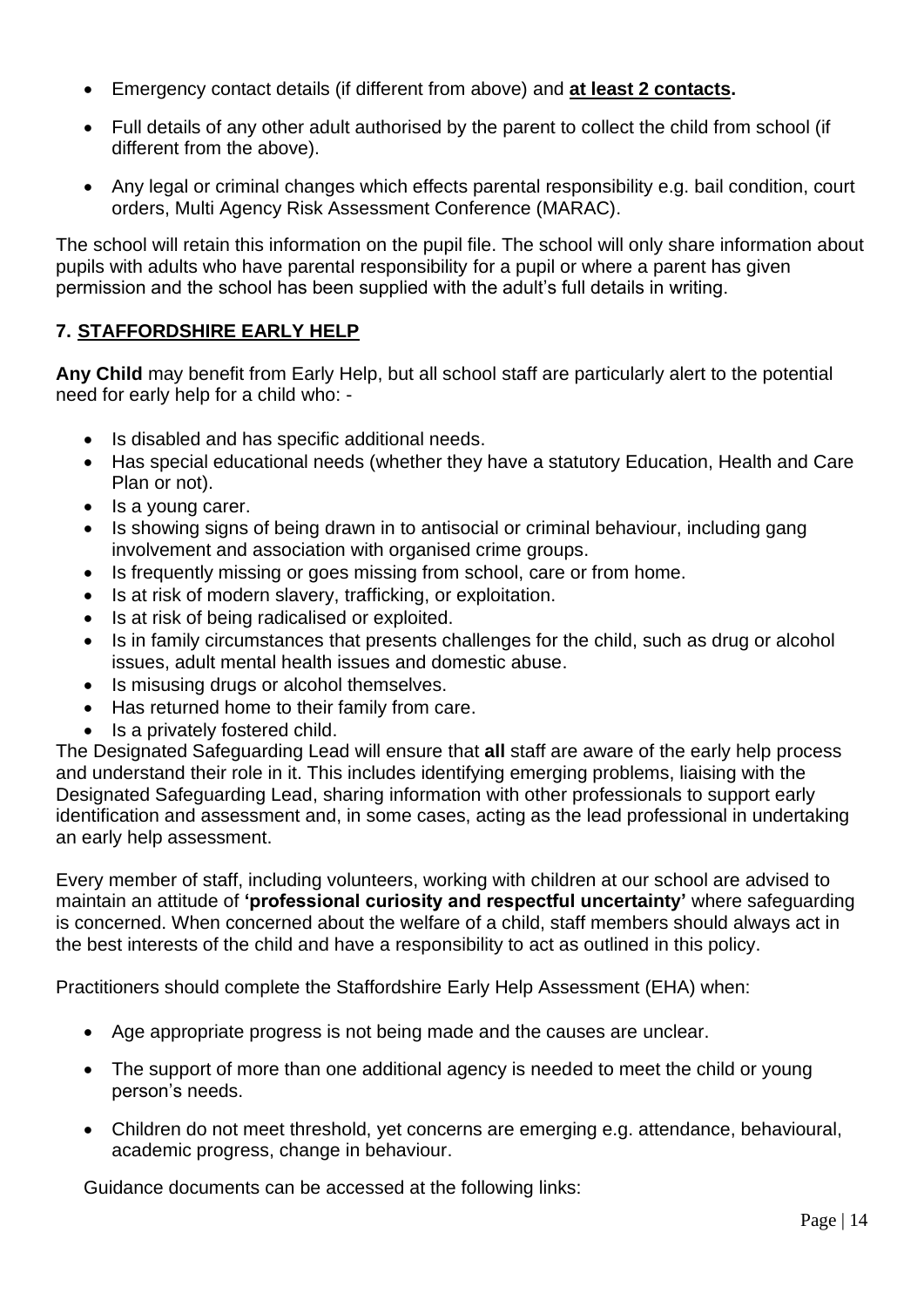- Emergency contact details (if different from above) and **at least 2 contacts.**
- Full details of any other adult authorised by the parent to collect the child from school (if different from the above).
- Any legal or criminal changes which effects parental responsibility e.g. bail condition, court orders, Multi Agency Risk Assessment Conference (MARAC).

The school will retain this information on the pupil file. The school will only share information about pupils with adults who have parental responsibility for a pupil or where a parent has given permission and the school has been supplied with the adult's full details in writing.

## 7. STAFFORDSHIRE EARLY HELP

**Any Child** may benefit from Early Help, but all school staff are particularly alert to the potential need for early help for a child who: -

- Is disabled and has specific additional needs.
- Has special educational needs (whether they have a statutory Education, Health and Care Plan or not).
- Is a young carer.
- Is showing signs of being drawn in to antisocial or criminal behaviour, including gang involvement and association with organised crime groups.
- Is frequently missing or goes missing from school, care or from home.
- Is at risk of modern slavery, trafficking, or exploitation.
- Is at risk of being radicalised or exploited.
- Is in family circumstances that presents challenges for the child, such as drug or alcohol issues, adult mental health issues and domestic abuse.
- Is misusing drugs or alcohol themselves.
- Has returned home to their family from care.
- Is a privately fostered child.

The Designated Safeguarding Lead will ensure that **all** staff are aware of the early help process and understand their role in it. This includes identifying emerging problems, liaising with the Designated Safeguarding Lead, sharing information with other professionals to support early identification and assessment and, in some cases, acting as the lead professional in undertaking an early help assessment.

Every member of staff, including volunteers, working with children at our school are advised to maintain an attitude of **'professional curiosity and respectful uncertainty'** where safeguarding is concerned. When concerned about the welfare of a child, staff members should always act in the best interests of the child and have a responsibility to act as outlined in this policy.

Practitioners should complete the Staffordshire Early Help Assessment (EHA) when:

- Age appropriate progress is not being made and the causes are unclear.
- The support of more than one additional agency is needed to meet the child or young person's needs.
- Children do not meet threshold, yet concerns are emerging e.g. attendance, behavioural, academic progress, change in behaviour.

Guidance documents can be accessed at the following links: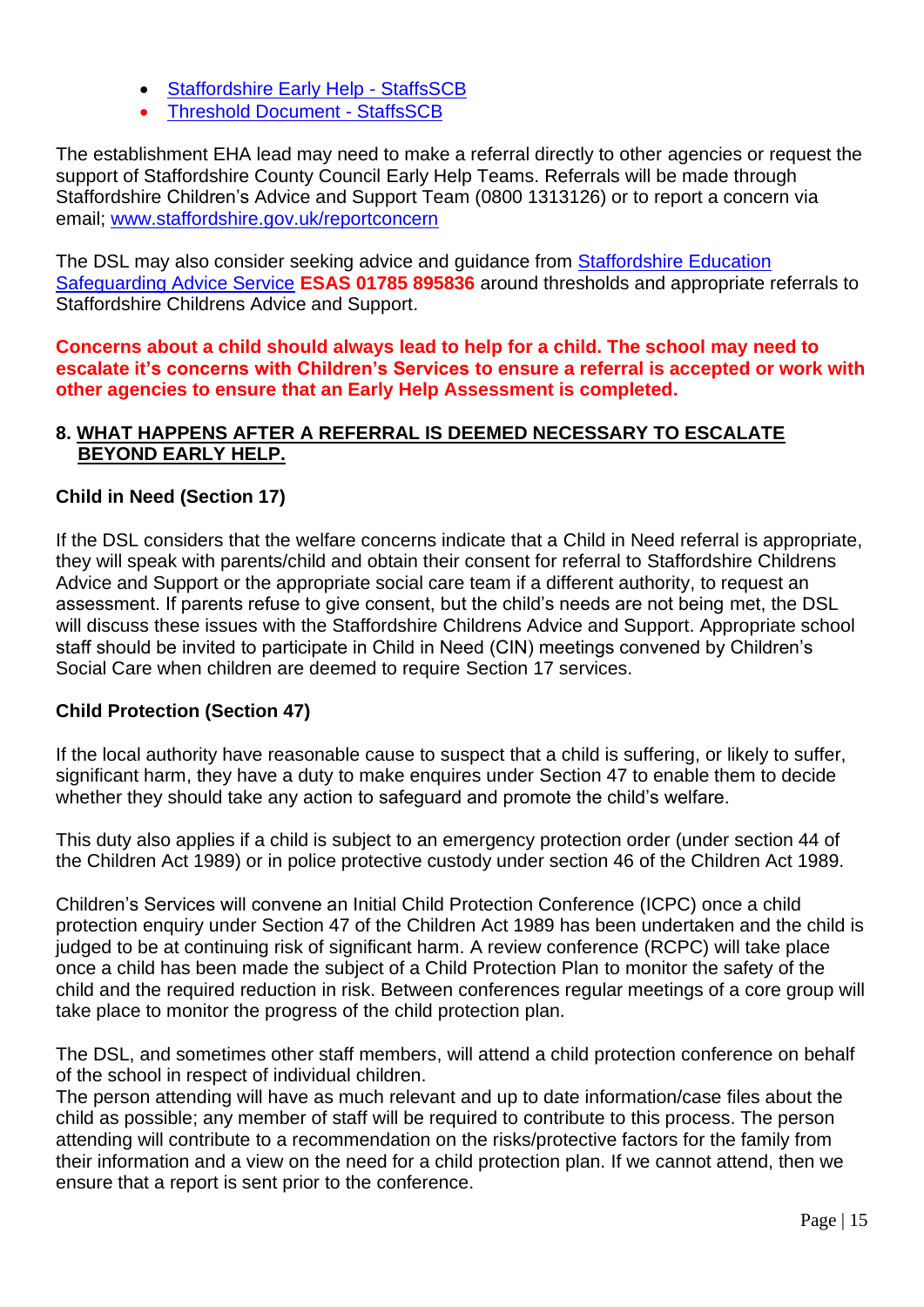- [Staffordshire Early Help - StaffsSCB](#)
- [Threshold Document - StaffsSCB](#)

The establishment EHA lead may need to make a referral directly to other agencies or request the support of Staffordshire County Council Early Help Teams. Referrals will be made through Staffordshire Children's Advice and Support Team (0800 1313126) or to report a concern via email; [www.staffordshire.gov.uk/reportconcern](http://www.staffordshire.gov.uk/reportconcern)

The DSL may also consider seeking advice and guidance from [Staffordshire Education Safeguarding Advice Service](#) **ESAS 01785 895836** around thresholds and appropriate referrals to Staffordshire Childrens Advice and Support.

**Concerns about a child should always lead to help for a child. The school may need to escalate it's concerns with Children's Services to ensure a referral is accepted or work with other agencies to ensure that an Early Help Assessment is completed.**

## 8. WHAT HAPPENS AFTER A REFERRAL IS DEEMED NECESSARY TO ESCALATE BEYOND EARLY HELP.

### Child in Need (Section 17)

If the DSL considers that the welfare concerns indicate that a Child in Need referral is appropriate, they will speak with parents/child and obtain their consent for referral to Staffordshire Childrens Advice and Support or the appropriate social care team if a different authority, to request an assessment. If parents refuse to give consent, but the child's needs are not being met, the DSL will discuss these issues with the Staffordshire Childrens Advice and Support. Appropriate school staff should be invited to participate in Child in Need (CIN) meetings convened by Children's Social Care when children are deemed to require Section 17 services.

### Child Protection (Section 47)

If the local authority have reasonable cause to suspect that a child is suffering, or likely to suffer, significant harm, they have a duty to make enquires under Section 47 to enable them to decide whether they should take any action to safeguard and promote the child's welfare.

This duty also applies if a child is subject to an emergency protection order (under section 44 of the Children Act 1989) or in police protective custody under section 46 of the Children Act 1989.

Children's Services will convene an Initial Child Protection Conference (ICPC) once a child protection enquiry under Section 47 of the Children Act 1989 has been undertaken and the child is judged to be at continuing risk of significant harm. A review conference (RCPC) will take place once a child has been made the subject of a Child Protection Plan to monitor the safety of the child and the required reduction in risk. Between conferences regular meetings of a core group will take place to monitor the progress of the child protection plan.

The DSL, and sometimes other staff members, will attend a child protection conference on behalf of the school in respect of individual children.
The person attending will have as much relevant and up to date information/case files about the child as possible; any member of staff will be required to contribute to this process. The person attending will contribute to a recommendation on the risks/protective factors for the family from their information and a view on the need for a child protection plan. If we cannot attend, then we ensure that a report is sent prior to the conference.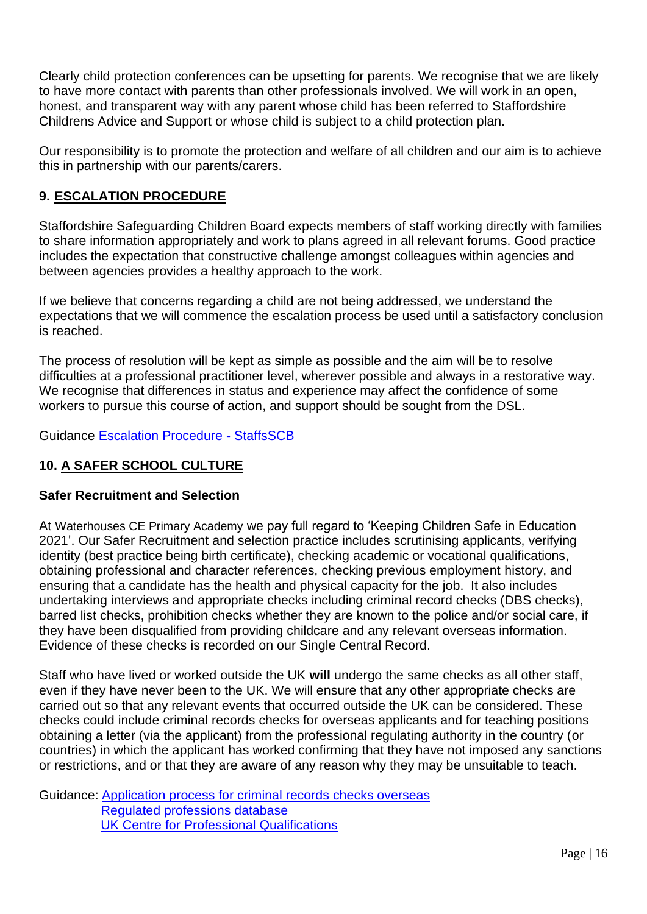Clearly child protection conferences can be upsetting for parents. We recognise that we are likely to have more contact with parents than other professionals involved. We will work in an open, honest, and transparent way with any parent whose child has been referred to Staffordshire Childrens Advice and Support or whose child is subject to a child protection plan.

Our responsibility is to promote the protection and welfare of all children and our aim is to achieve this in partnership with our parents/carers.

## 9. ESCALATION PROCEDURE

Staffordshire Safeguarding Children Board expects members of staff working directly with families to share information appropriately and work to plans agreed in all relevant forums. Good practice includes the expectation that constructive challenge amongst colleagues within agencies and between agencies provides a healthy approach to the work.

If we believe that concerns regarding a child are not being addressed, we understand the expectations that we will commence the escalation process be used until a satisfactory conclusion is reached.

The process of resolution will be kept as simple as possible and the aim will be to resolve difficulties at a professional practitioner level, wherever possible and always in a restorative way. We recognise that differences in status and experience may affect the confidence of some workers to pursue this course of action, and support should be sought from the DSL.

Guidance Escalation Procedure - StaffsSCB

## 10. A SAFER SCHOOL CULTURE

### Safer Recruitment and Selection

At Waterhouses CE Primary Academy we pay full regard to 'Keeping Children Safe in Education 2021'. Our Safer Recruitment and selection practice includes scrutinising applicants, verifying identity (best practice being birth certificate), checking academic or vocational qualifications, obtaining professional and character references, checking previous employment history, and ensuring that a candidate has the health and physical capacity for the job. It also includes undertaking interviews and appropriate checks including criminal record checks (DBS checks), barred list checks, prohibition checks whether they are known to the police and/or social care, if they have been disqualified from providing childcare and any relevant overseas information. Evidence of these checks is recorded on our Single Central Record.

Staff who have lived or worked outside the UK **will** undergo the same checks as all other staff, even if they have never been to the UK. We will ensure that any other appropriate checks are carried out so that any relevant events that occurred outside the UK can be considered. These checks could include criminal records checks for overseas applicants and for teaching positions obtaining a letter (via the applicant) from the professional regulating authority in the country (or countries) in which the applicant has worked confirming that they have not imposed any sanctions or restrictions, and or that they are aware of any reason why they may be unsuitable to teach.

Guidance: Application process for criminal records checks overseas
Regulated professions database
UK Centre for Professional Qualifications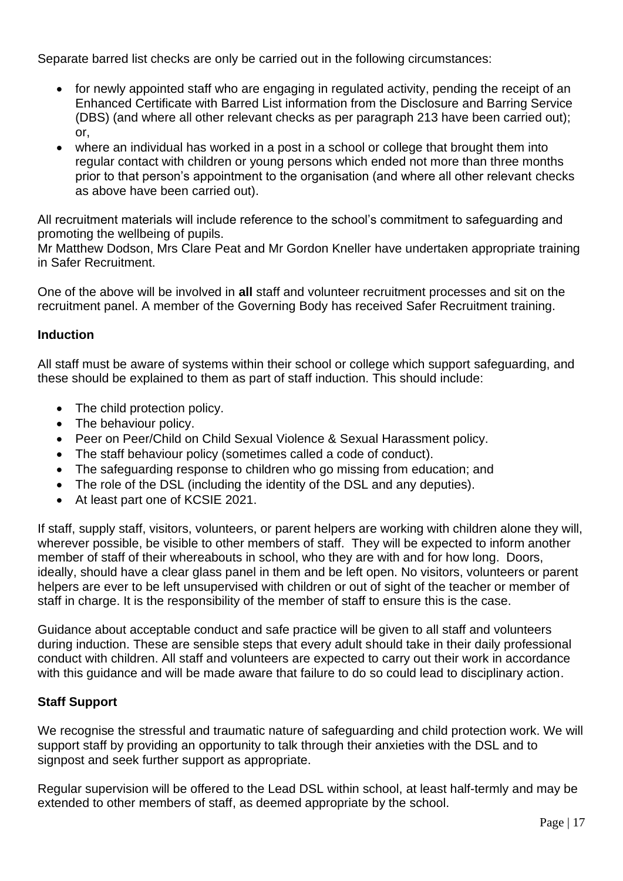Separate barred list checks are only be carried out in the following circumstances:

- for newly appointed staff who are engaging in regulated activity, pending the receipt of an Enhanced Certificate with Barred List information from the Disclosure and Barring Service (DBS) (and where all other relevant checks as per paragraph 213 have been carried out); or,
- where an individual has worked in a post in a school or college that brought them into regular contact with children or young persons which ended not more than three months prior to that person's appointment to the organisation (and where all other relevant checks as above have been carried out).

All recruitment materials will include reference to the school's commitment to safeguarding and promoting the wellbeing of pupils.
Mr Matthew Dodson, Mrs Clare Peat and Mr Gordon Kneller have undertaken appropriate training in Safer Recruitment.

One of the above will be involved in **all** staff and volunteer recruitment processes and sit on the recruitment panel. A member of the Governing Body has received Safer Recruitment training.

### Induction

All staff must be aware of systems within their school or college which support safeguarding, and these should be explained to them as part of staff induction. This should include:

- The child protection policy.
- The behaviour policy.
- Peer on Peer/Child on Child Sexual Violence & Sexual Harassment policy.
- The staff behaviour policy (sometimes called a code of conduct).
- The safeguarding response to children who go missing from education; and
- The role of the DSL (including the identity of the DSL and any deputies).
- At least part one of KCSIE 2021.

If staff, supply staff, visitors, volunteers, or parent helpers are working with children alone they will, wherever possible, be visible to other members of staff. They will be expected to inform another member of staff of their whereabouts in school, who they are with and for how long. Doors, ideally, should have a clear glass panel in them and be left open. No visitors, volunteers or parent helpers are ever to be left unsupervised with children or out of sight of the teacher or member of staff in charge. It is the responsibility of the member of staff to ensure this is the case.

Guidance about acceptable conduct and safe practice will be given to all staff and volunteers during induction. These are sensible steps that every adult should take in their daily professional conduct with children. All staff and volunteers are expected to carry out their work in accordance with this guidance and will be made aware that failure to do so could lead to disciplinary action.

### Staff Support

We recognise the stressful and traumatic nature of safeguarding and child protection work. We will support staff by providing an opportunity to talk through their anxieties with the DSL and to signpost and seek further support as appropriate.

Regular supervision will be offered to the Lead DSL within school, at least half-termly and may be extended to other members of staff, as deemed appropriate by the school.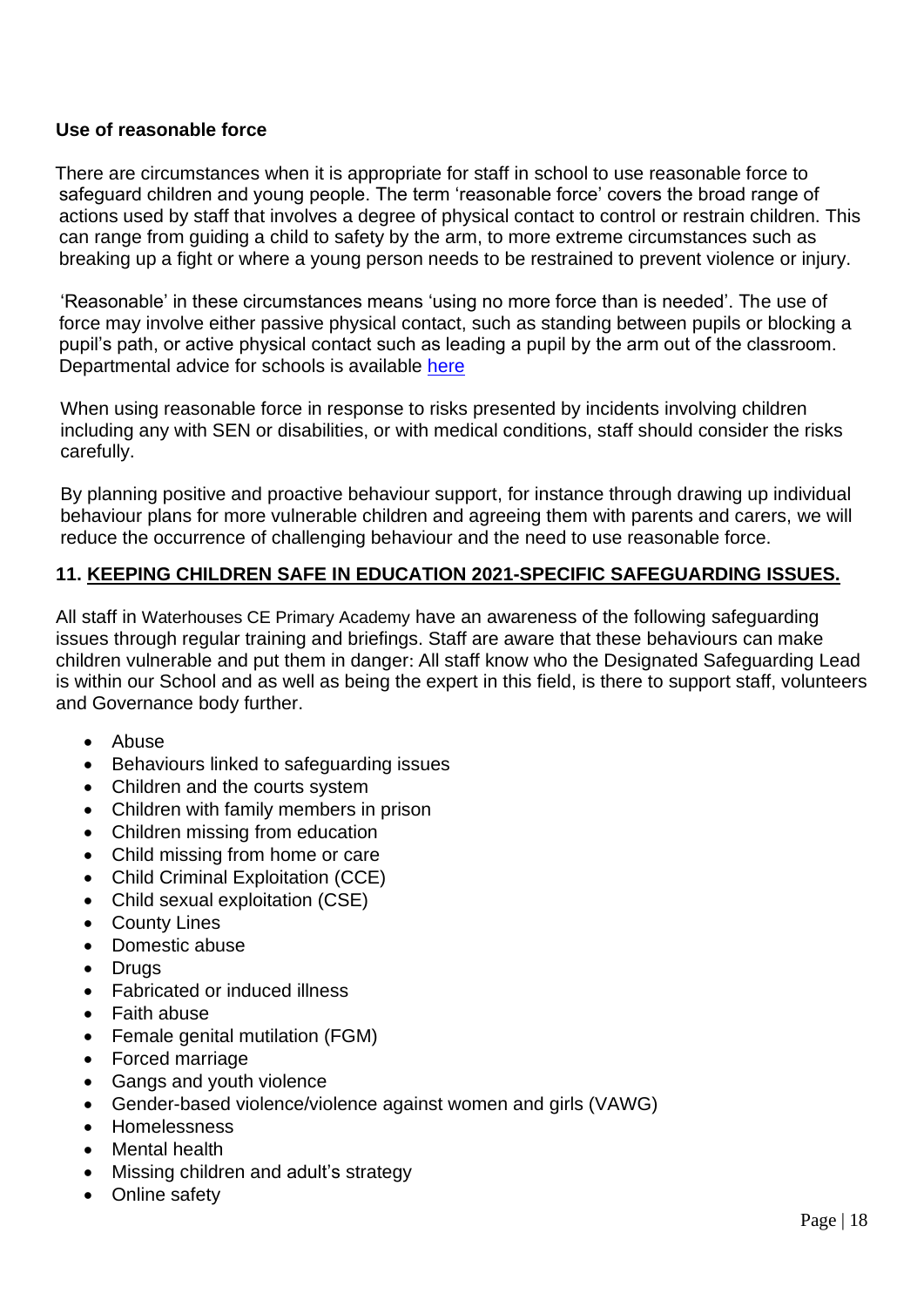**Use of reasonable force**

There are circumstances when it is appropriate for staff in school to use reasonable force to safeguard children and young people. The term 'reasonable force' covers the broad range of actions used by staff that involves a degree of physical contact to control or restrain children. This can range from guiding a child to safety by the arm, to more extreme circumstances such as breaking up a fight or where a young person needs to be restrained to prevent violence or injury.

'Reasonable' in these circumstances means 'using no more force than is needed'. The use of force may involve either passive physical contact, such as standing between pupils or blocking a pupil's path, or active physical contact such as leading a pupil by the arm out of the classroom. Departmental advice for schools is available here

When using reasonable force in response to risks presented by incidents involving children including any with SEN or disabilities, or with medical conditions, staff should consider the risks carefully.

By planning positive and proactive behaviour support, for instance through drawing up individual behaviour plans for more vulnerable children and agreeing them with parents and carers, we will reduce the occurrence of challenging behaviour and the need to use reasonable force.

**11. KEEPING CHILDREN SAFE IN EDUCATION 2021-SPECIFIC SAFEGUARDING ISSUES.**

All staff in Waterhouses CE Primary Academy have an awareness of the following safeguarding issues through regular training and briefings. Staff are aware that these behaviours can make children vulnerable and put them in danger: All staff know who the Designated Safeguarding Lead is within our School and as well as being the expert in this field, is there to support staff, volunteers and Governance body further.

- Abuse
- Behaviours linked to safeguarding issues
- Children and the courts system
- Children with family members in prison
- Children missing from education
- Child missing from home or care
- Child Criminal Exploitation (CCE)
- Child sexual exploitation (CSE)
- County Lines
- Domestic abuse
- Drugs
- Fabricated or induced illness
- Faith abuse
- Female genital mutilation (FGM)
- Forced marriage
- Gangs and youth violence
- Gender-based violence/violence against women and girls (VAWG)
- Homelessness
- Mental health
- Missing children and adult's strategy
- Online safety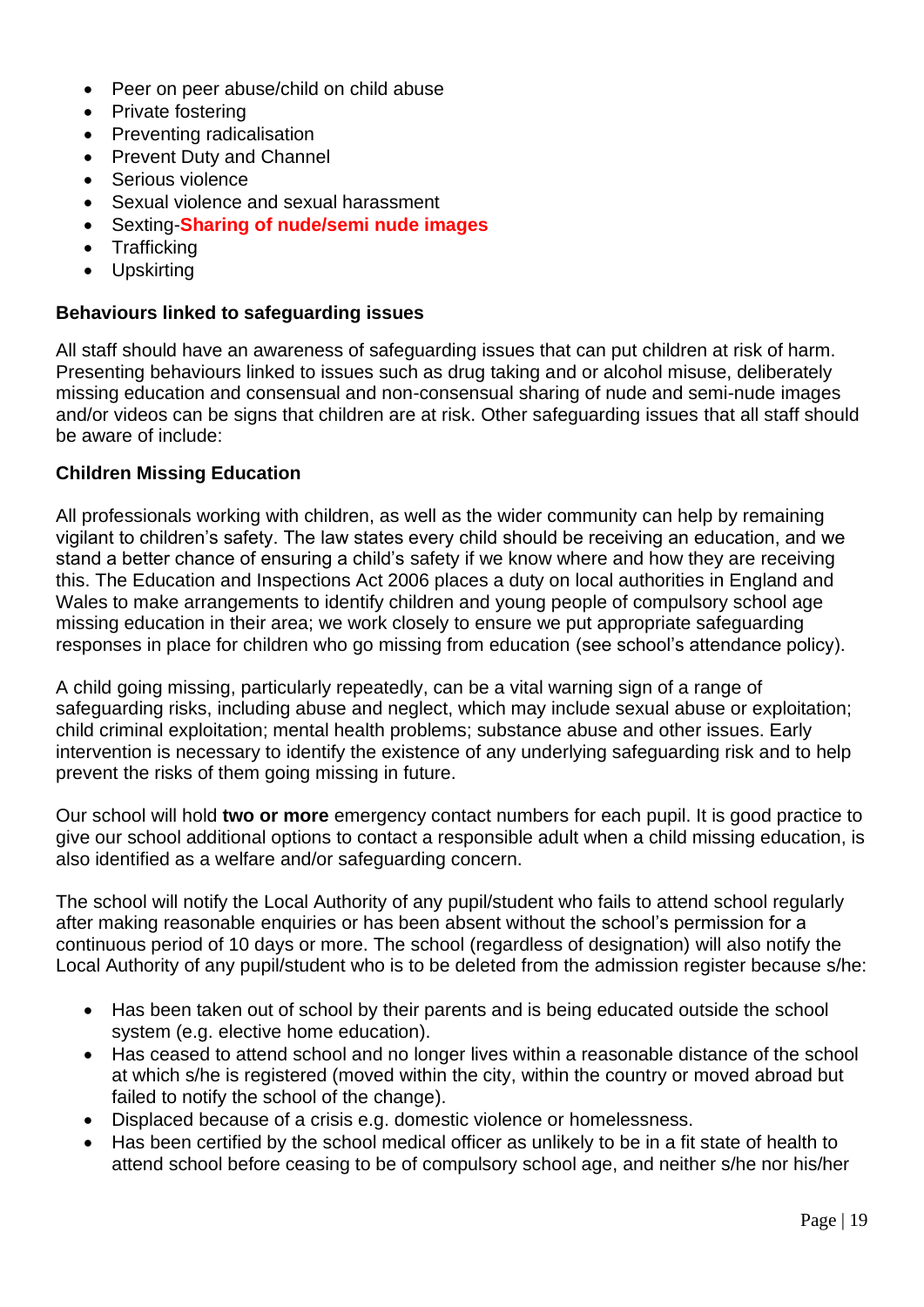- Peer on peer abuse/child on child abuse
- Private fostering
- Preventing radicalisation
- Prevent Duty and Channel
- Serious violence
- Sexual violence and sexual harassment
- Sexting-**Sharing of nude/semi nude images**
- Trafficking
- Upskirting

**Behaviours linked to safeguarding issues**

All staff should have an awareness of safeguarding issues that can put children at risk of harm. Presenting behaviours linked to issues such as drug taking and or alcohol misuse, deliberately missing education and consensual and non-consensual sharing of nude and semi-nude images and/or videos can be signs that children are at risk. Other safeguarding issues that all staff should be aware of include:

**Children Missing Education**

All professionals working with children, as well as the wider community can help by remaining vigilant to children's safety. The law states every child should be receiving an education, and we stand a better chance of ensuring a child's safety if we know where and how they are receiving this. The Education and Inspections Act 2006 places a duty on local authorities in England and Wales to make arrangements to identify children and young people of compulsory school age missing education in their area; we work closely to ensure we put appropriate safeguarding responses in place for children who go missing from education (see school's attendance policy).

A child going missing, particularly repeatedly, can be a vital warning sign of a range of safeguarding risks, including abuse and neglect, which may include sexual abuse or exploitation; child criminal exploitation; mental health problems; substance abuse and other issues. Early intervention is necessary to identify the existence of any underlying safeguarding risk and to help prevent the risks of them going missing in future.

Our school will hold **two or more** emergency contact numbers for each pupil. It is good practice to give our school additional options to contact a responsible adult when a child missing education, is also identified as a welfare and/or safeguarding concern.

The school will notify the Local Authority of any pupil/student who fails to attend school regularly after making reasonable enquiries or has been absent without the school's permission for a continuous period of 10 days or more. The school (regardless of designation) will also notify the Local Authority of any pupil/student who is to be deleted from the admission register because s/he:

- Has been taken out of school by their parents and is being educated outside the school system (e.g. elective home education).
- Has ceased to attend school and no longer lives within a reasonable distance of the school at which s/he is registered (moved within the city, within the country or moved abroad but failed to notify the school of the change).
- Displaced because of a crisis e.g. domestic violence or homelessness.
- Has been certified by the school medical officer as unlikely to be in a fit state of health to attend school before ceasing to be of compulsory school age, and neither s/he nor his/her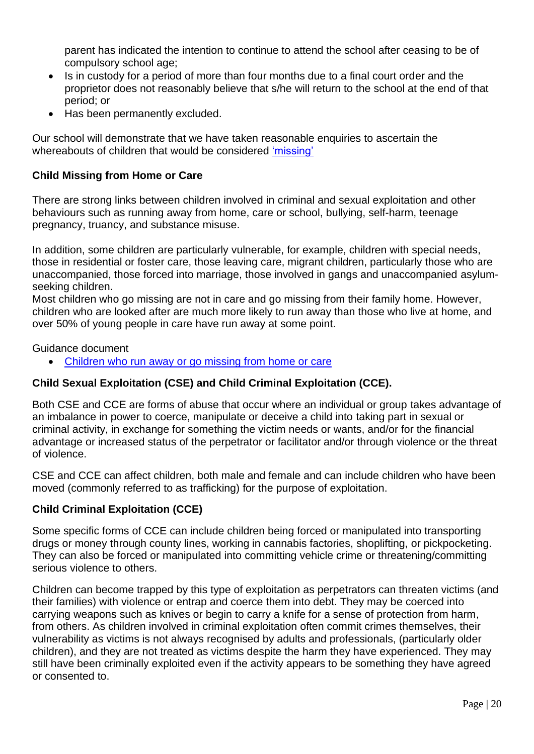parent has indicated the intention to continue to attend the school after ceasing to be of compulsory school age;

- Is in custody for a period of more than four months due to a final court order and the proprietor does not reasonably believe that s/he will return to the school at the end of that period; or
- Has been permanently excluded.

Our school will demonstrate that we have taken reasonable enquiries to ascertain the whereabouts of children that would be considered 'missing'

**Child Missing from Home or Care**

There are strong links between children involved in criminal and sexual exploitation and other behaviours such as running away from home, care or school, bullying, self-harm, teenage pregnancy, truancy, and substance misuse.

In addition, some children are particularly vulnerable, for example, children with special needs, those in residential or foster care, those leaving care, migrant children, particularly those who are unaccompanied, those forced into marriage, those involved in gangs and unaccompanied asylum-seeking children.
Most children who go missing are not in care and go missing from their family home. However, children who are looked after are much more likely to run away than those who live at home, and over 50% of young people in care have run away at some point.

Guidance document

- Children who run away or go missing from home or care

**Child Sexual Exploitation (CSE) and Child Criminal Exploitation (CCE).**

Both CSE and CCE are forms of abuse that occur where an individual or group takes advantage of an imbalance in power to coerce, manipulate or deceive a child into taking part in sexual or criminal activity, in exchange for something the victim needs or wants, and/or for the financial advantage or increased status of the perpetrator or facilitator and/or through violence or the threat of violence.

CSE and CCE can affect children, both male and female and can include children who have been moved (commonly referred to as trafficking) for the purpose of exploitation.

**Child Criminal Exploitation (CCE)**

Some specific forms of CCE can include children being forced or manipulated into transporting drugs or money through county lines, working in cannabis factories, shoplifting, or pickpocketing. They can also be forced or manipulated into committing vehicle crime or threatening/committing serious violence to others.

Children can become trapped by this type of exploitation as perpetrators can threaten victims (and their families) with violence or entrap and coerce them into debt. They may be coerced into carrying weapons such as knives or begin to carry a knife for a sense of protection from harm, from others. As children involved in criminal exploitation often commit crimes themselves, their vulnerability as victims is not always recognised by adults and professionals, (particularly older children), and they are not treated as victims despite the harm they have experienced. They may still have been criminally exploited even if the activity appears to be something they have agreed or consented to.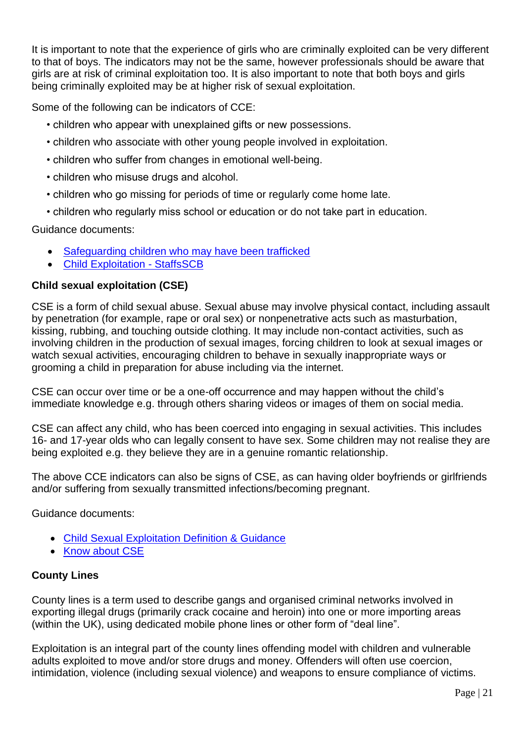It is important to note that the experience of girls who are criminally exploited can be very different to that of boys. The indicators may not be the same, however professionals should be aware that girls are at risk of criminal exploitation too. It is also important to note that both boys and girls being criminally exploited may be at higher risk of sexual exploitation.

Some of the following can be indicators of CCE:

- children who appear with unexplained gifts or new possessions.
- children who associate with other young people involved in exploitation.
- children who suffer from changes in emotional well-being.
- children who misuse drugs and alcohol.
- children who go missing for periods of time or regularly come home late.
- children who regularly miss school or education or do not take part in education.

Guidance documents:

- Safeguarding children who may have been trafficked
- Child Exploitation - StaffsSCB

**Child sexual exploitation (CSE)**

CSE is a form of child sexual abuse. Sexual abuse may involve physical contact, including assault by penetration (for example, rape or oral sex) or nonpenetrative acts such as masturbation, kissing, rubbing, and touching outside clothing. It may include non-contact activities, such as involving children in the production of sexual images, forcing children to look at sexual images or watch sexual activities, encouraging children to behave in sexually inappropriate ways or grooming a child in preparation for abuse including via the internet.

CSE can occur over time or be a one-off occurrence and may happen without the child's immediate knowledge e.g. through others sharing videos or images of them on social media.

CSE can affect any child, who has been coerced into engaging in sexual activities. This includes 16- and 17-year olds who can legally consent to have sex. Some children may not realise they are being exploited e.g. they believe they are in a genuine romantic relationship.

The above CCE indicators can also be signs of CSE, as can having older boyfriends or girlfriends and/or suffering from sexually transmitted infections/becoming pregnant.

Guidance documents:

- Child Sexual Exploitation Definition & Guidance
- Know about CSE

**County Lines**

County lines is a term used to describe gangs and organised criminal networks involved in exporting illegal drugs (primarily crack cocaine and heroin) into one or more importing areas (within the UK), using dedicated mobile phone lines or other form of "deal line".

Exploitation is an integral part of the county lines offending model with children and vulnerable adults exploited to move and/or store drugs and money. Offenders will often use coercion, intimidation, violence (including sexual violence) and weapons to ensure compliance of victims.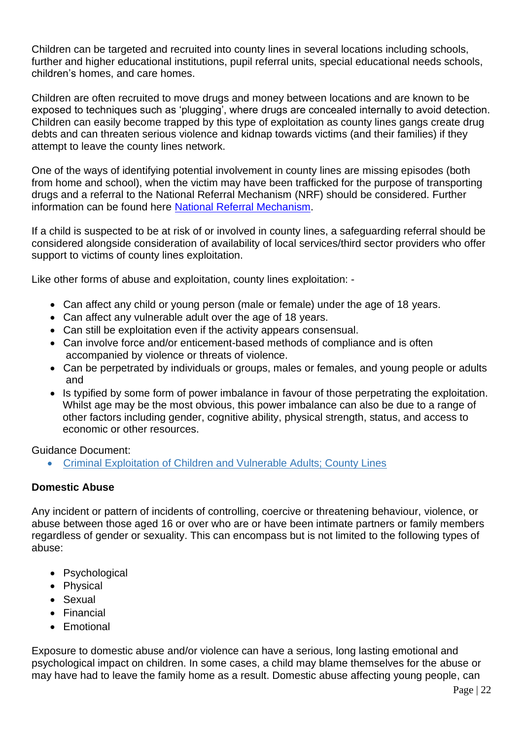Children can be targeted and recruited into county lines in several locations including schools, further and higher educational institutions, pupil referral units, special educational needs schools, children's homes, and care homes.

Children are often recruited to move drugs and money between locations and are known to be exposed to techniques such as 'plugging', where drugs are concealed internally to avoid detection. Children can easily become trapped by this type of exploitation as county lines gangs create drug debts and can threaten serious violence and kidnap towards victims (and their families) if they attempt to leave the county lines network.

One of the ways of identifying potential involvement in county lines are missing episodes (both from home and school), when the victim may have been trafficked for the purpose of transporting drugs and a referral to the National Referral Mechanism (NRF) should be considered. Further information can be found here [National Referral Mechanism](#).

If a child is suspected to be at risk of or involved in county lines, a safeguarding referral should be considered alongside consideration of availability of local services/third sector providers who offer support to victims of county lines exploitation.

Like other forms of abuse and exploitation, county lines exploitation: -

- Can affect any child or young person (male or female) under the age of 18 years.
- Can affect any vulnerable adult over the age of 18 years.
- Can still be exploitation even if the activity appears consensual.
- Can involve force and/or enticement-based methods of compliance and is often accompanied by violence or threats of violence.
- Can be perpetrated by individuals or groups, males or females, and young people or adults and
- Is typified by some form of power imbalance in favour of those perpetrating the exploitation. Whilst age may be the most obvious, this power imbalance can also be due to a range of other factors including gender, cognitive ability, physical strength, status, and access to economic or other resources.

Guidance Document:

- [Criminal Exploitation of Children and Vulnerable Adults; County Lines](#)

**Domestic Abuse**

Any incident or pattern of incidents of controlling, coercive or threatening behaviour, violence, or abuse between those aged 16 or over who are or have been intimate partners or family members regardless of gender or sexuality. This can encompass but is not limited to the following types of abuse:

- Psychological
- Physical
- Sexual
- Financial
- Emotional

Exposure to domestic abuse and/or violence can have a serious, long lasting emotional and psychological impact on children. In some cases, a child may blame themselves for the abuse or may have had to leave the family home as a result. Domestic abuse affecting young people, can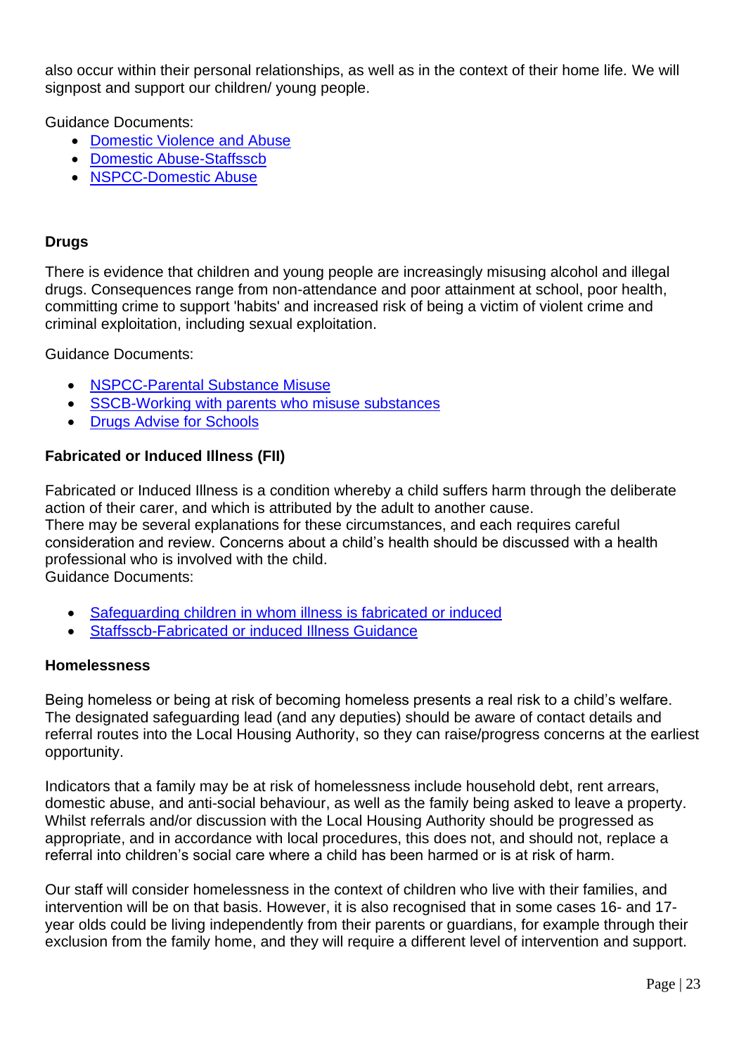also occur within their personal relationships, as well as in the context of their home life. We will signpost and support our children/ young people.

Guidance Documents:

- Domestic Violence and Abuse
- Domestic Abuse-Staffsscb
- NSPCC-Domestic Abuse

**Drugs**

There is evidence that children and young people are increasingly misusing alcohol and illegal drugs. Consequences range from non-attendance and poor attainment at school, poor health, committing crime to support 'habits' and increased risk of being a victim of violent crime and criminal exploitation, including sexual exploitation.

Guidance Documents:

- NSPCC-Parental Substance Misuse
- SSCB-Working with parents who misuse substances
- Drugs Advise for Schools

**Fabricated or Induced Illness (FII)**

Fabricated or Induced Illness is a condition whereby a child suffers harm through the deliberate action of their carer, and which is attributed by the adult to another cause.
There may be several explanations for these circumstances, and each requires careful consideration and review. Concerns about a child's health should be discussed with a health professional who is involved with the child.
Guidance Documents:

- Safeguarding children in whom illness is fabricated or induced
- Staffsscb-Fabricated or induced Illness Guidance

**Homelessness**

Being homeless or being at risk of becoming homeless presents a real risk to a child's welfare. The designated safeguarding lead (and any deputies) should be aware of contact details and referral routes into the Local Housing Authority, so they can raise/progress concerns at the earliest opportunity.

Indicators that a family may be at risk of homelessness include household debt, rent arrears, domestic abuse, and anti-social behaviour, as well as the family being asked to leave a property. Whilst referrals and/or discussion with the Local Housing Authority should be progressed as appropriate, and in accordance with local procedures, this does not, and should not, replace a referral into children's social care where a child has been harmed or is at risk of harm.

Our staff will consider homelessness in the context of children who live with their families, and intervention will be on that basis. However, it is also recognised that in some cases 16- and 17-year olds could be living independently from their parents or guardians, for example through their exclusion from the family home, and they will require a different level of intervention and support.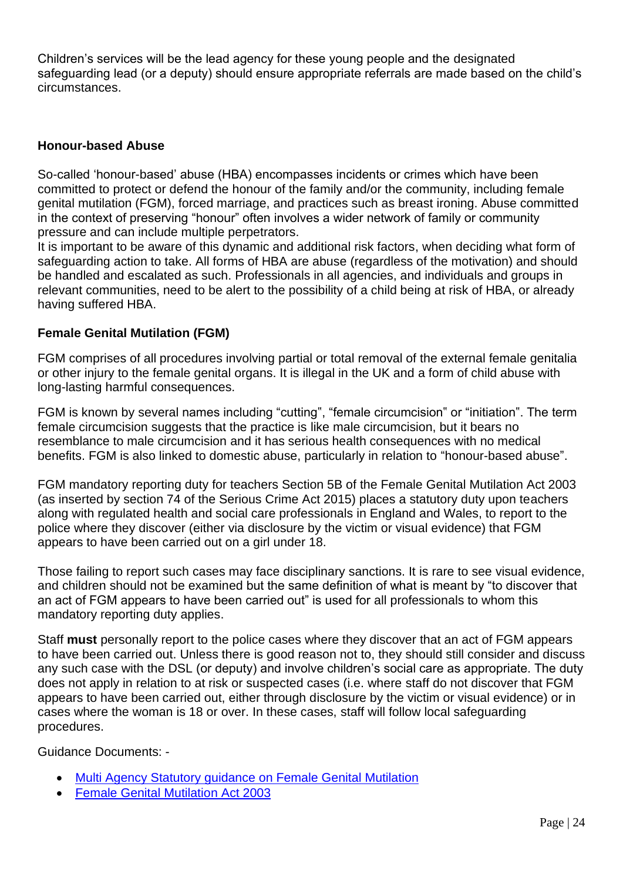Children's services will be the lead agency for these young people and the designated safeguarding lead (or a deputy) should ensure appropriate referrals are made based on the child's circumstances.

### Honour-based Abuse

So-called 'honour-based' abuse (HBA) encompasses incidents or crimes which have been committed to protect or defend the honour of the family and/or the community, including female genital mutilation (FGM), forced marriage, and practices such as breast ironing. Abuse committed in the context of preserving "honour" often involves a wider network of family or community pressure and can include multiple perpetrators.

It is important to be aware of this dynamic and additional risk factors, when deciding what form of safeguarding action to take. All forms of HBA are abuse (regardless of the motivation) and should be handled and escalated as such. Professionals in all agencies, and individuals and groups in relevant communities, need to be alert to the possibility of a child being at risk of HBA, or already having suffered HBA.

### Female Genital Mutilation (FGM)

FGM comprises of all procedures involving partial or total removal of the external female genitalia or other injury to the female genital organs. It is illegal in the UK and a form of child abuse with long-lasting harmful consequences.

FGM is known by several names including "cutting", "female circumcision" or "initiation". The term female circumcision suggests that the practice is like male circumcision, but it bears no resemblance to male circumcision and it has serious health consequences with no medical benefits. FGM is also linked to domestic abuse, particularly in relation to "honour-based abuse".

FGM mandatory reporting duty for teachers Section 5B of the Female Genital Mutilation Act 2003 (as inserted by section 74 of the Serious Crime Act 2015) places a statutory duty upon teachers along with regulated health and social care professionals in England and Wales, to report to the police where they discover (either via disclosure by the victim or visual evidence) that FGM appears to have been carried out on a girl under 18.

Those failing to report such cases may face disciplinary sanctions. It is rare to see visual evidence, and children should not be examined but the same definition of what is meant by "to discover that an act of FGM appears to have been carried out" is used for all professionals to whom this mandatory reporting duty applies.

Staff **must** personally report to the police cases where they discover that an act of FGM appears to have been carried out. Unless there is good reason not to, they should still consider and discuss any such case with the DSL (or deputy) and involve children's social care as appropriate. The duty does not apply in relation to at risk or suspected cases (i.e. where staff do not discover that FGM appears to have been carried out, either through disclosure by the victim or visual evidence) or in cases where the woman is 18 or over. In these cases, staff will follow local safeguarding procedures.

Guidance Documents: -

- Multi Agency Statutory guidance on Female Genital Mutilation
- Female Genital Mutilation Act 2003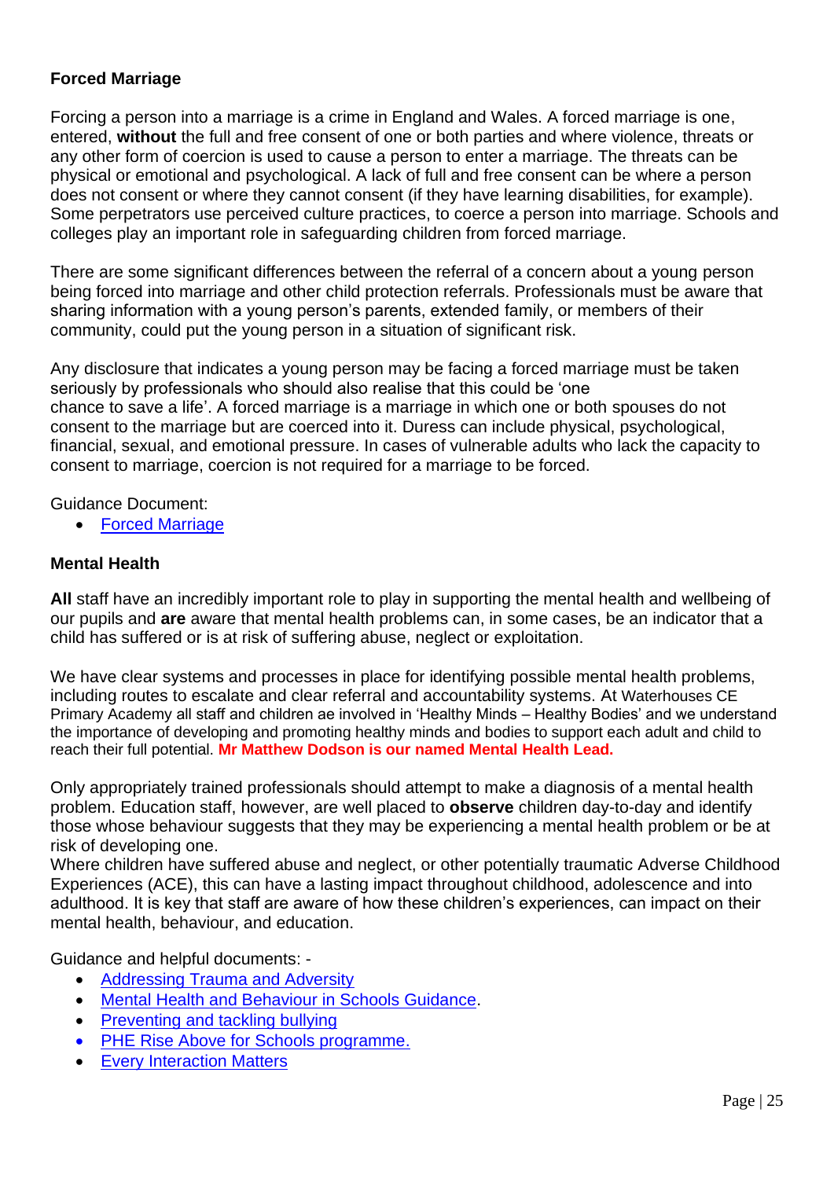**Forced Marriage**

Forcing a person into a marriage is a crime in England and Wales. A forced marriage is one, entered, **without** the full and free consent of one or both parties and where violence, threats or any other form of coercion is used to cause a person to enter a marriage. The threats can be physical or emotional and psychological. A lack of full and free consent can be where a person does not consent or where they cannot consent (if they have learning disabilities, for example). Some perpetrators use perceived culture practices, to coerce a person into marriage. Schools and colleges play an important role in safeguarding children from forced marriage.

There are some significant differences between the referral of a concern about a young person being forced into marriage and other child protection referrals. Professionals must be aware that sharing information with a young person's parents, extended family, or members of their community, could put the young person in a situation of significant risk.

Any disclosure that indicates a young person may be facing a forced marriage must be taken seriously by professionals who should also realise that this could be 'one chance to save a life'. A forced marriage is a marriage in which one or both spouses do not consent to the marriage but are coerced into it. Duress can include physical, psychological, financial, sexual, and emotional pressure. In cases of vulnerable adults who lack the capacity to consent to marriage, coercion is not required for a marriage to be forced.

Guidance Document:

- Forced Marriage

**Mental Health**

**All** staff have an incredibly important role to play in supporting the mental health and wellbeing of our pupils and **are** aware that mental health problems can, in some cases, be an indicator that a child has suffered or is at risk of suffering abuse, neglect or exploitation.

We have clear systems and processes in place for identifying possible mental health problems, including routes to escalate and clear referral and accountability systems. At Waterhouses CE Primary Academy all staff and children ae involved in 'Healthy Minds – Healthy Bodies' and we understand the importance of developing and promoting healthy minds and bodies to support each adult and child to reach their full potential. **Mr Matthew Dodson is our named Mental Health Lead.**

Only appropriately trained professionals should attempt to make a diagnosis of a mental health problem. Education staff, however, are well placed to **observe** children day-to-day and identify those whose behaviour suggests that they may be experiencing a mental health problem or be at risk of developing one.
Where children have suffered abuse and neglect, or other potentially traumatic Adverse Childhood Experiences (ACE), this can have a lasting impact throughout childhood, adolescence and into adulthood. It is key that staff are aware of how these children's experiences, can impact on their mental health, behaviour, and education.

Guidance and helpful documents: -

- Addressing Trauma and Adversity
- Mental Health and Behaviour in Schools Guidance.
- Preventing and tackling bullying
- PHE Rise Above for Schools programme.
- Every Interaction Matters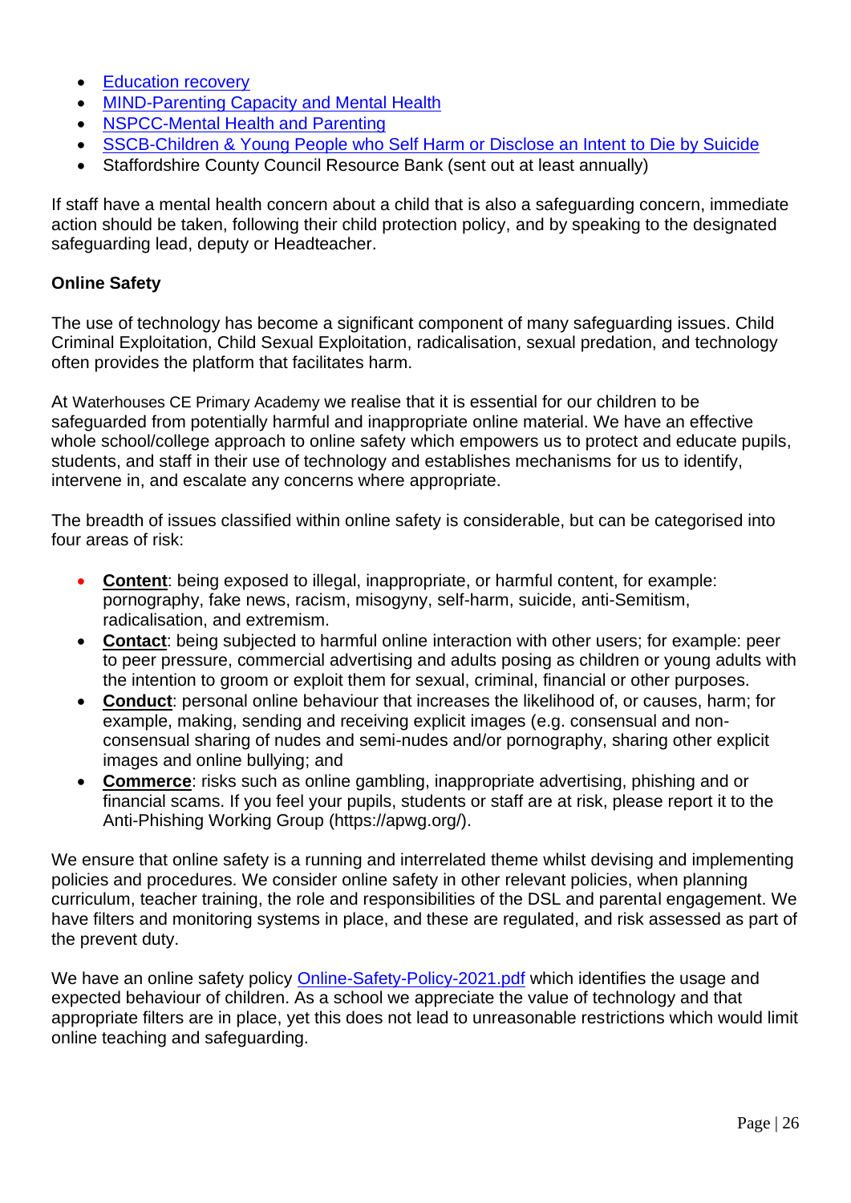- Education recovery
- MIND-Parenting Capacity and Mental Health
- NSPCC-Mental Health and Parenting
- SSCB-Children & Young People who Self Harm or Disclose an Intent to Die by Suicide
- Staffordshire County Council Resource Bank (sent out at least annually)

If staff have a mental health concern about a child that is also a safeguarding concern, immediate action should be taken, following their child protection policy, and by speaking to the designated safeguarding lead, deputy or Headteacher.

**Online Safety**

The use of technology has become a significant component of many safeguarding issues. Child Criminal Exploitation, Child Sexual Exploitation, radicalisation, sexual predation, and technology often provides the platform that facilitates harm.

At Waterhouses CE Primary Academy we realise that it is essential for our children to be safeguarded from potentially harmful and inappropriate online material. We have an effective whole school/college approach to online safety which empowers us to protect and educate pupils, students, and staff in their use of technology and establishes mechanisms for us to identify, intervene in, and escalate any concerns where appropriate.

The breadth of issues classified within online safety is considerable, but can be categorised into four areas of risk:

- **Content**: being exposed to illegal, inappropriate, or harmful content, for example: pornography, fake news, racism, misogyny, self-harm, suicide, anti-Semitism, radicalisation, and extremism.
- **Contact**: being subjected to harmful online interaction with other users; for example: peer to peer pressure, commercial advertising and adults posing as children or young adults with the intention to groom or exploit them for sexual, criminal, financial or other purposes.
- **Conduct**: personal online behaviour that increases the likelihood of, or causes, harm; for example, making, sending and receiving explicit images (e.g. consensual and non-consensual sharing of nudes and semi-nudes and/or pornography, sharing other explicit images and online bullying; and
- **Commerce**: risks such as online gambling, inappropriate advertising, phishing and or financial scams. If you feel your pupils, students or staff are at risk, please report it to the Anti-Phishing Working Group (https://apwg.org/).

We ensure that online safety is a running and interrelated theme whilst devising and implementing policies and procedures. We consider online safety in other relevant policies, when planning curriculum, teacher training, the role and responsibilities of the DSL and parental engagement. We have filters and monitoring systems in place, and these are regulated, and risk assessed as part of the prevent duty.

We have an online safety policy Online-Safety-Policy-2021.pdf which identifies the usage and expected behaviour of children. As a school we appreciate the value of technology and that appropriate filters are in place, yet this does not lead to unreasonable restrictions which would limit online teaching and safeguarding.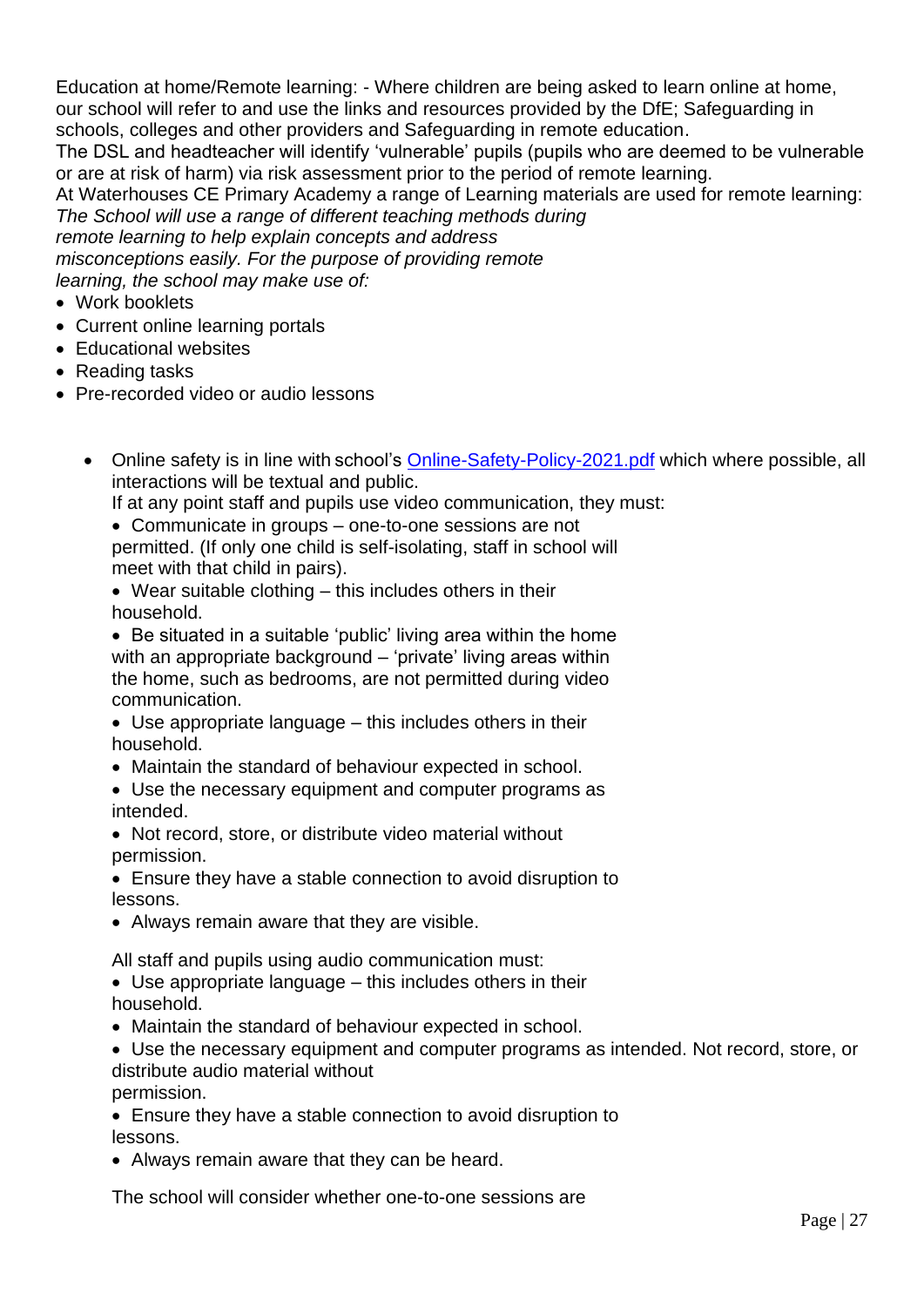Education at home/Remote learning: - Where children are being asked to learn online at home, our school will refer to and use the links and resources provided by the DfE; Safeguarding in schools, colleges and other providers and Safeguarding in remote education.

The DSL and headteacher will identify 'vulnerable' pupils (pupils who are deemed to be vulnerable or are at risk of harm) via risk assessment prior to the period of remote learning.

At Waterhouses CE Primary Academy a range of Learning materials are used for remote learning:

*The School will use a range of different teaching methods during remote learning to help explain concepts and address misconceptions easily. For the purpose of providing remote learning, the school may make use of:*

- Work booklets
- Current online learning portals
- Educational websites
- Reading tasks
- Pre-recorded video or audio lessons

- Online safety is in line with school's [Online-Safety-Policy-2021.pdf](Online-Safety-Policy-2021.pdf) which where possible, all interactions will be textual and public.

  If at any point staff and pupils use video communication, they must:

  - Communicate in groups – one-to-one sessions are not permitted. (If only one child is self-isolating, staff in school will meet with that child in pairs).
  - Wear suitable clothing – this includes others in their household.
  - Be situated in a suitable 'public' living area within the home with an appropriate background – 'private' living areas within the home, such as bedrooms, are not permitted during video communication.
  - Use appropriate language – this includes others in their household.
  - Maintain the standard of behaviour expected in school.
  - Use the necessary equipment and computer programs as intended.
  - Not record, store, or distribute video material without permission.
  - Ensure they have a stable connection to avoid disruption to lessons.
  - Always remain aware that they are visible.

  All staff and pupils using audio communication must:

  - Use appropriate language – this includes others in their household.
  - Maintain the standard of behaviour expected in school.
  - Use the necessary equipment and computer programs as intended. Not record, store, or distribute audio material without permission.
  - Ensure they have a stable connection to avoid disruption to lessons.
  - Always remain aware that they can be heard.

  The school will consider whether one-to-one sessions are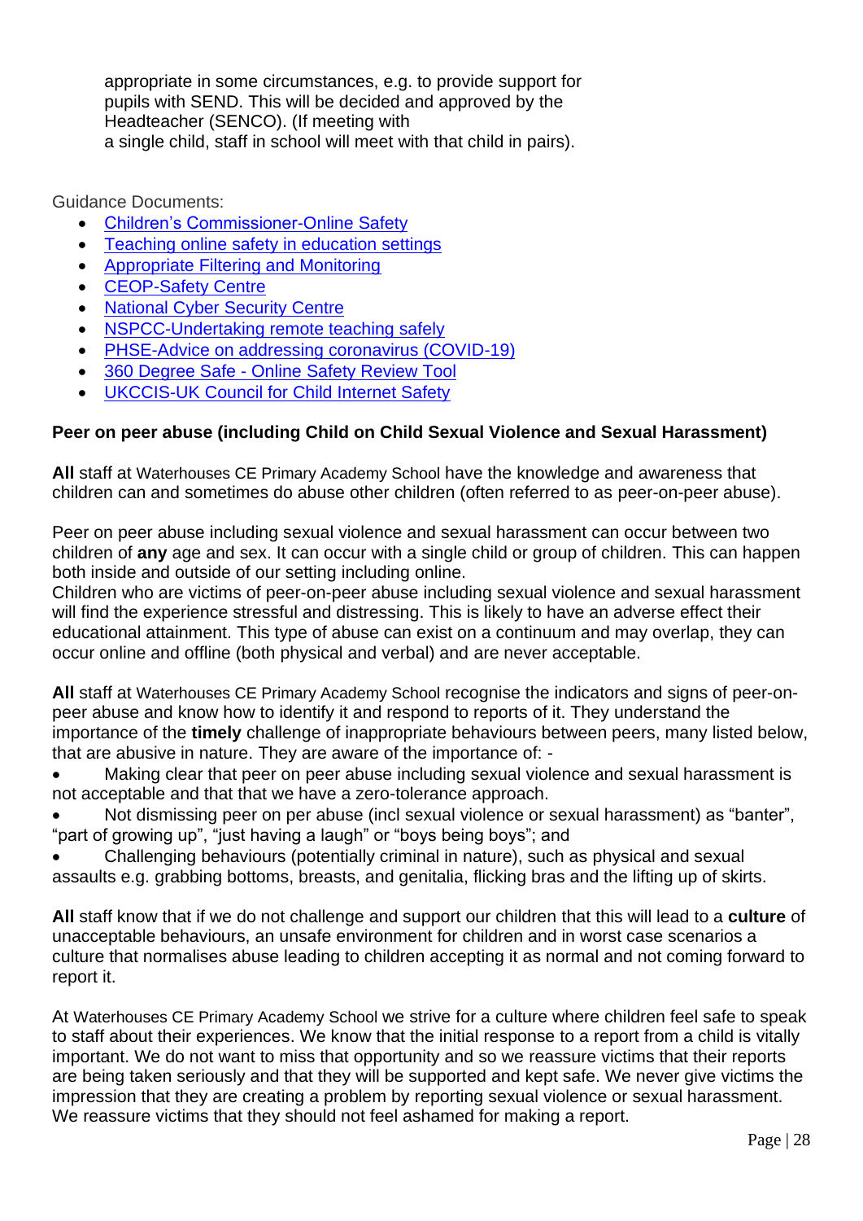appropriate in some circumstances, e.g. to provide support for pupils with SEND. This will be decided and approved by the Headteacher (SENCO). (If meeting with a single child, staff in school will meet with that child in pairs).

Guidance Documents:

- Children's Commissioner-Online Safety
- Teaching online safety in education settings
- Appropriate Filtering and Monitoring
- CEOP-Safety Centre
- National Cyber Security Centre
- NSPCC-Undertaking remote teaching safely
- PHSE-Advice on addressing coronavirus (COVID-19)
- 360 Degree Safe - Online Safety Review Tool
- UKCCIS-UK Council for Child Internet Safety

**Peer on peer abuse (including Child on Child Sexual Violence and Sexual Harassment)**

**All** staff at Waterhouses CE Primary Academy School have the knowledge and awareness that children can and sometimes do abuse other children (often referred to as peer-on-peer abuse).

Peer on peer abuse including sexual violence and sexual harassment can occur between two children of **any** age and sex. It can occur with a single child or group of children. This can happen both inside and outside of our setting including online.
Children who are victims of peer-on-peer abuse including sexual violence and sexual harassment will find the experience stressful and distressing. This is likely to have an adverse effect their educational attainment. This type of abuse can exist on a continuum and may overlap, they can occur online and offline (both physical and verbal) and are never acceptable.

**All** staff at Waterhouses CE Primary Academy School recognise the indicators and signs of peer-on-peer abuse and know how to identify it and respond to reports of it. They understand the importance of the **timely** challenge of inappropriate behaviours between peers, many listed below, that are abusive in nature. They are aware of the importance of: -

- Making clear that peer on peer abuse including sexual violence and sexual harassment is not acceptable and that that we have a zero-tolerance approach.
- Not dismissing peer on per abuse (incl sexual violence or sexual harassment) as "banter", "part of growing up", "just having a laugh" or "boys being boys"; and
- Challenging behaviours (potentially criminal in nature), such as physical and sexual assaults e.g. grabbing bottoms, breasts, and genitalia, flicking bras and the lifting up of skirts.

**All** staff know that if we do not challenge and support our children that this will lead to a **culture** of unacceptable behaviours, an unsafe environment for children and in worst case scenarios a culture that normalises abuse leading to children accepting it as normal and not coming forward to report it.

At Waterhouses CE Primary Academy School we strive for a culture where children feel safe to speak to staff about their experiences. We know that the initial response to a report from a child is vitally important. We do not want to miss that opportunity and so we reassure victims that their reports are being taken seriously and that they will be supported and kept safe. We never give victims the impression that they are creating a problem by reporting sexual violence or sexual harassment. We reassure victims that they should not feel ashamed for making a report.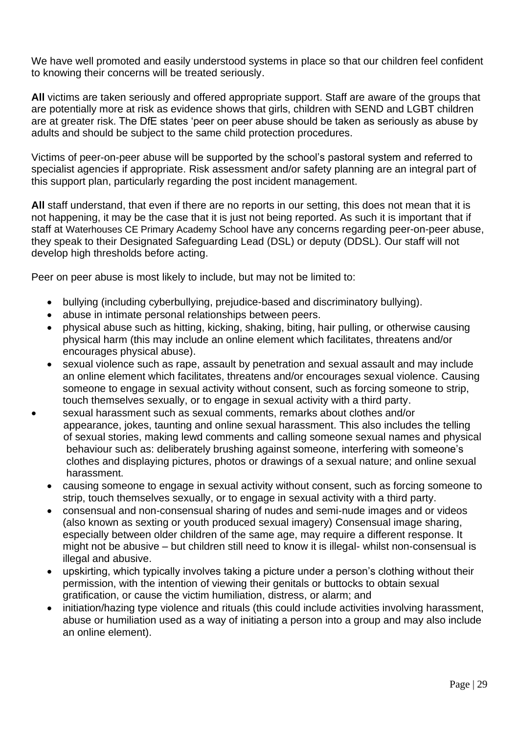We have well promoted and easily understood systems in place so that our children feel confident to knowing their concerns will be treated seriously.

**All** victims are taken seriously and offered appropriate support. Staff are aware of the groups that are potentially more at risk as evidence shows that girls, children with SEND and LGBT children are at greater risk. The DfE states 'peer on peer abuse should be taken as seriously as abuse by adults and should be subject to the same child protection procedures.

Victims of peer-on-peer abuse will be supported by the school's pastoral system and referred to specialist agencies if appropriate. Risk assessment and/or safety planning are an integral part of this support plan, particularly regarding the post incident management.

**All** staff understand, that even if there are no reports in our setting, this does not mean that it is not happening, it may be the case that it is just not being reported. As such it is important that if staff at Waterhouses CE Primary Academy School have any concerns regarding peer-on-peer abuse, they speak to their Designated Safeguarding Lead (DSL) or deputy (DDSL). Our staff will not develop high thresholds before acting.

Peer on peer abuse is most likely to include, but may not be limited to:

- bullying (including cyberbullying, prejudice-based and discriminatory bullying).
- abuse in intimate personal relationships between peers.
- physical abuse such as hitting, kicking, shaking, biting, hair pulling, or otherwise causing physical harm (this may include an online element which facilitates, threatens and/or encourages physical abuse).
- sexual violence such as rape, assault by penetration and sexual assault and may include an online element which facilitates, threatens and/or encourages sexual violence. Causing someone to engage in sexual activity without consent, such as forcing someone to strip, touch themselves sexually, or to engage in sexual activity with a third party.
- sexual harassment such as sexual comments, remarks about clothes and/or appearance, jokes, taunting and online sexual harassment. This also includes the telling of sexual stories, making lewd comments and calling someone sexual names and physical behaviour such as: deliberately brushing against someone, interfering with someone's clothes and displaying pictures, photos or drawings of a sexual nature; and online sexual harassment.
- causing someone to engage in sexual activity without consent, such as forcing someone to strip, touch themselves sexually, or to engage in sexual activity with a third party.
- consensual and non-consensual sharing of nudes and semi-nude images and or videos (also known as sexting or youth produced sexual imagery) Consensual image sharing, especially between older children of the same age, may require a different response. It might not be abusive – but children still need to know it is illegal- whilst non-consensual is illegal and abusive.
- upskirting, which typically involves taking a picture under a person's clothing without their permission, with the intention of viewing their genitals or buttocks to obtain sexual gratification, or cause the victim humiliation, distress, or alarm; and
- initiation/hazing type violence and rituals (this could include activities involving harassment, abuse or humiliation used as a way of initiating a person into a group and may also include an online element).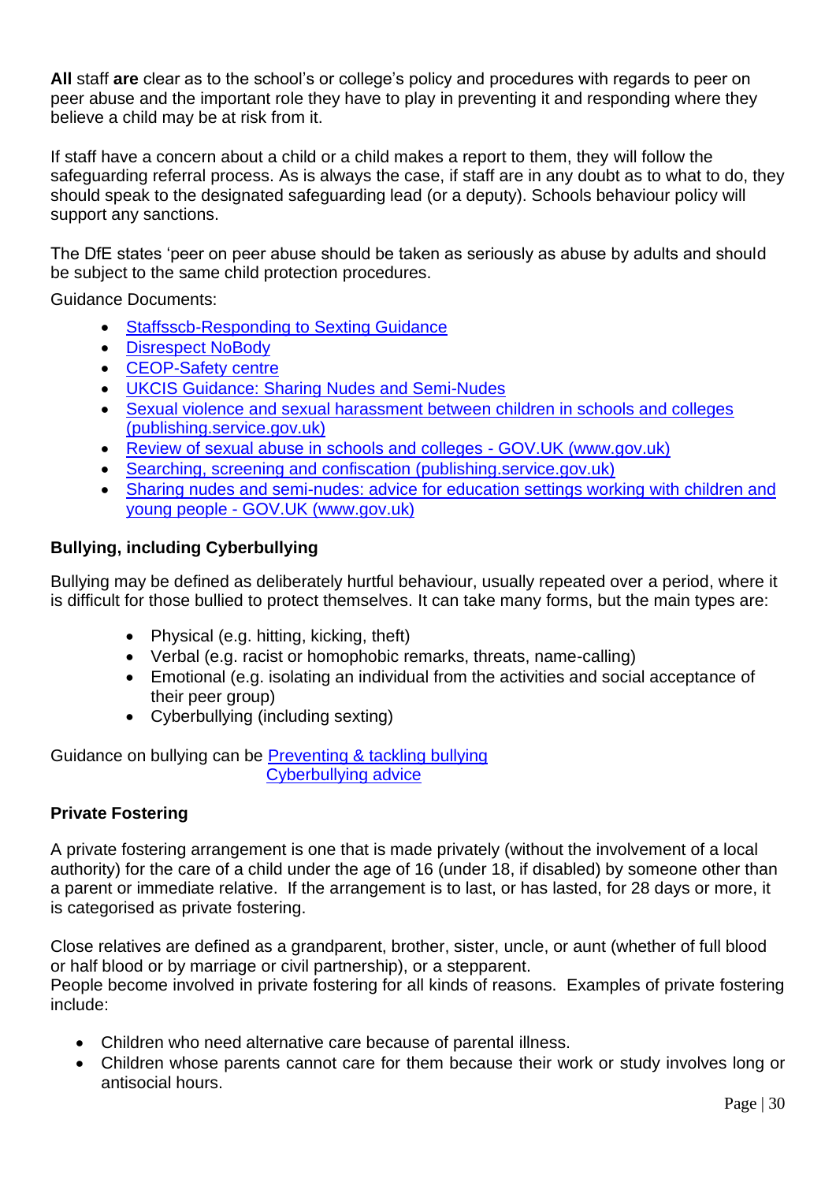**All** staff **are** clear as to the school's or college's policy and procedures with regards to peer on peer abuse and the important role they have to play in preventing it and responding where they believe a child may be at risk from it.

If staff have a concern about a child or a child makes a report to them, they will follow the safeguarding referral process. As is always the case, if staff are in any doubt as to what to do, they should speak to the designated safeguarding lead (or a deputy). Schools behaviour policy will support any sanctions.

The DfE states 'peer on peer abuse should be taken as seriously as abuse by adults and should be subject to the same child protection procedures.

Guidance Documents:

- Staffsscb-Responding to Sexting Guidance
- Disrespect NoBody
- CEOP-Safety centre
- UKCIS Guidance: Sharing Nudes and Semi-Nudes
- Sexual violence and sexual harassment between children in schools and colleges (publishing.service.gov.uk)
- Review of sexual abuse in schools and colleges - GOV.UK (www.gov.uk)
- Searching, screening and confiscation (publishing.service.gov.uk)
- Sharing nudes and semi-nudes: advice for education settings working with children and young people - GOV.UK (www.gov.uk)

### Bullying, including Cyberbullying

Bullying may be defined as deliberately hurtful behaviour, usually repeated over a period, where it is difficult for those bullied to protect themselves. It can take many forms, but the main types are:

- Physical (e.g. hitting, kicking, theft)
- Verbal (e.g. racist or homophobic remarks, threats, name-calling)
- Emotional (e.g. isolating an individual from the activities and social acceptance of their peer group)
- Cyberbullying (including sexting)

Guidance on bullying can be Preventing & tackling bullying
Cyberbullying advice

### Private Fostering

A private fostering arrangement is one that is made privately (without the involvement of a local authority) for the care of a child under the age of 16 (under 18, if disabled) by someone other than a parent or immediate relative. If the arrangement is to last, or has lasted, for 28 days or more, it is categorised as private fostering.

Close relatives are defined as a grandparent, brother, sister, uncle, or aunt (whether of full blood or half blood or by marriage or civil partnership), or a stepparent.
People become involved in private fostering for all kinds of reasons. Examples of private fostering include:

- Children who need alternative care because of parental illness.
- Children whose parents cannot care for them because their work or study involves long or antisocial hours.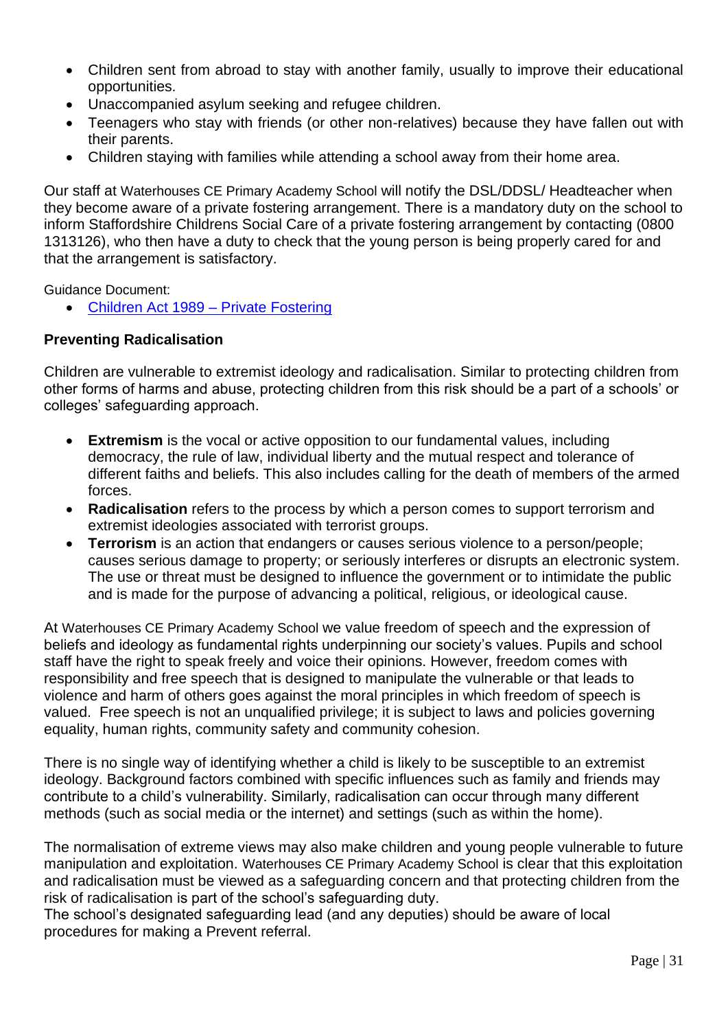- Children sent from abroad to stay with another family, usually to improve their educational opportunities.
- Unaccompanied asylum seeking and refugee children.
- Teenagers who stay with friends (or other non-relatives) because they have fallen out with their parents.
- Children staying with families while attending a school away from their home area.

Our staff at Waterhouses CE Primary Academy School will notify the DSL/DDSL/ Headteacher when they become aware of a private fostering arrangement. There is a mandatory duty on the school to inform Staffordshire Childrens Social Care of a private fostering arrangement by contacting (0800 1313126), who then have a duty to check that the young person is being properly cared for and that the arrangement is satisfactory.

Guidance Document:

- Children Act 1989 – Private Fostering

**Preventing Radicalisation**

Children are vulnerable to extremist ideology and radicalisation. Similar to protecting children from other forms of harms and abuse, protecting children from this risk should be a part of a schools' or colleges' safeguarding approach.

- **Extremism** is the vocal or active opposition to our fundamental values, including democracy, the rule of law, individual liberty and the mutual respect and tolerance of different faiths and beliefs. This also includes calling for the death of members of the armed forces.
- **Radicalisation** refers to the process by which a person comes to support terrorism and extremist ideologies associated with terrorist groups.
- **Terrorism** is an action that endangers or causes serious violence to a person/people; causes serious damage to property; or seriously interferes or disrupts an electronic system. The use or threat must be designed to influence the government or to intimidate the public and is made for the purpose of advancing a political, religious, or ideological cause.

At Waterhouses CE Primary Academy School we value freedom of speech and the expression of beliefs and ideology as fundamental rights underpinning our society's values. Pupils and school staff have the right to speak freely and voice their opinions. However, freedom comes with responsibility and free speech that is designed to manipulate the vulnerable or that leads to violence and harm of others goes against the moral principles in which freedom of speech is valued. Free speech is not an unqualified privilege; it is subject to laws and policies governing equality, human rights, community safety and community cohesion.

There is no single way of identifying whether a child is likely to be susceptible to an extremist ideology. Background factors combined with specific influences such as family and friends may contribute to a child's vulnerability. Similarly, radicalisation can occur through many different methods (such as social media or the internet) and settings (such as within the home).

The normalisation of extreme views may also make children and young people vulnerable to future manipulation and exploitation. Waterhouses CE Primary Academy School is clear that this exploitation and radicalisation must be viewed as a safeguarding concern and that protecting children from the risk of radicalisation is part of the school's safeguarding duty.
The school's designated safeguarding lead (and any deputies) should be aware of local procedures for making a Prevent referral.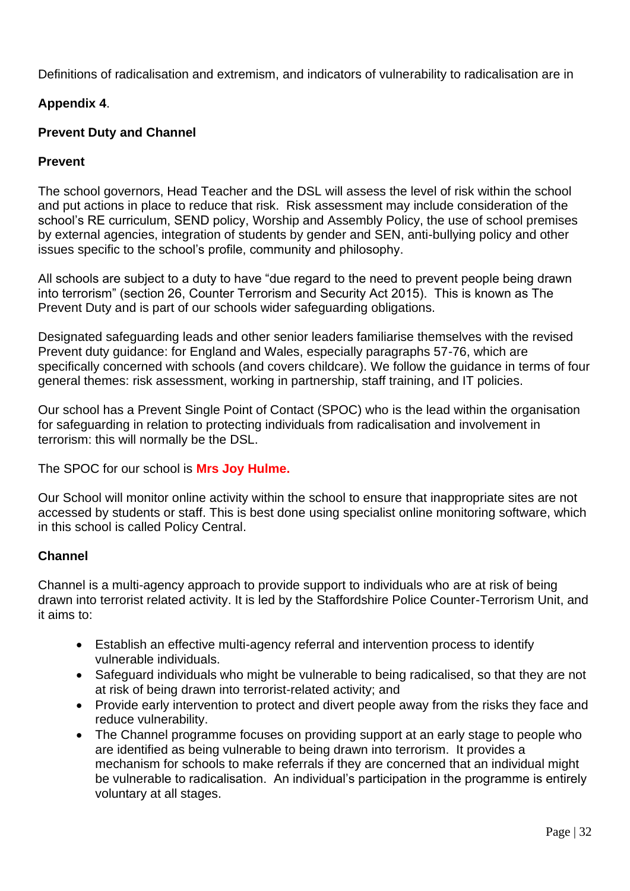Definitions of radicalisation and extremism, and indicators of vulnerability to radicalisation are in

**Appendix 4**.

**Prevent Duty and Channel**

**Prevent**

The school governors, Head Teacher and the DSL will assess the level of risk within the school and put actions in place to reduce that risk. Risk assessment may include consideration of the school's RE curriculum, SEND policy, Worship and Assembly Policy, the use of school premises by external agencies, integration of students by gender and SEN, anti-bullying policy and other issues specific to the school's profile, community and philosophy.

All schools are subject to a duty to have "due regard to the need to prevent people being drawn into terrorism" (section 26, Counter Terrorism and Security Act 2015). This is known as The Prevent Duty and is part of our schools wider safeguarding obligations.

Designated safeguarding leads and other senior leaders familiarise themselves with the revised Prevent duty guidance: for England and Wales, especially paragraphs 57-76, which are specifically concerned with schools (and covers childcare). We follow the guidance in terms of four general themes: risk assessment, working in partnership, staff training, and IT policies.

Our school has a Prevent Single Point of Contact (SPOC) who is the lead within the organisation for safeguarding in relation to protecting individuals from radicalisation and involvement in terrorism: this will normally be the DSL.

The SPOC for our school is **Mrs Joy Hulme.**

Our School will monitor online activity within the school to ensure that inappropriate sites are not accessed by students or staff. This is best done using specialist online monitoring software, which in this school is called Policy Central.

**Channel**

Channel is a multi-agency approach to provide support to individuals who are at risk of being drawn into terrorist related activity. It is led by the Staffordshire Police Counter-Terrorism Unit, and it aims to:

- Establish an effective multi-agency referral and intervention process to identify vulnerable individuals.
- Safeguard individuals who might be vulnerable to being radicalised, so that they are not at risk of being drawn into terrorist-related activity; and
- Provide early intervention to protect and divert people away from the risks they face and reduce vulnerability.
- The Channel programme focuses on providing support at an early stage to people who are identified as being vulnerable to being drawn into terrorism. It provides a mechanism for schools to make referrals if they are concerned that an individual might be vulnerable to radicalisation. An individual's participation in the programme is entirely voluntary at all stages.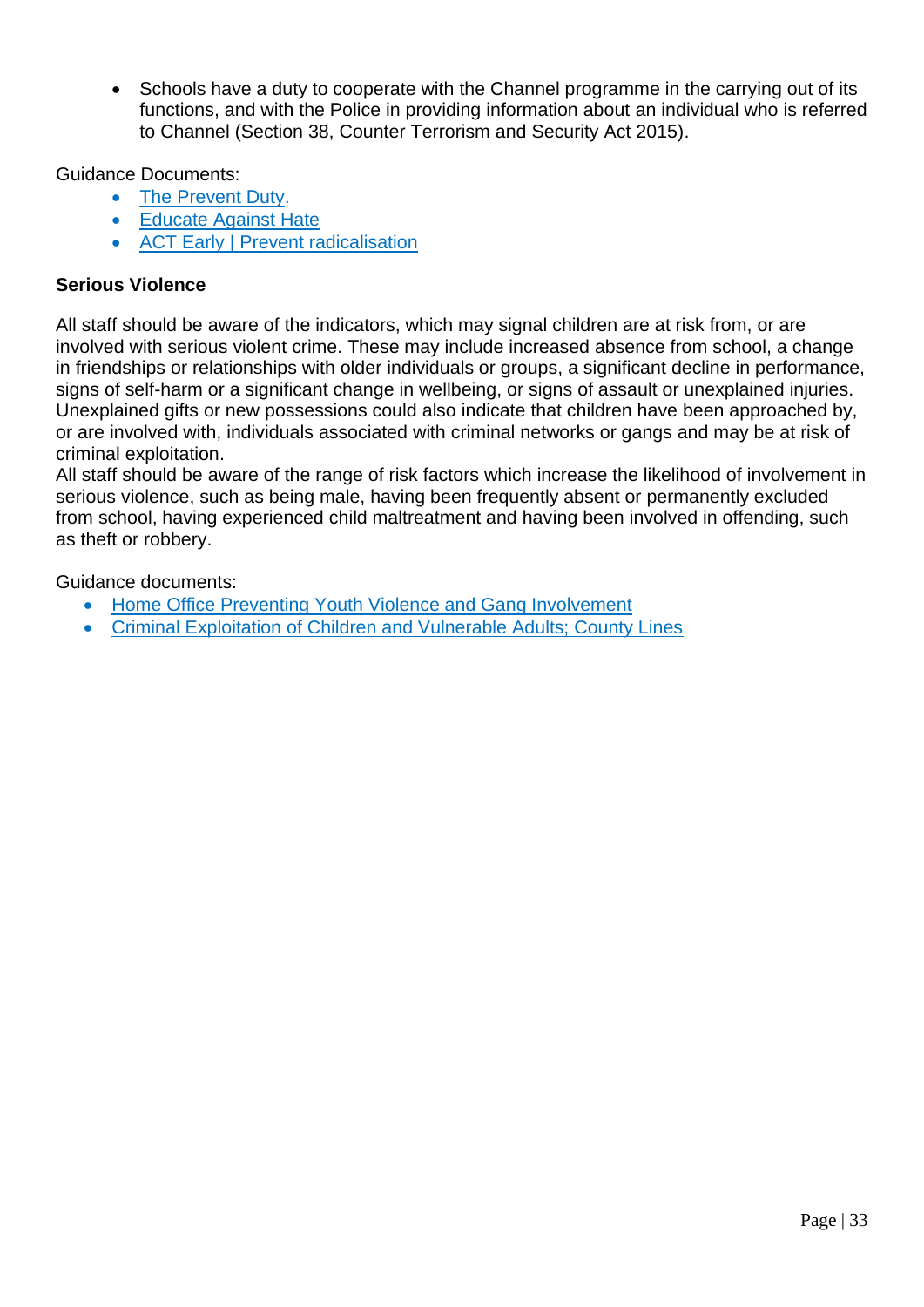- Schools have a duty to cooperate with the Channel programme in the carrying out of its functions, and with the Police in providing information about an individual who is referred to Channel (Section 38, Counter Terrorism and Security Act 2015).

Guidance Documents:

- The Prevent Duty.
- Educate Against Hate
- ACT Early | Prevent radicalisation

**Serious Violence**

All staff should be aware of the indicators, which may signal children are at risk from, or are involved with serious violent crime. These may include increased absence from school, a change in friendships or relationships with older individuals or groups, a significant decline in performance, signs of self-harm or a significant change in wellbeing, or signs of assault or unexplained injuries. Unexplained gifts or new possessions could also indicate that children have been approached by, or are involved with, individuals associated with criminal networks or gangs and may be at risk of criminal exploitation.

All staff should be aware of the range of risk factors which increase the likelihood of involvement in serious violence, such as being male, having been frequently absent or permanently excluded from school, having experienced child maltreatment and having been involved in offending, such as theft or robbery.

Guidance documents:

- Home Office Preventing Youth Violence and Gang Involvement
- Criminal Exploitation of Children and Vulnerable Adults; County Lines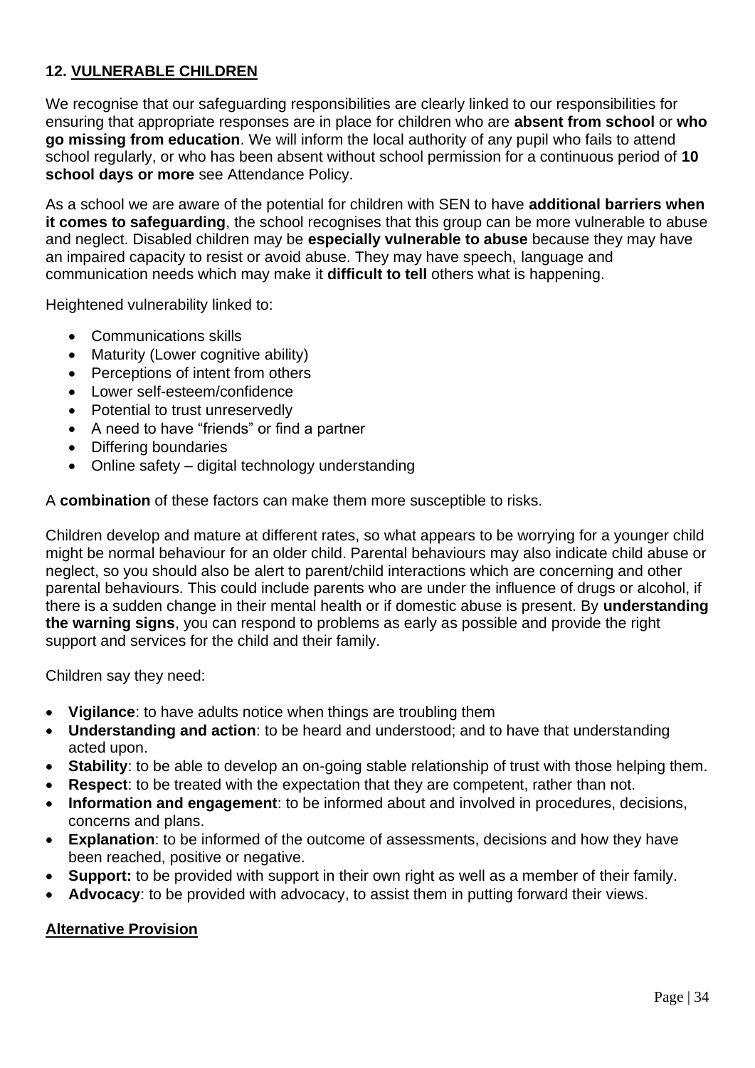## 12. VULNERABLE CHILDREN

We recognise that our safeguarding responsibilities are clearly linked to our responsibilities for ensuring that appropriate responses are in place for children who are **absent from school** or **who go missing from education**. We will inform the local authority of any pupil who fails to attend school regularly, or who has been absent without school permission for a continuous period of **10 school days or more** see Attendance Policy.

As a school we are aware of the potential for children with SEN to have **additional barriers when it comes to safeguarding**, the school recognises that this group can be more vulnerable to abuse and neglect. Disabled children may be **especially vulnerable to abuse** because they may have an impaired capacity to resist or avoid abuse. They may have speech, language and communication needs which may make it **difficult to tell** others what is happening.

Heightened vulnerability linked to:

- Communications skills
- Maturity (Lower cognitive ability)
- Perceptions of intent from others
- Lower self-esteem/confidence
- Potential to trust unreservedly
- A need to have "friends" or find a partner
- Differing boundaries
- Online safety – digital technology understanding

A **combination** of these factors can make them more susceptible to risks.

Children develop and mature at different rates, so what appears to be worrying for a younger child might be normal behaviour for an older child. Parental behaviours may also indicate child abuse or neglect, so you should also be alert to parent/child interactions which are concerning and other parental behaviours. This could include parents who are under the influence of drugs or alcohol, if there is a sudden change in their mental health or if domestic abuse is present. By **understanding the warning signs**, you can respond to problems as early as possible and provide the right support and services for the child and their family.

Children say they need:

- **Vigilance**: to have adults notice when things are troubling them
- **Understanding and action**: to be heard and understood; and to have that understanding acted upon.
- **Stability**: to be able to develop an on-going stable relationship of trust with those helping them.
- **Respect**: to be treated with the expectation that they are competent, rather than not.
- **Information and engagement**: to be informed about and involved in procedures, decisions, concerns and plans.
- **Explanation**: to be informed of the outcome of assessments, decisions and how they have been reached, positive or negative.
- **Support:** to be provided with support in their own right as well as a member of their family.
- **Advocacy**: to be provided with advocacy, to assist them in putting forward their views.

### Alternative Provision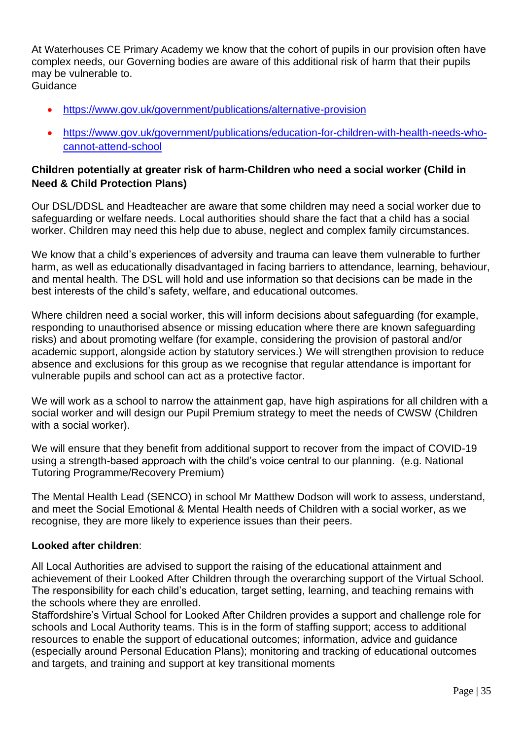At Waterhouses CE Primary Academy we know that the cohort of pupils in our provision often have complex needs, our Governing bodies are aware of this additional risk of harm that their pupils may be vulnerable to.
Guidance

- https://www.gov.uk/government/publications/alternative-provision
- https://www.gov.uk/government/publications/education-for-children-with-health-needs-who-cannot-attend-school

**Children potentially at greater risk of harm-Children who need a social worker (Child in Need & Child Protection Plans)**

Our DSL/DDSL and Headteacher are aware that some children may need a social worker due to safeguarding or welfare needs. Local authorities should share the fact that a child has a social worker. Children may need this help due to abuse, neglect and complex family circumstances.

We know that a child's experiences of adversity and trauma can leave them vulnerable to further harm, as well as educationally disadvantaged in facing barriers to attendance, learning, behaviour, and mental health. The DSL will hold and use information so that decisions can be made in the best interests of the child's safety, welfare, and educational outcomes.

Where children need a social worker, this will inform decisions about safeguarding (for example, responding to unauthorised absence or missing education where there are known safeguarding risks) and about promoting welfare (for example, considering the provision of pastoral and/or academic support, alongside action by statutory services.) We will strengthen provision to reduce absence and exclusions for this group as we recognise that regular attendance is important for vulnerable pupils and school can act as a protective factor.

We will work as a school to narrow the attainment gap, have high aspirations for all children with a social worker and will design our Pupil Premium strategy to meet the needs of CWSW (Children with a social worker).

We will ensure that they benefit from additional support to recover from the impact of COVID-19 using a strength-based approach with the child's voice central to our planning. (e.g. National Tutoring Programme/Recovery Premium)

The Mental Health Lead (SENCO) in school Mr Matthew Dodson will work to assess, understand, and meet the Social Emotional & Mental Health needs of Children with a social worker, as we recognise, they are more likely to experience issues than their peers.

**Looked after children**:

All Local Authorities are advised to support the raising of the educational attainment and achievement of their Looked After Children through the overarching support of the Virtual School. The responsibility for each child's education, target setting, learning, and teaching remains with the schools where they are enrolled.
Staffordshire's Virtual School for Looked After Children provides a support and challenge role for schools and Local Authority teams. This is in the form of staffing support; access to additional resources to enable the support of educational outcomes; information, advice and guidance (especially around Personal Education Plans); monitoring and tracking of educational outcomes and targets, and training and support at key transitional moments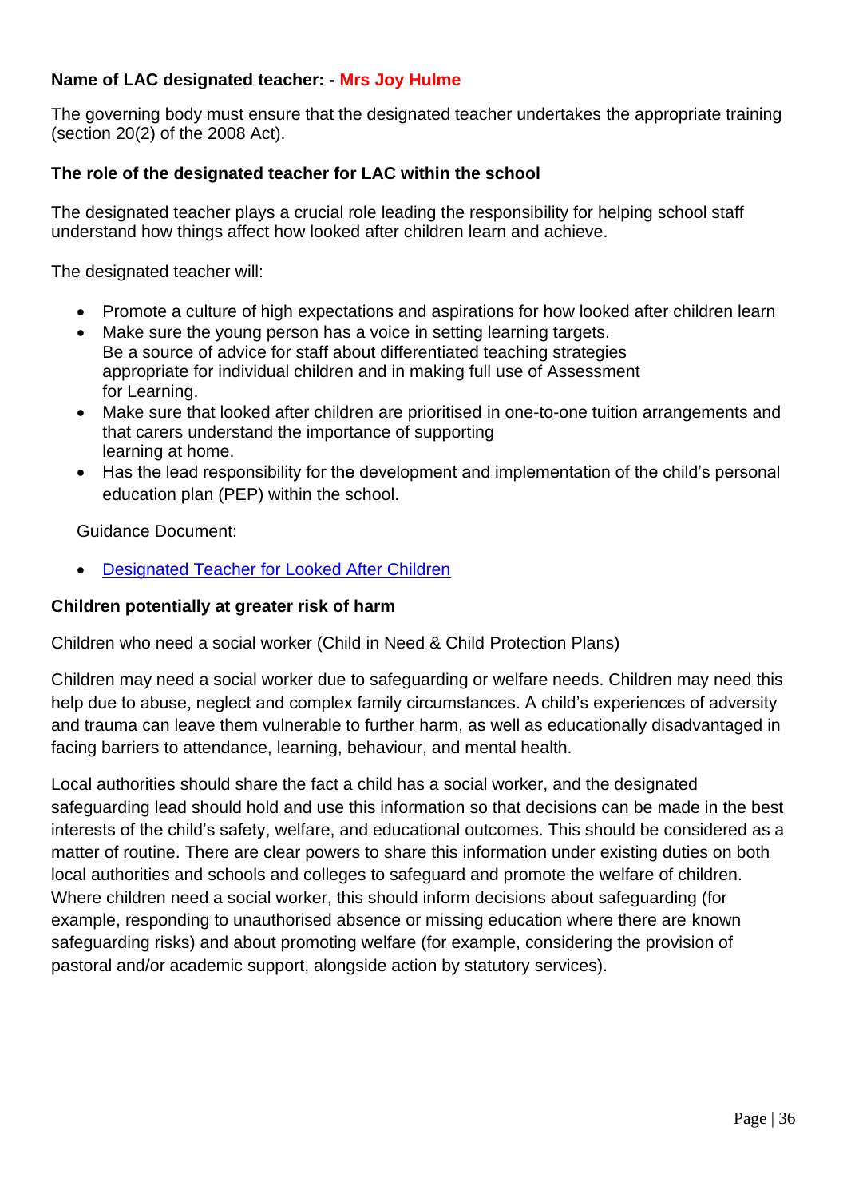**Name of LAC designated teacher: - Mrs Joy Hulme**

The governing body must ensure that the designated teacher undertakes the appropriate training (section 20(2) of the 2008 Act).

**The role of the designated teacher for LAC within the school**

The designated teacher plays a crucial role leading the responsibility for helping school staff understand how things affect how looked after children learn and achieve.

The designated teacher will:

- Promote a culture of high expectations and aspirations for how looked after children learn
- Make sure the young person has a voice in setting learning targets.
  Be a source of advice for staff about differentiated teaching strategies appropriate for individual children and in making full use of Assessment for Learning.
- Make sure that looked after children are prioritised in one-to-one tuition arrangements and that carers understand the importance of supporting learning at home.
- Has the lead responsibility for the development and implementation of the child's personal education plan (PEP) within the school.

Guidance Document:

- [Designated Teacher for Looked After Children]

**Children potentially at greater risk of harm**

Children who need a social worker (Child in Need & Child Protection Plans)

Children may need a social worker due to safeguarding or welfare needs. Children may need this help due to abuse, neglect and complex family circumstances. A child's experiences of adversity and trauma can leave them vulnerable to further harm, as well as educationally disadvantaged in facing barriers to attendance, learning, behaviour, and mental health.

Local authorities should share the fact a child has a social worker, and the designated safeguarding lead should hold and use this information so that decisions can be made in the best interests of the child's safety, welfare, and educational outcomes. This should be considered as a matter of routine. There are clear powers to share this information under existing duties on both local authorities and schools and colleges to safeguard and promote the welfare of children. Where children need a social worker, this should inform decisions about safeguarding (for example, responding to unauthorised absence or missing education where there are known safeguarding risks) and about promoting welfare (for example, considering the provision of pastoral and/or academic support, alongside action by statutory services).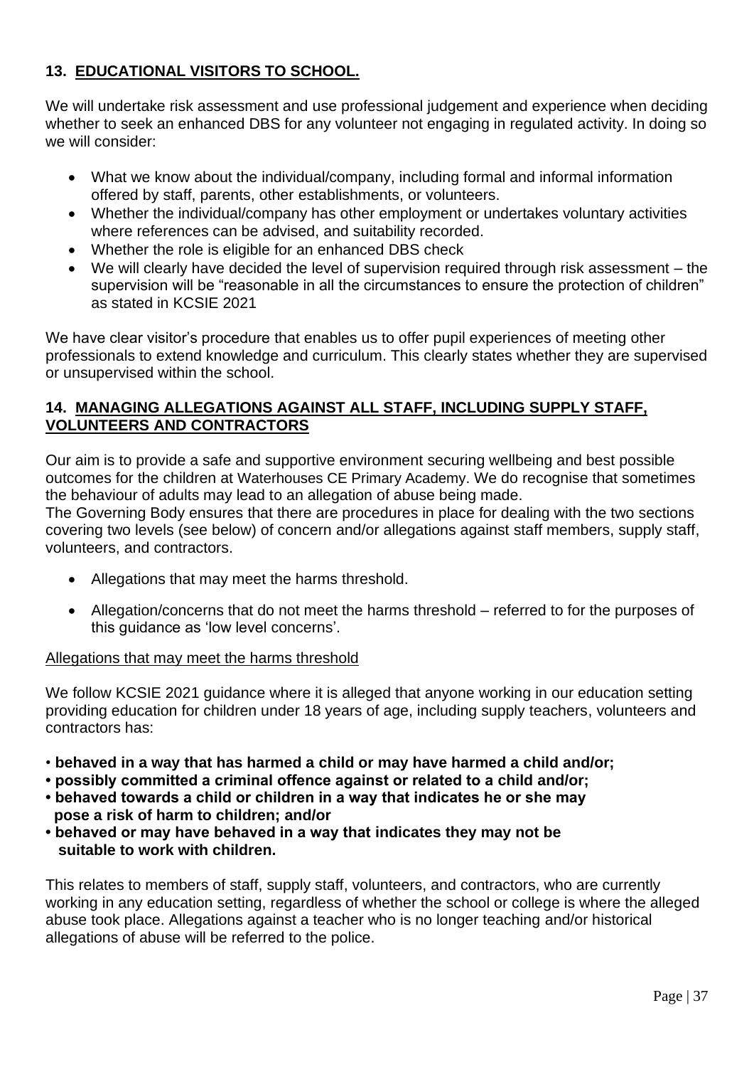## 13. EDUCATIONAL VISITORS TO SCHOOL.

We will undertake risk assessment and use professional judgement and experience when deciding whether to seek an enhanced DBS for any volunteer not engaging in regulated activity. In doing so we will consider:

- What we know about the individual/company, including formal and informal information offered by staff, parents, other establishments, or volunteers.
- Whether the individual/company has other employment or undertakes voluntary activities where references can be advised, and suitability recorded.
- Whether the role is eligible for an enhanced DBS check
- We will clearly have decided the level of supervision required through risk assessment – the supervision will be "reasonable in all the circumstances to ensure the protection of children" as stated in KCSIE 2021

We have clear visitor's procedure that enables us to offer pupil experiences of meeting other professionals to extend knowledge and curriculum. This clearly states whether they are supervised or unsupervised within the school.

## 14. MANAGING ALLEGATIONS AGAINST ALL STAFF, INCLUDING SUPPLY STAFF, VOLUNTEERS AND CONTRACTORS

Our aim is to provide a safe and supportive environment securing wellbeing and best possible outcomes for the children at Waterhouses CE Primary Academy. We do recognise that sometimes the behaviour of adults may lead to an allegation of abuse being made.
The Governing Body ensures that there are procedures in place for dealing with the two sections covering two levels (see below) of concern and/or allegations against staff members, supply staff, volunteers, and contractors.

- Allegations that may meet the harms threshold.
- Allegation/concerns that do not meet the harms threshold – referred to for the purposes of this guidance as 'low level concerns'.

Allegations that may meet the harms threshold

We follow KCSIE 2021 guidance where it is alleged that anyone working in our education setting providing education for children under 18 years of age, including supply teachers, volunteers and contractors has:

- **behaved in a way that has harmed a child or may have harmed a child and/or;**
- **possibly committed a criminal offence against or related to a child and/or;**
- **behaved towards a child or children in a way that indicates he or she may pose a risk of harm to children; and/or**
- **behaved or may have behaved in a way that indicates they may not be suitable to work with children.**

This relates to members of staff, supply staff, volunteers, and contractors, who are currently working in any education setting, regardless of whether the school or college is where the alleged abuse took place. Allegations against a teacher who is no longer teaching and/or historical allegations of abuse will be referred to the police.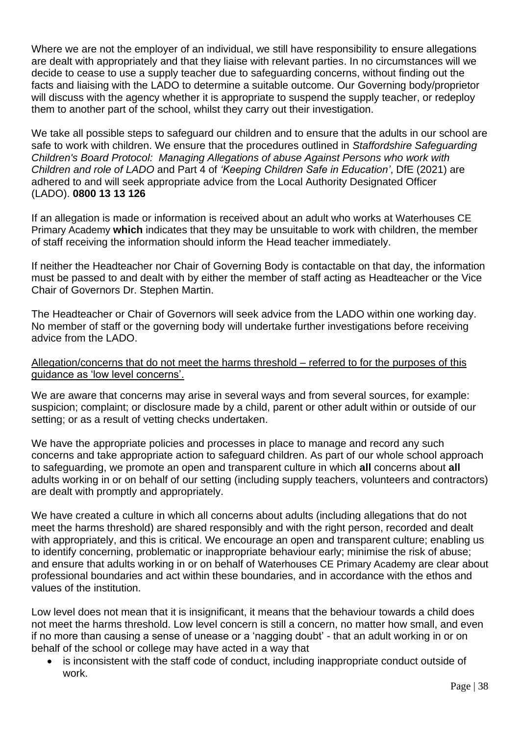Where we are not the employer of an individual, we still have responsibility to ensure allegations are dealt with appropriately and that they liaise with relevant parties. In no circumstances will we decide to cease to use a supply teacher due to safeguarding concerns, without finding out the facts and liaising with the LADO to determine a suitable outcome. Our Governing body/proprietor will discuss with the agency whether it is appropriate to suspend the supply teacher, or redeploy them to another part of the school, whilst they carry out their investigation.

We take all possible steps to safeguard our children and to ensure that the adults in our school are safe to work with children. We ensure that the procedures outlined in *Staffordshire Safeguarding Children's Board Protocol: Managing Allegations of abuse Against Persons who work with Children and role of LADO* and Part 4 of *'Keeping Children Safe in Education'*, DfE (2021) are adhered to and will seek appropriate advice from the Local Authority Designated Officer (LADO). **0800 13 13 126**

If an allegation is made or information is received about an adult who works at Waterhouses CE Primary Academy **which** indicates that they may be unsuitable to work with children, the member of staff receiving the information should inform the Head teacher immediately.

If neither the Headteacher nor Chair of Governing Body is contactable on that day, the information must be passed to and dealt with by either the member of staff acting as Headteacher or the Vice Chair of Governors Dr. Stephen Martin.

The Headteacher or Chair of Governors will seek advice from the LADO within one working day. No member of staff or the governing body will undertake further investigations before receiving advice from the LADO.

<u>Allegation/concerns that do not meet the harms threshold – referred to for the purposes of this guidance as 'low level concerns'.</u>

We are aware that concerns may arise in several ways and from several sources, for example: suspicion; complaint; or disclosure made by a child, parent or other adult within or outside of our setting; or as a result of vetting checks undertaken.

We have the appropriate policies and processes in place to manage and record any such concerns and take appropriate action to safeguard children. As part of our whole school approach to safeguarding, we promote an open and transparent culture in which **all** concerns about **all** adults working in or on behalf of our setting (including supply teachers, volunteers and contractors) are dealt with promptly and appropriately.

We have created a culture in which all concerns about adults (including allegations that do not meet the harms threshold) are shared responsibly and with the right person, recorded and dealt with appropriately, and this is critical. We encourage an open and transparent culture; enabling us to identify concerning, problematic or inappropriate behaviour early; minimise the risk of abuse; and ensure that adults working in or on behalf of Waterhouses CE Primary Academy are clear about professional boundaries and act within these boundaries, and in accordance with the ethos and values of the institution.

Low level does not mean that it is insignificant, it means that the behaviour towards a child does not meet the harms threshold. Low level concern is still a concern, no matter how small, and even if no more than causing a sense of unease or a 'nagging doubt' - that an adult working in or on behalf of the school or college may have acted in a way that

- is inconsistent with the staff code of conduct, including inappropriate conduct outside of work.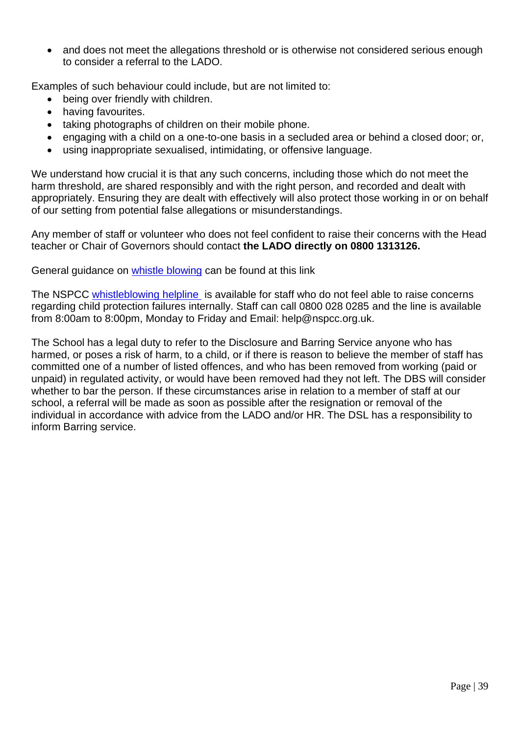- and does not meet the allegations threshold or is otherwise not considered serious enough to consider a referral to the LADO.

Examples of such behaviour could include, but are not limited to:

- being over friendly with children.
- having favourites.
- taking photographs of children on their mobile phone.
- engaging with a child on a one-to-one basis in a secluded area or behind a closed door; or,
- using inappropriate sexualised, intimidating, or offensive language.

We understand how crucial it is that any such concerns, including those which do not meet the harm threshold, are shared responsibly and with the right person, and recorded and dealt with appropriately. Ensuring they are dealt with effectively will also protect those working in or on behalf of our setting from potential false allegations or misunderstandings.

Any member of staff or volunteer who does not feel confident to raise their concerns with the Head teacher or Chair of Governors should contact **the LADO directly on 0800 1313126.**

General guidance on whistle blowing can be found at this link

The NSPCC whistleblowing helpline is available for staff who do not feel able to raise concerns regarding child protection failures internally. Staff can call 0800 028 0285 and the line is available from 8:00am to 8:00pm, Monday to Friday and Email: help@nspcc.org.uk.

The School has a legal duty to refer to the Disclosure and Barring Service anyone who has harmed, or poses a risk of harm, to a child, or if there is reason to believe the member of staff has committed one of a number of listed offences, and who has been removed from working (paid or unpaid) in regulated activity, or would have been removed had they not left. The DBS will consider whether to bar the person. If these circumstances arise in relation to a member of staff at our school, a referral will be made as soon as possible after the resignation or removal of the individual in accordance with advice from the LADO and/or HR. The DSL has a responsibility to inform Barring service.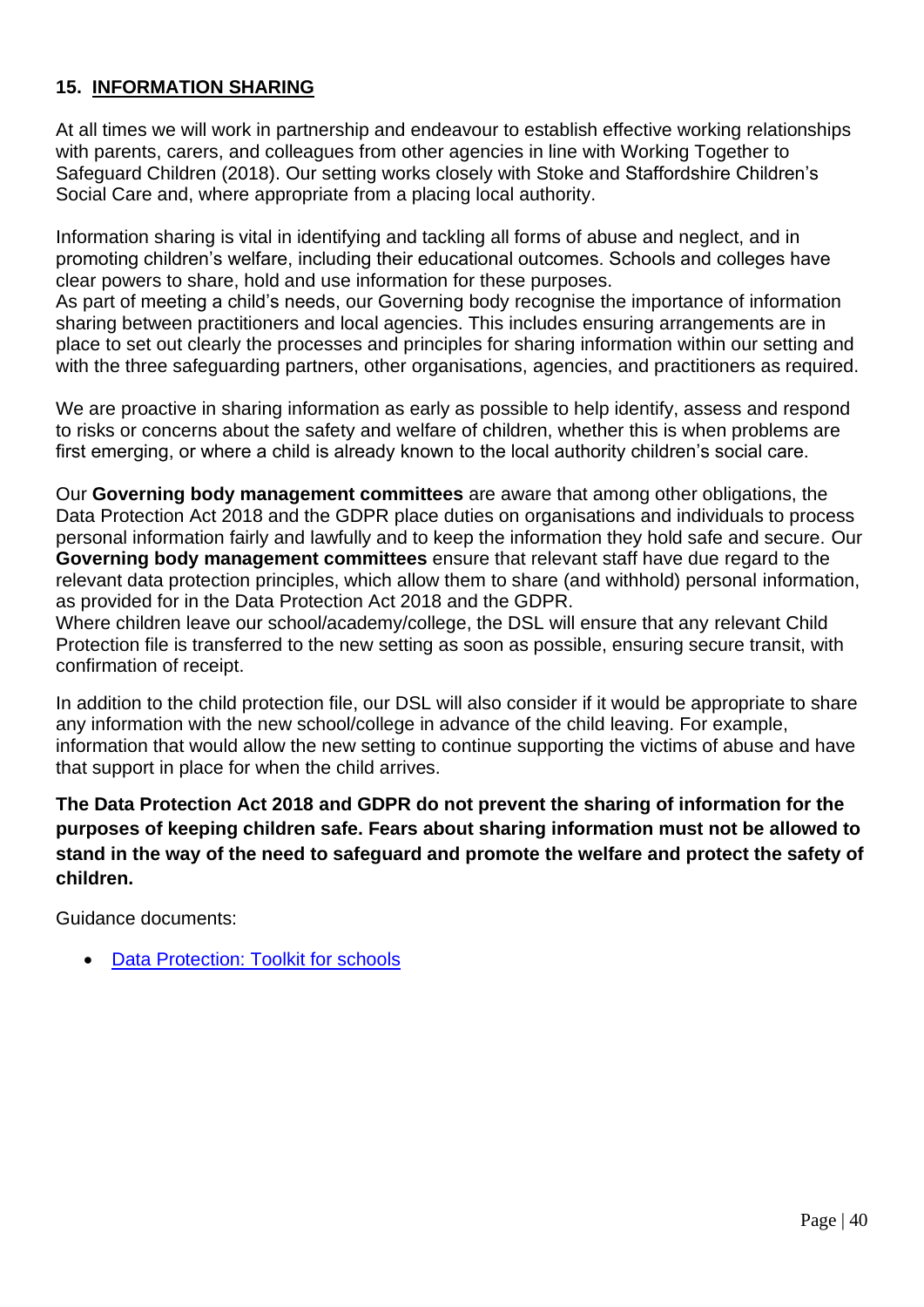## 15. INFORMATION SHARING

At all times we will work in partnership and endeavour to establish effective working relationships with parents, carers, and colleagues from other agencies in line with Working Together to Safeguard Children (2018). Our setting works closely with Stoke and Staffordshire Children's Social Care and, where appropriate from a placing local authority.

Information sharing is vital in identifying and tackling all forms of abuse and neglect, and in promoting children's welfare, including their educational outcomes. Schools and colleges have clear powers to share, hold and use information for these purposes.
As part of meeting a child's needs, our Governing body recognise the importance of information sharing between practitioners and local agencies. This includes ensuring arrangements are in place to set out clearly the processes and principles for sharing information within our setting and with the three safeguarding partners, other organisations, agencies, and practitioners as required.

We are proactive in sharing information as early as possible to help identify, assess and respond to risks or concerns about the safety and welfare of children, whether this is when problems are first emerging, or where a child is already known to the local authority children's social care.

Our **Governing body management committees** are aware that among other obligations, the Data Protection Act 2018 and the GDPR place duties on organisations and individuals to process personal information fairly and lawfully and to keep the information they hold safe and secure. Our **Governing body management committees** ensure that relevant staff have due regard to the relevant data protection principles, which allow them to share (and withhold) personal information, as provided for in the Data Protection Act 2018 and the GDPR.
Where children leave our school/academy/college, the DSL will ensure that any relevant Child Protection file is transferred to the new setting as soon as possible, ensuring secure transit, with confirmation of receipt.

In addition to the child protection file, our DSL will also consider if it would be appropriate to share any information with the new school/college in advance of the child leaving. For example, information that would allow the new setting to continue supporting the victims of abuse and have that support in place for when the child arrives.

**The Data Protection Act 2018 and GDPR do not prevent the sharing of information for the purposes of keeping children safe. Fears about sharing information must not be allowed to stand in the way of the need to safeguard and promote the welfare and protect the safety of children.**

Guidance documents:

- Data Protection: Toolkit for schools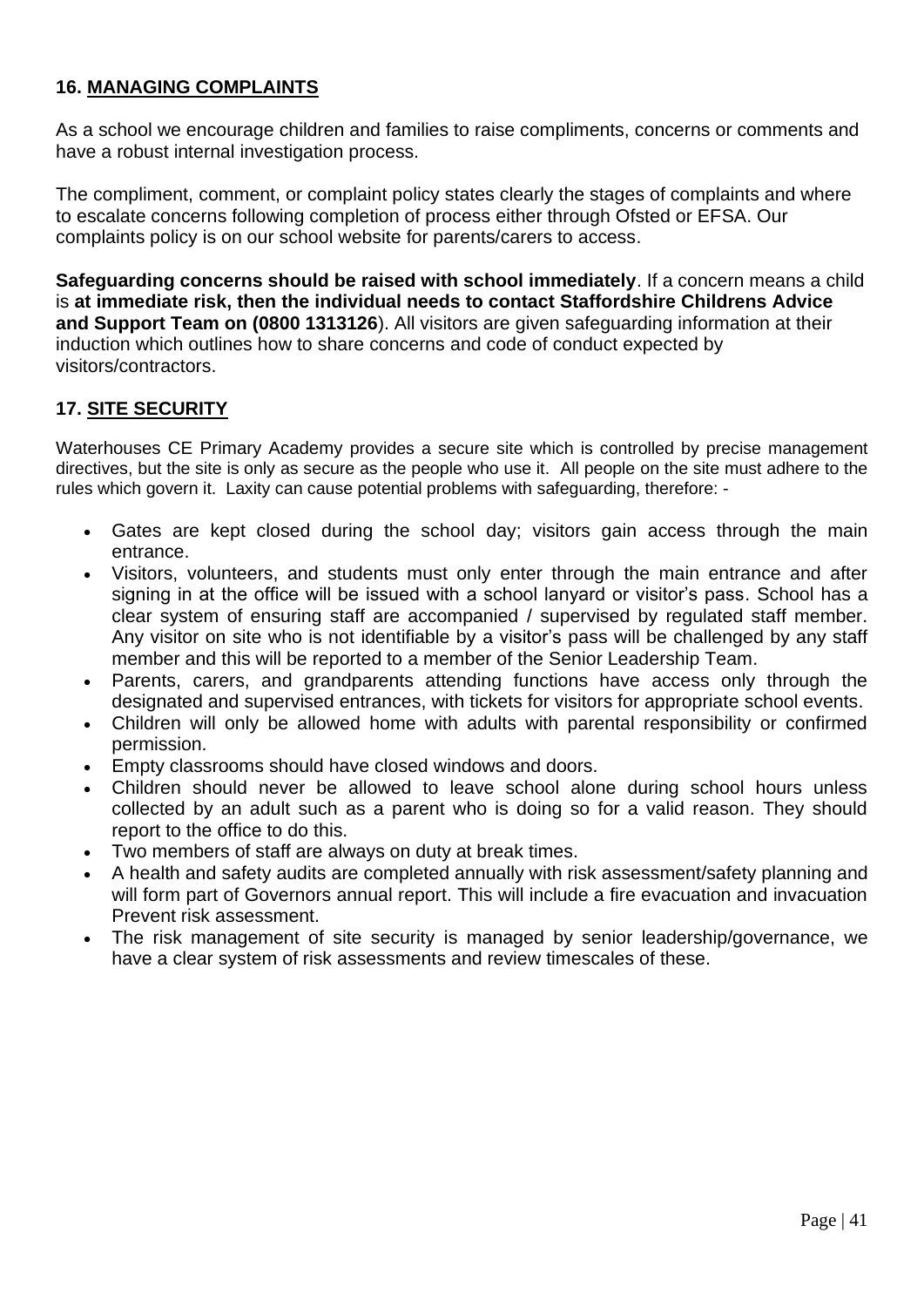## 16. MANAGING COMPLAINTS

As a school we encourage children and families to raise compliments, concerns or comments and have a robust internal investigation process.

The compliment, comment, or complaint policy states clearly the stages of complaints and where to escalate concerns following completion of process either through Ofsted or EFSA. Our complaints policy is on our school website for parents/carers to access.

**Safeguarding concerns should be raised with school immediately**. If a concern means a child is **at immediate risk, then the individual needs to contact Staffordshire Childrens Advice and Support Team on (0800 1313126**). All visitors are given safeguarding information at their induction which outlines how to share concerns and code of conduct expected by visitors/contractors.

## 17. SITE SECURITY

Waterhouses CE Primary Academy provides a secure site which is controlled by precise management directives, but the site is only as secure as the people who use it. All people on the site must adhere to the rules which govern it. Laxity can cause potential problems with safeguarding, therefore: -

- Gates are kept closed during the school day; visitors gain access through the main entrance.
- Visitors, volunteers, and students must only enter through the main entrance and after signing in at the office will be issued with a school lanyard or visitor's pass. School has a clear system of ensuring staff are accompanied / supervised by regulated staff member. Any visitor on site who is not identifiable by a visitor's pass will be challenged by any staff member and this will be reported to a member of the Senior Leadership Team.
- Parents, carers, and grandparents attending functions have access only through the designated and supervised entrances, with tickets for visitors for appropriate school events.
- Children will only be allowed home with adults with parental responsibility or confirmed permission.
- Empty classrooms should have closed windows and doors.
- Children should never be allowed to leave school alone during school hours unless collected by an adult such as a parent who is doing so for a valid reason. They should report to the office to do this.
- Two members of staff are always on duty at break times.
- A health and safety audits are completed annually with risk assessment/safety planning and will form part of Governors annual report. This will include a fire evacuation and invacuation Prevent risk assessment.
- The risk management of site security is managed by senior leadership/governance, we have a clear system of risk assessments and review timescales of these.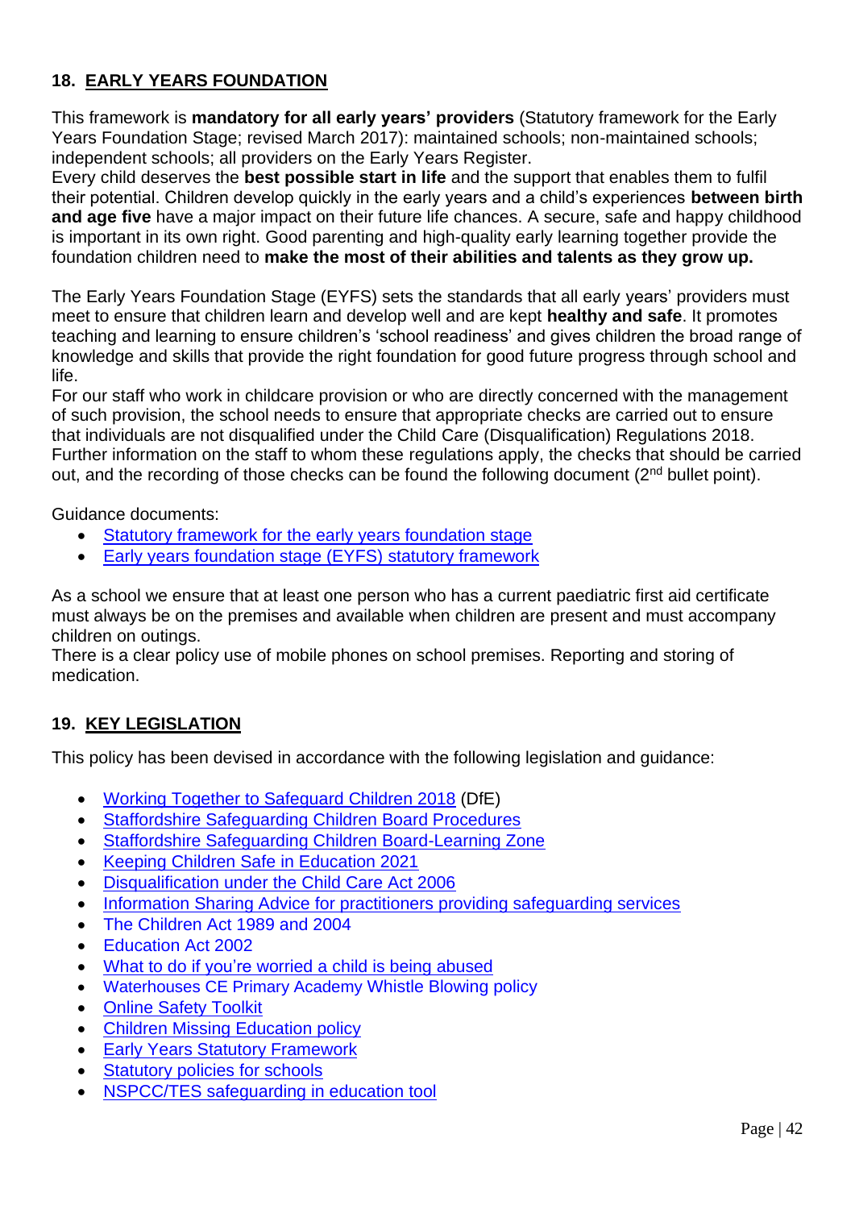## 18. EARLY YEARS FOUNDATION

This framework is **mandatory for all early years' providers** (Statutory framework for the Early Years Foundation Stage; revised March 2017): maintained schools; non-maintained schools; independent schools; all providers on the Early Years Register.

Every child deserves the **best possible start in life** and the support that enables them to fulfil their potential. Children develop quickly in the early years and a child's experiences **between birth and age five** have a major impact on their future life chances. A secure, safe and happy childhood is important in its own right. Good parenting and high-quality early learning together provide the foundation children need to **make the most of their abilities and talents as they grow up.**

The Early Years Foundation Stage (EYFS) sets the standards that all early years' providers must meet to ensure that children learn and develop well and are kept **healthy and safe**. It promotes teaching and learning to ensure children's 'school readiness' and gives children the broad range of knowledge and skills that provide the right foundation for good future progress through school and life.

For our staff who work in childcare provision or who are directly concerned with the management of such provision, the school needs to ensure that appropriate checks are carried out to ensure that individuals are not disqualified under the Child Care (Disqualification) Regulations 2018. Further information on the staff to whom these regulations apply, the checks that should be carried out, and the recording of those checks can be found the following document (2nd bullet point).

Guidance documents:

- Statutory framework for the early years foundation stage
- Early years foundation stage (EYFS) statutory framework

As a school we ensure that at least one person who has a current paediatric first aid certificate must always be on the premises and available when children are present and must accompany children on outings.

There is a clear policy use of mobile phones on school premises. Reporting and storing of medication.

## 19. KEY LEGISLATION

This policy has been devised in accordance with the following legislation and guidance:

- Working Together to Safeguard Children 2018 (DfE)
- Staffordshire Safeguarding Children Board Procedures
- Staffordshire Safeguarding Children Board-Learning Zone
- Keeping Children Safe in Education 2021
- Disqualification under the Child Care Act 2006
- Information Sharing Advice for practitioners providing safeguarding services
- The Children Act 1989 and 2004
- Education Act 2002
- What to do if you're worried a child is being abused
- Waterhouses CE Primary Academy Whistle Blowing policy
- Online Safety Toolkit
- Children Missing Education policy
- Early Years Statutory Framework
- Statutory policies for schools
- NSPCC/TES safeguarding in education tool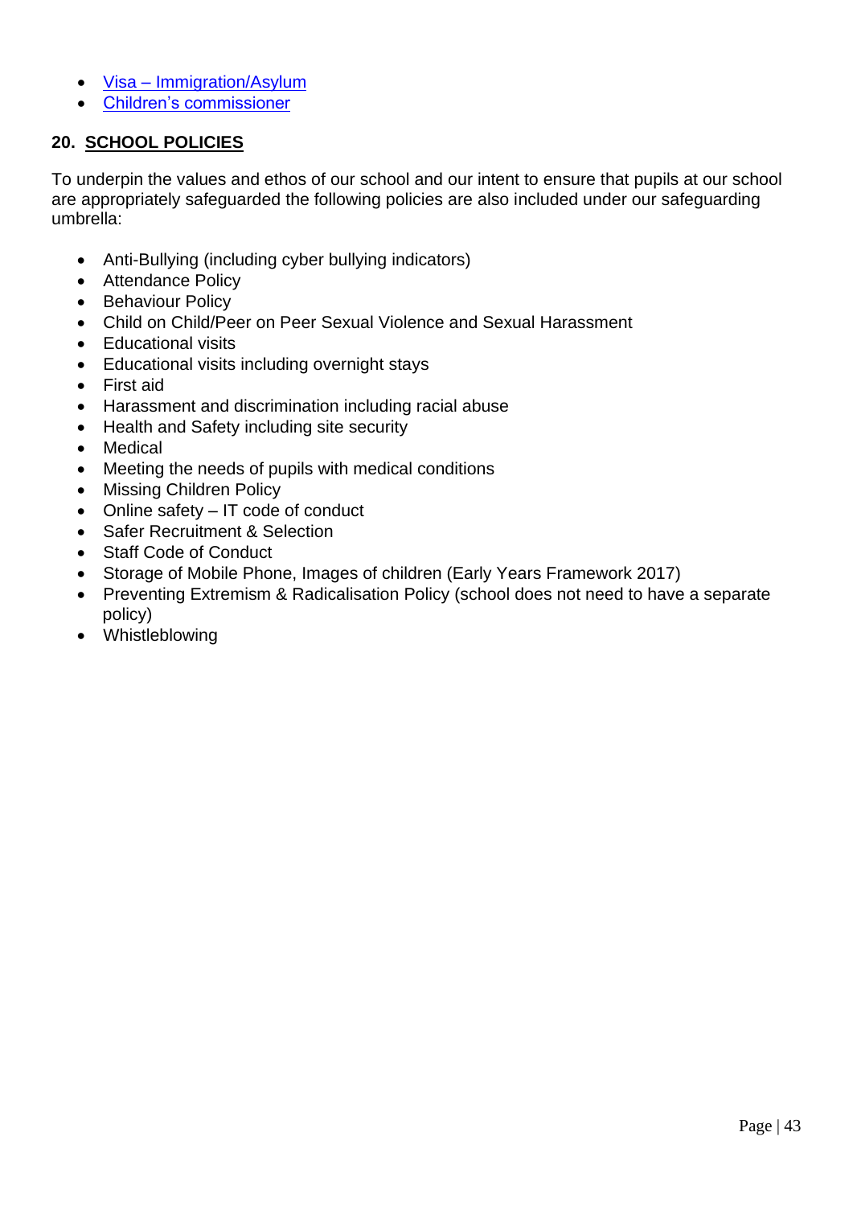- Visa – Immigration/Asylum
- Children's commissioner

## 20. SCHOOL POLICIES

To underpin the values and ethos of our school and our intent to ensure that pupils at our school are appropriately safeguarded the following policies are also included under our safeguarding umbrella:

- Anti-Bullying (including cyber bullying indicators)
- Attendance Policy
- Behaviour Policy
- Child on Child/Peer on Peer Sexual Violence and Sexual Harassment
- Educational visits
- Educational visits including overnight stays
- First aid
- Harassment and discrimination including racial abuse
- Health and Safety including site security
- Medical
- Meeting the needs of pupils with medical conditions
- Missing Children Policy
- Online safety – IT code of conduct
- Safer Recruitment & Selection
- Staff Code of Conduct
- Storage of Mobile Phone, Images of children (Early Years Framework 2017)
- Preventing Extremism & Radicalisation Policy (school does not need to have a separate policy)
- Whistleblowing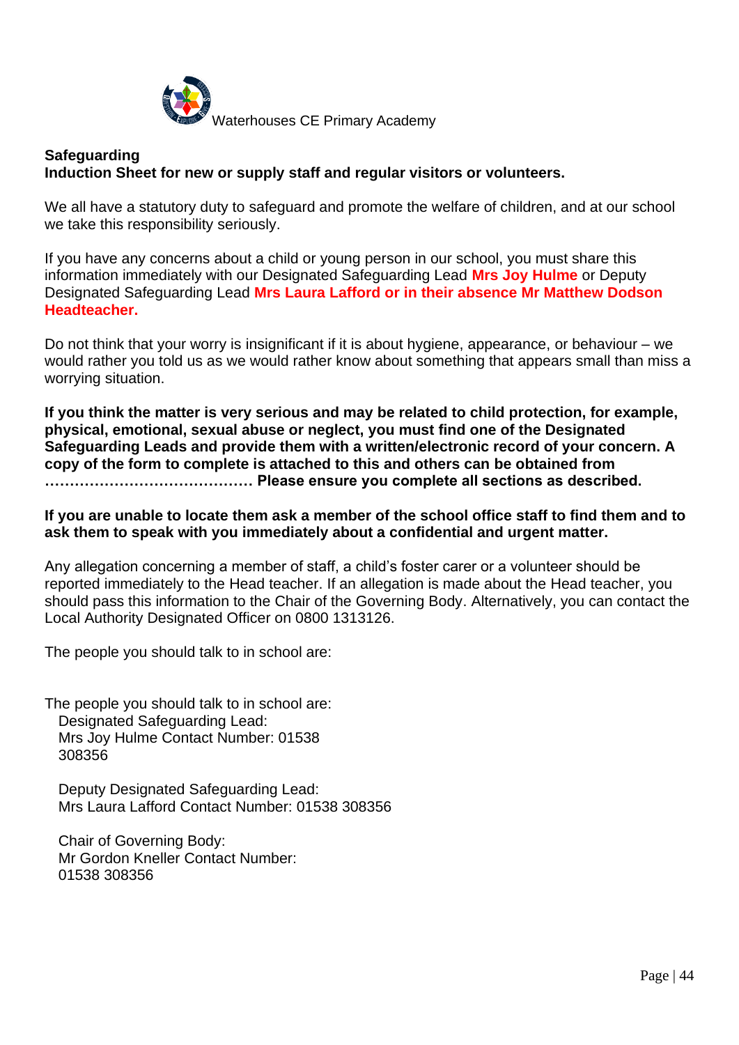Waterhouses CE Primary Academy

**Safeguarding**
**Induction Sheet for new or supply staff and regular visitors or volunteers.**

We all have a statutory duty to safeguard and promote the welfare of children, and at our school we take this responsibility seriously.

If you have any concerns about a child or young person in our school, you must share this information immediately with our Designated Safeguarding Lead **Mrs Joy Hulme** or Deputy Designated Safeguarding Lead **Mrs Laura Lafford or in their absence Mr Matthew Dodson Headteacher.**

Do not think that your worry is insignificant if it is about hygiene, appearance, or behaviour – we would rather you told us as we would rather know about something that appears small than miss a worrying situation.

**If you think the matter is very serious and may be related to child protection, for example, physical, emotional, sexual abuse or neglect, you must find one of the Designated Safeguarding Leads and provide them with a written/electronic record of your concern. A copy of the form to complete is attached to this and others can be obtained from …………………………………… Please ensure you complete all sections as described.**

**If you are unable to locate them ask a member of the school office staff to find them and to ask them to speak with you immediately about a confidential and urgent matter.**

Any allegation concerning a member of staff, a child's foster carer or a volunteer should be reported immediately to the Head teacher. If an allegation is made about the Head teacher, you should pass this information to the Chair of the Governing Body. Alternatively, you can contact the Local Authority Designated Officer on 0800 1313126.

The people you should talk to in school are:

The people you should talk to in school are:

Designated Safeguarding Lead:
Mrs Joy Hulme Contact Number: 01538 308356

Deputy Designated Safeguarding Lead:
Mrs Laura Lafford Contact Number: 01538 308356

Chair of Governing Body:
Mr Gordon Kneller Contact Number: 01538 308356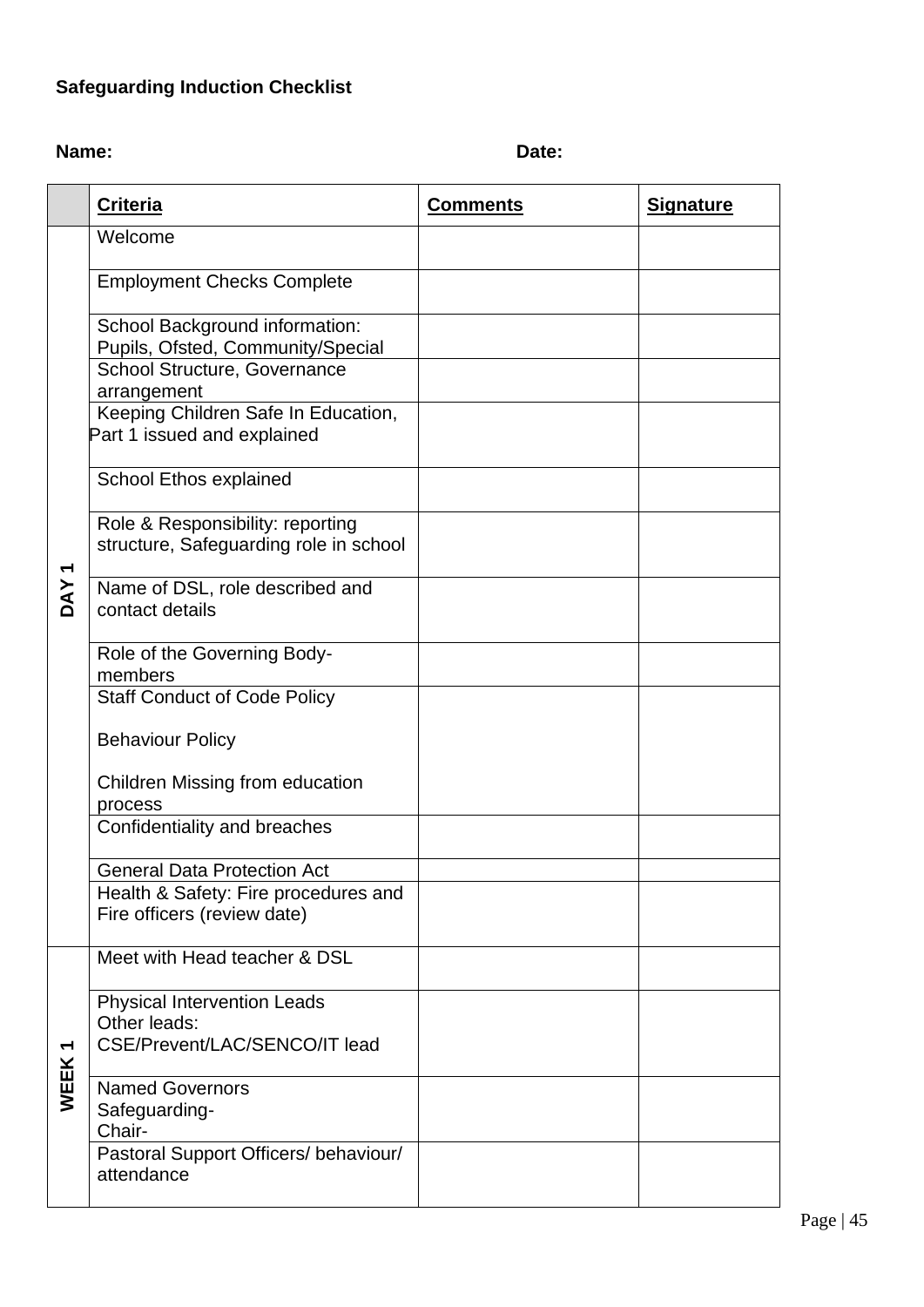**Safeguarding Induction Checklist**

**Name:** **Date:**

| | **Criteria** | **Comments** | **Signature** |
|---|---|---|---|
| **DAY 1** | Welcome | | |
| | Employment Checks Complete | | |
| | School Background information: Pupils, Ofsted, Community/Special | | |
| | School Structure, Governance arrangement | | |
| | Keeping Children Safe In Education, Part 1 issued and explained | | |
| | School Ethos explained | | |
| | Role & Responsibility: reporting structure, Safeguarding role in school | | |
| | Name of DSL, role described and contact details | | |
| | Role of the Governing Body- members | | |
| | Staff Conduct of Code Policy<br><br>Behaviour Policy<br><br>Children Missing from education process | | |
| | Confidentiality and breaches | | |
| | General Data Protection Act | | |
| | Health & Safety: Fire procedures and Fire officers (review date) | | |
| **WEEK 1** | Meet with Head teacher & DSL | | |
| | Physical Intervention Leads<br>Other leads:<br>CSE/Prevent/LAC/SENCO/IT lead | | |
| | Named Governors<br>Safeguarding-<br>Chair- | | |
| | Pastoral Support Officers/ behaviour/ attendance | | |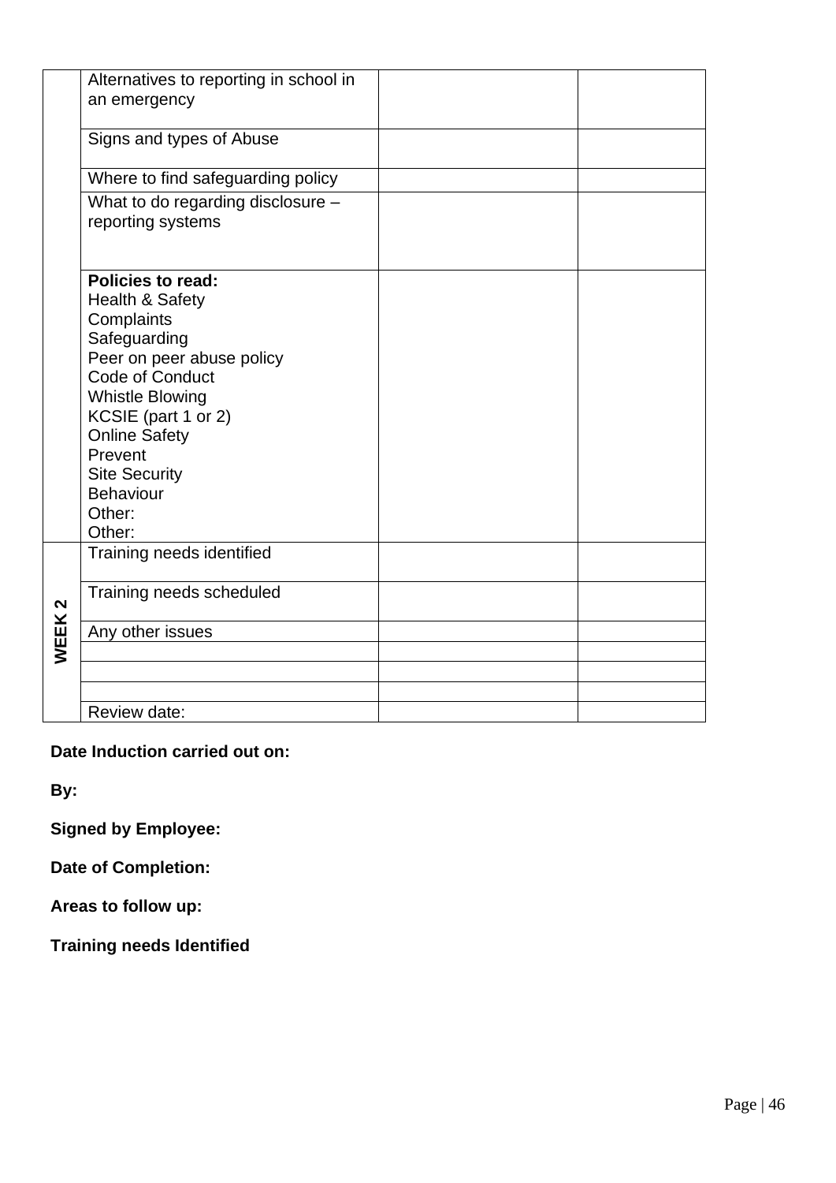| | | | |
|---|---|---|---|
| | Alternatives to reporting in school in an emergency | | |
| | Signs and types of Abuse | | |
| | Where to find safeguarding policy | | |
| | What to do regarding disclosure – reporting systems | | |
| | **Policies to read:**<br>Health & Safety<br>Complaints<br>Safeguarding<br>Peer on peer abuse policy<br>Code of Conduct<br>Whistle Blowing<br>KCSIE (part 1 or 2)<br>Online Safety<br>Prevent<br>Site Security<br>Behaviour<br>Other:<br>Other: | | |
| **WEEK 2** | Training needs identified | | |
| | Training needs scheduled | | |
| | Any other issues | | |
| | | | |
| | | | |
| | | | |
| | Review date: | | |

**Date Induction carried out on:**

**By:**

**Signed by Employee:**

**Date of Completion:**

**Areas to follow up:**

**Training needs Identified**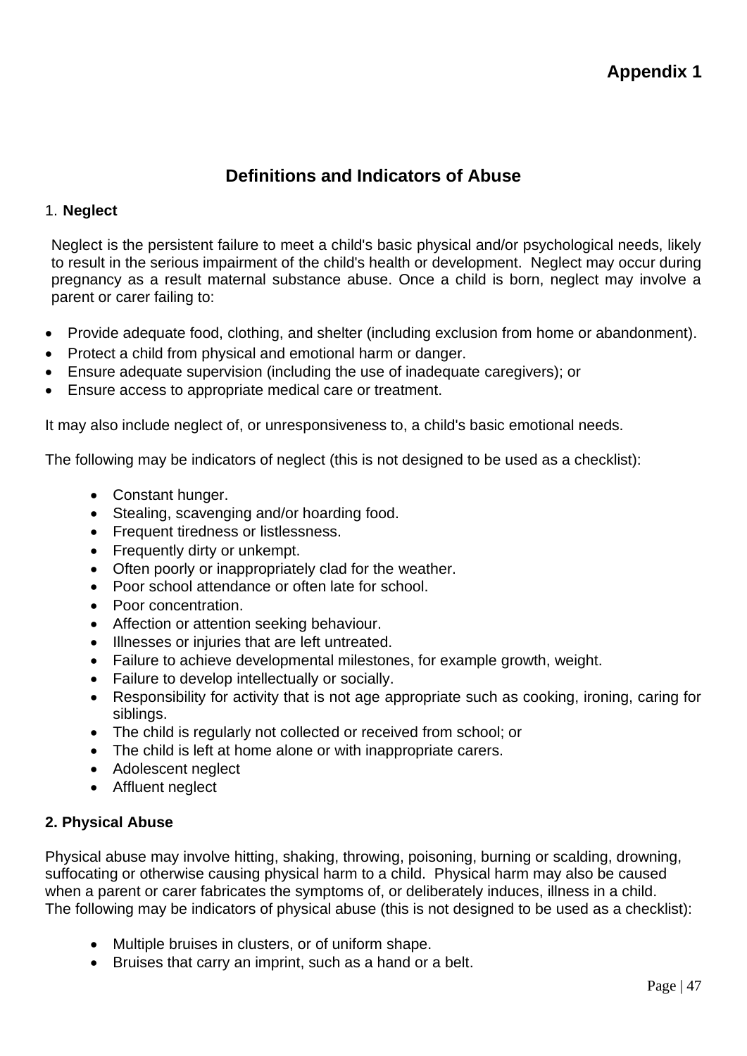**Appendix 1**

## Definitions and Indicators of Abuse

### 1. Neglect

Neglect is the persistent failure to meet a child's basic physical and/or psychological needs, likely to result in the serious impairment of the child's health or development. Neglect may occur during pregnancy as a result maternal substance abuse. Once a child is born, neglect may involve a parent or carer failing to:

- Provide adequate food, clothing, and shelter (including exclusion from home or abandonment).
- Protect a child from physical and emotional harm or danger.
- Ensure adequate supervision (including the use of inadequate caregivers); or
- Ensure access to appropriate medical care or treatment.

It may also include neglect of, or unresponsiveness to, a child's basic emotional needs.

The following may be indicators of neglect (this is not designed to be used as a checklist):

- Constant hunger.
- Stealing, scavenging and/or hoarding food.
- Frequent tiredness or listlessness.
- Frequently dirty or unkempt.
- Often poorly or inappropriately clad for the weather.
- Poor school attendance or often late for school.
- Poor concentration.
- Affection or attention seeking behaviour.
- Illnesses or injuries that are left untreated.
- Failure to achieve developmental milestones, for example growth, weight.
- Failure to develop intellectually or socially.
- Responsibility for activity that is not age appropriate such as cooking, ironing, caring for siblings.
- The child is regularly not collected or received from school; or
- The child is left at home alone or with inappropriate carers.
- Adolescent neglect
- Affluent neglect

### 2. Physical Abuse

Physical abuse may involve hitting, shaking, throwing, poisoning, burning or scalding, drowning, suffocating or otherwise causing physical harm to a child. Physical harm may also be caused when a parent or carer fabricates the symptoms of, or deliberately induces, illness in a child. The following may be indicators of physical abuse (this is not designed to be used as a checklist):

- Multiple bruises in clusters, or of uniform shape.
- Bruises that carry an imprint, such as a hand or a belt.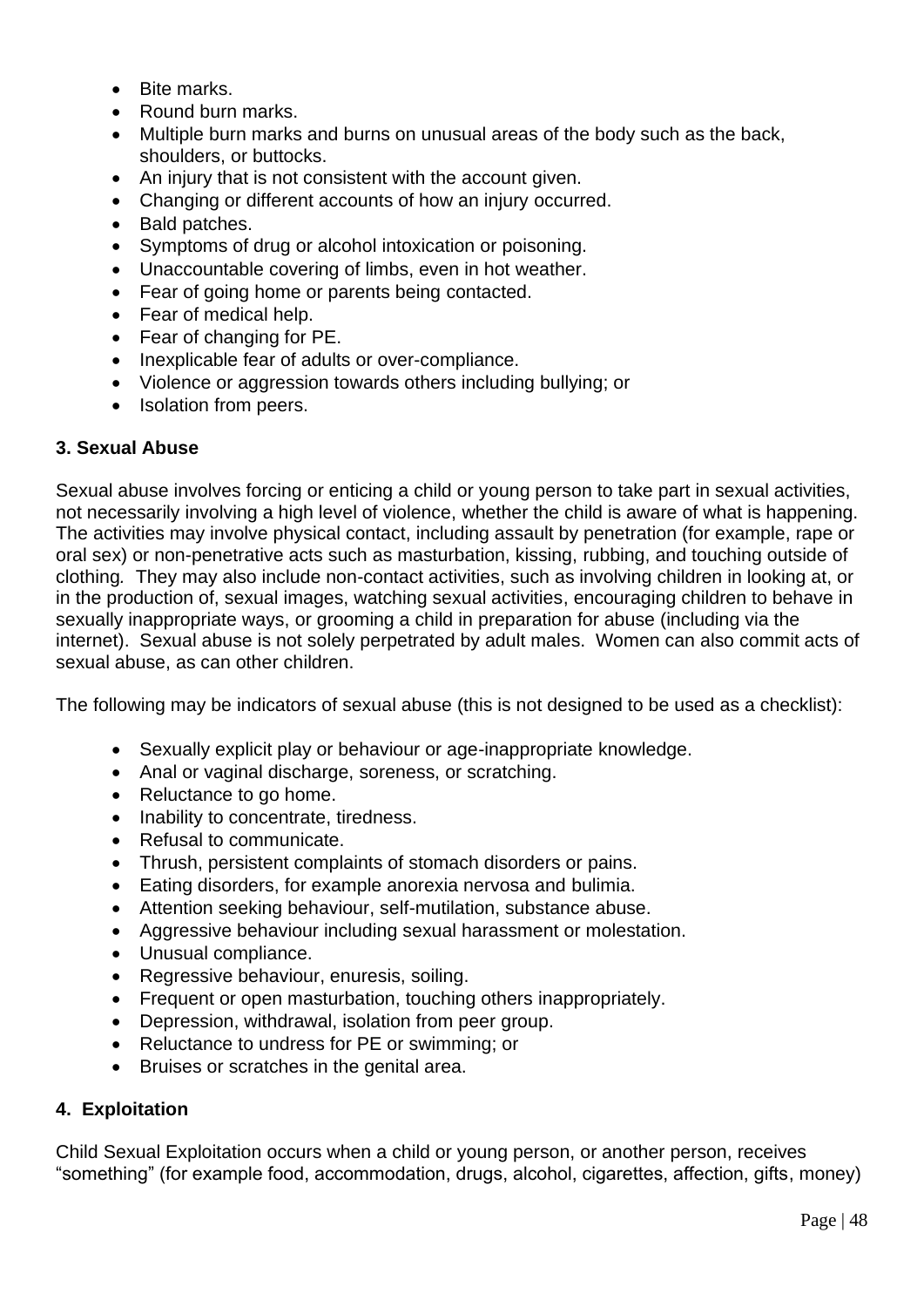- Bite marks.
- Round burn marks.
- Multiple burn marks and burns on unusual areas of the body such as the back, shoulders, or buttocks.
- An injury that is not consistent with the account given.
- Changing or different accounts of how an injury occurred.
- Bald patches.
- Symptoms of drug or alcohol intoxication or poisoning.
- Unaccountable covering of limbs, even in hot weather.
- Fear of going home or parents being contacted.
- Fear of medical help.
- Fear of changing for PE.
- Inexplicable fear of adults or over-compliance.
- Violence or aggression towards others including bullying; or
- Isolation from peers.

**3. Sexual Abuse**

Sexual abuse involves forcing or enticing a child or young person to take part in sexual activities, not necessarily involving a high level of violence, whether the child is aware of what is happening. The activities may involve physical contact, including assault by penetration (for example, rape or oral sex) or non-penetrative acts such as masturbation, kissing, rubbing, and touching outside of clothing. They may also include non-contact activities, such as involving children in looking at, or in the production of, sexual images, watching sexual activities, encouraging children to behave in sexually inappropriate ways, or grooming a child in preparation for abuse (including via the internet). Sexual abuse is not solely perpetrated by adult males. Women can also commit acts of sexual abuse, as can other children.

The following may be indicators of sexual abuse (this is not designed to be used as a checklist):

- Sexually explicit play or behaviour or age-inappropriate knowledge.
- Anal or vaginal discharge, soreness, or scratching.
- Reluctance to go home.
- Inability to concentrate, tiredness.
- Refusal to communicate.
- Thrush, persistent complaints of stomach disorders or pains.
- Eating disorders, for example anorexia nervosa and bulimia.
- Attention seeking behaviour, self-mutilation, substance abuse.
- Aggressive behaviour including sexual harassment or molestation.
- Unusual compliance.
- Regressive behaviour, enuresis, soiling.
- Frequent or open masturbation, touching others inappropriately.
- Depression, withdrawal, isolation from peer group.
- Reluctance to undress for PE or swimming; or
- Bruises or scratches in the genital area.

**4. Exploitation**

Child Sexual Exploitation occurs when a child or young person, or another person, receives "something" (for example food, accommodation, drugs, alcohol, cigarettes, affection, gifts, money)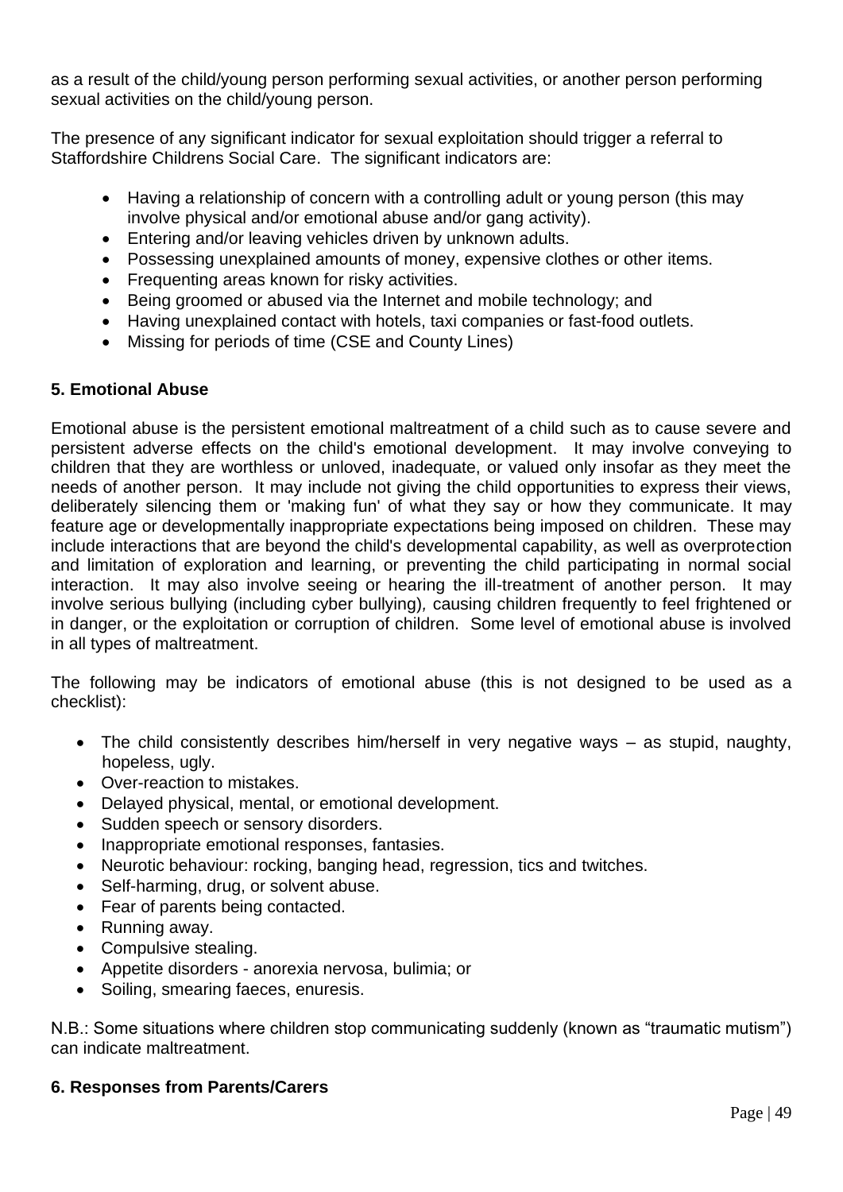as a result of the child/young person performing sexual activities, or another person performing sexual activities on the child/young person.

The presence of any significant indicator for sexual exploitation should trigger a referral to Staffordshire Childrens Social Care. The significant indicators are:

- Having a relationship of concern with a controlling adult or young person (this may involve physical and/or emotional abuse and/or gang activity).
- Entering and/or leaving vehicles driven by unknown adults.
- Possessing unexplained amounts of money, expensive clothes or other items.
- Frequenting areas known for risky activities.
- Being groomed or abused via the Internet and mobile technology; and
- Having unexplained contact with hotels, taxi companies or fast-food outlets.
- Missing for periods of time (CSE and County Lines)

**5. Emotional Abuse**

Emotional abuse is the persistent emotional maltreatment of a child such as to cause severe and persistent adverse effects on the child's emotional development. It may involve conveying to children that they are worthless or unloved, inadequate, or valued only insofar as they meet the needs of another person. It may include not giving the child opportunities to express their views, deliberately silencing them or 'making fun' of what they say or how they communicate. It may feature age or developmentally inappropriate expectations being imposed on children. These may include interactions that are beyond the child's developmental capability, as well as overprotection and limitation of exploration and learning, or preventing the child participating in normal social interaction. It may also involve seeing or hearing the ill-treatment of another person. It may involve serious bullying (including cyber bullying), causing children frequently to feel frightened or in danger, or the exploitation or corruption of children. Some level of emotional abuse is involved in all types of maltreatment.

The following may be indicators of emotional abuse (this is not designed to be used as a checklist):

- The child consistently describes him/herself in very negative ways – as stupid, naughty, hopeless, ugly.
- Over-reaction to mistakes.
- Delayed physical, mental, or emotional development.
- Sudden speech or sensory disorders.
- Inappropriate emotional responses, fantasies.
- Neurotic behaviour: rocking, banging head, regression, tics and twitches.
- Self-harming, drug, or solvent abuse.
- Fear of parents being contacted.
- Running away.
- Compulsive stealing.
- Appetite disorders - anorexia nervosa, bulimia; or
- Soiling, smearing faeces, enuresis.

N.B.: Some situations where children stop communicating suddenly (known as "traumatic mutism") can indicate maltreatment.

**6. Responses from Parents/Carers**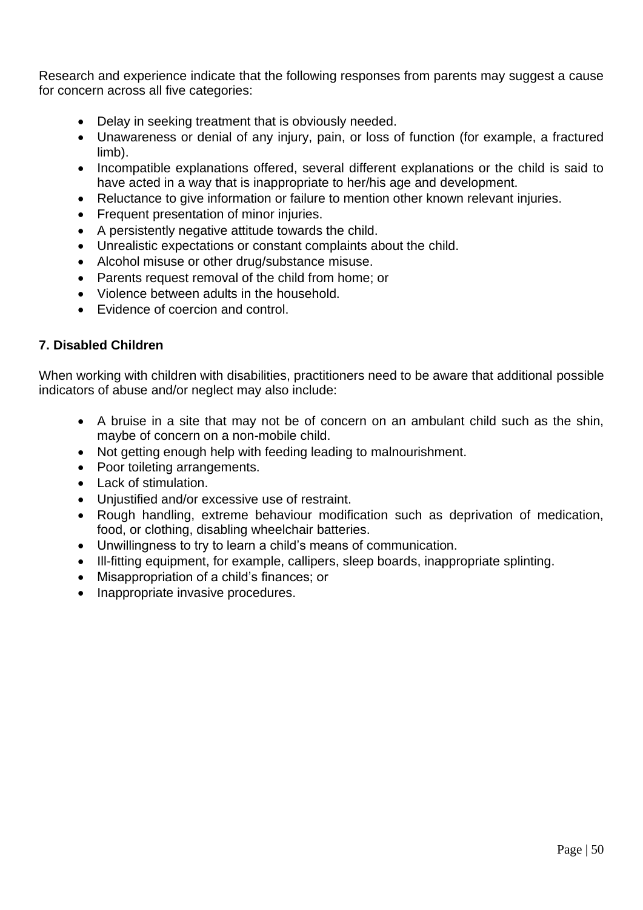Research and experience indicate that the following responses from parents may suggest a cause for concern across all five categories:

- Delay in seeking treatment that is obviously needed.
- Unawareness or denial of any injury, pain, or loss of function (for example, a fractured limb).
- Incompatible explanations offered, several different explanations or the child is said to have acted in a way that is inappropriate to her/his age and development.
- Reluctance to give information or failure to mention other known relevant injuries.
- Frequent presentation of minor injuries.
- A persistently negative attitude towards the child.
- Unrealistic expectations or constant complaints about the child.
- Alcohol misuse or other drug/substance misuse.
- Parents request removal of the child from home; or
- Violence between adults in the household.
- Evidence of coercion and control.

**7. Disabled Children**

When working with children with disabilities, practitioners need to be aware that additional possible indicators of abuse and/or neglect may also include:

- A bruise in a site that may not be of concern on an ambulant child such as the shin, maybe of concern on a non-mobile child.
- Not getting enough help with feeding leading to malnourishment.
- Poor toileting arrangements.
- Lack of stimulation.
- Unjustified and/or excessive use of restraint.
- Rough handling, extreme behaviour modification such as deprivation of medication, food, or clothing, disabling wheelchair batteries.
- Unwillingness to try to learn a child's means of communication.
- Ill-fitting equipment, for example, callipers, sleep boards, inappropriate splinting.
- Misappropriation of a child's finances; or
- Inappropriate invasive procedures.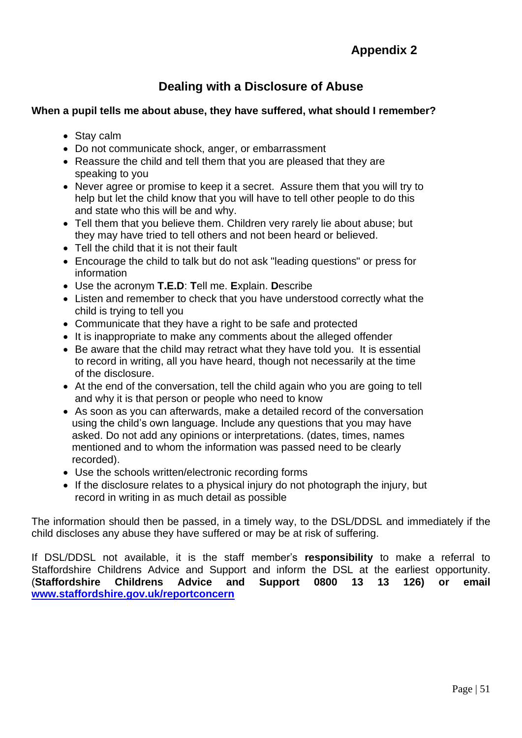## Appendix 2

# Dealing with a Disclosure of Abuse

**When a pupil tells me about abuse, they have suffered, what should I remember?**

- Stay calm
- Do not communicate shock, anger, or embarrassment
- Reassure the child and tell them that you are pleased that they are speaking to you
- Never agree or promise to keep it a secret. Assure them that you will try to help but let the child know that you will have to tell other people to do this and state who this will be and why.
- Tell them that you believe them. Children very rarely lie about abuse; but they may have tried to tell others and not been heard or believed.
- Tell the child that it is not their fault
- Encourage the child to talk but do not ask "leading questions" or press for information
- Use the acronym **T.E.D**: **T**ell me. **E**xplain. **D**escribe
- Listen and remember to check that you have understood correctly what the child is trying to tell you
- Communicate that they have a right to be safe and protected
- It is inappropriate to make any comments about the alleged offender
- Be aware that the child may retract what they have told you. It is essential to record in writing, all you have heard, though not necessarily at the time of the disclosure.
- At the end of the conversation, tell the child again who you are going to tell and why it is that person or people who need to know
- As soon as you can afterwards, make a detailed record of the conversation using the child's own language. Include any questions that you may have asked. Do not add any opinions or interpretations. (dates, times, names mentioned and to whom the information was passed need to be clearly recorded).
- Use the schools written/electronic recording forms
- If the disclosure relates to a physical injury do not photograph the injury, but record in writing in as much detail as possible

The information should then be passed, in a timely way, to the DSL/DDSL and immediately if the child discloses any abuse they have suffered or may be at risk of suffering.

If DSL/DDSL not available, it is the staff member's **responsibility** to make a referral to Staffordshire Childrens Advice and Support and inform the DSL at the earliest opportunity. (**Staffordshire Childrens Advice and Support 0800 13 13 126)** or email **www.staffordshire.gov.uk/reportconcern**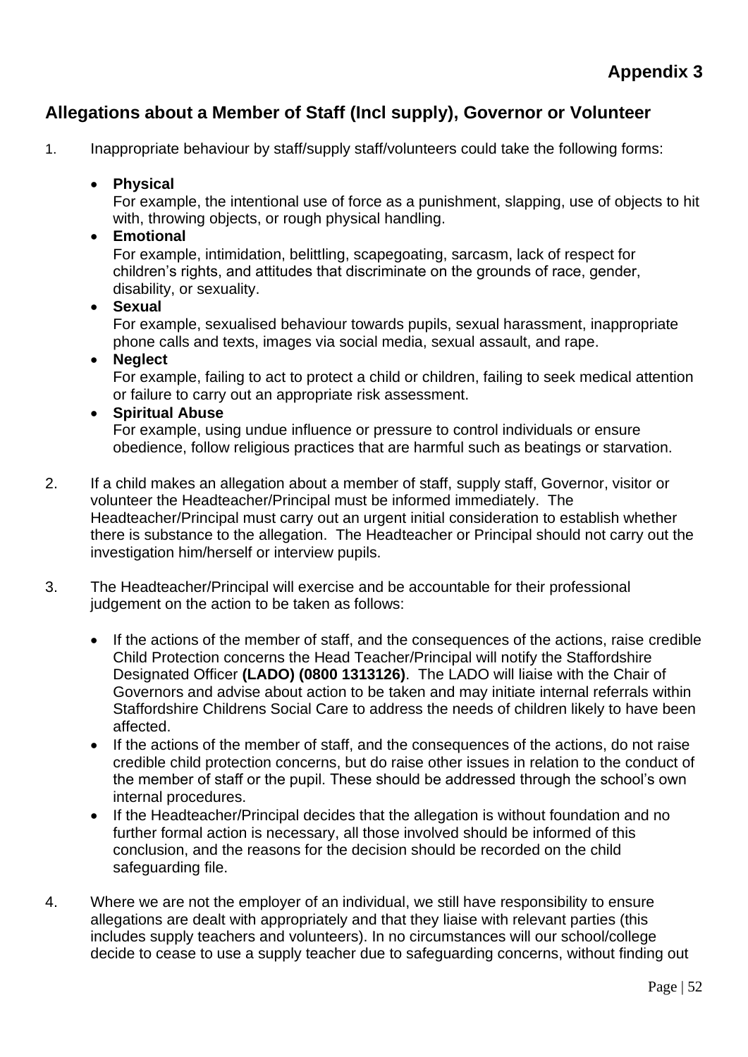**Appendix 3**

## Allegations about a Member of Staff (Incl supply), Governor or Volunteer

1. Inappropriate behaviour by staff/supply staff/volunteers could take the following forms:

   - **Physical**
     For example, the intentional use of force as a punishment, slapping, use of objects to hit with, throwing objects, or rough physical handling.
   - **Emotional**
     For example, intimidation, belittling, scapegoating, sarcasm, lack of respect for children's rights, and attitudes that discriminate on the grounds of race, gender, disability, or sexuality.
   - **Sexual**
     For example, sexualised behaviour towards pupils, sexual harassment, inappropriate phone calls and texts, images via social media, sexual assault, and rape.
   - **Neglect**
     For example, failing to act to protect a child or children, failing to seek medical attention or failure to carry out an appropriate risk assessment.
   - **Spiritual Abuse**
     For example, using undue influence or pressure to control individuals or ensure obedience, follow religious practices that are harmful such as beatings or starvation.

2. If a child makes an allegation about a member of staff, supply staff, Governor, visitor or volunteer the Headteacher/Principal must be informed immediately. The Headteacher/Principal must carry out an urgent initial consideration to establish whether there is substance to the allegation. The Headteacher or Principal should not carry out the investigation him/herself or interview pupils.

3. The Headteacher/Principal will exercise and be accountable for their professional judgement on the action to be taken as follows:

   - If the actions of the member of staff, and the consequences of the actions, raise credible Child Protection concerns the Head Teacher/Principal will notify the Staffordshire Designated Officer **(LADO) (0800 1313126)**. The LADO will liaise with the Chair of Governors and advise about action to be taken and may initiate internal referrals within Staffordshire Childrens Social Care to address the needs of children likely to have been affected.
   - If the actions of the member of staff, and the consequences of the actions, do not raise credible child protection concerns, but do raise other issues in relation to the conduct of the member of staff or the pupil. These should be addressed through the school's own internal procedures.
   - If the Headteacher/Principal decides that the allegation is without foundation and no further formal action is necessary, all those involved should be informed of this conclusion, and the reasons for the decision should be recorded on the child safeguarding file.

4. Where we are not the employer of an individual, we still have responsibility to ensure allegations are dealt with appropriately and that they liaise with relevant parties (this includes supply teachers and volunteers). In no circumstances will our school/college decide to cease to use a supply teacher due to safeguarding concerns, without finding out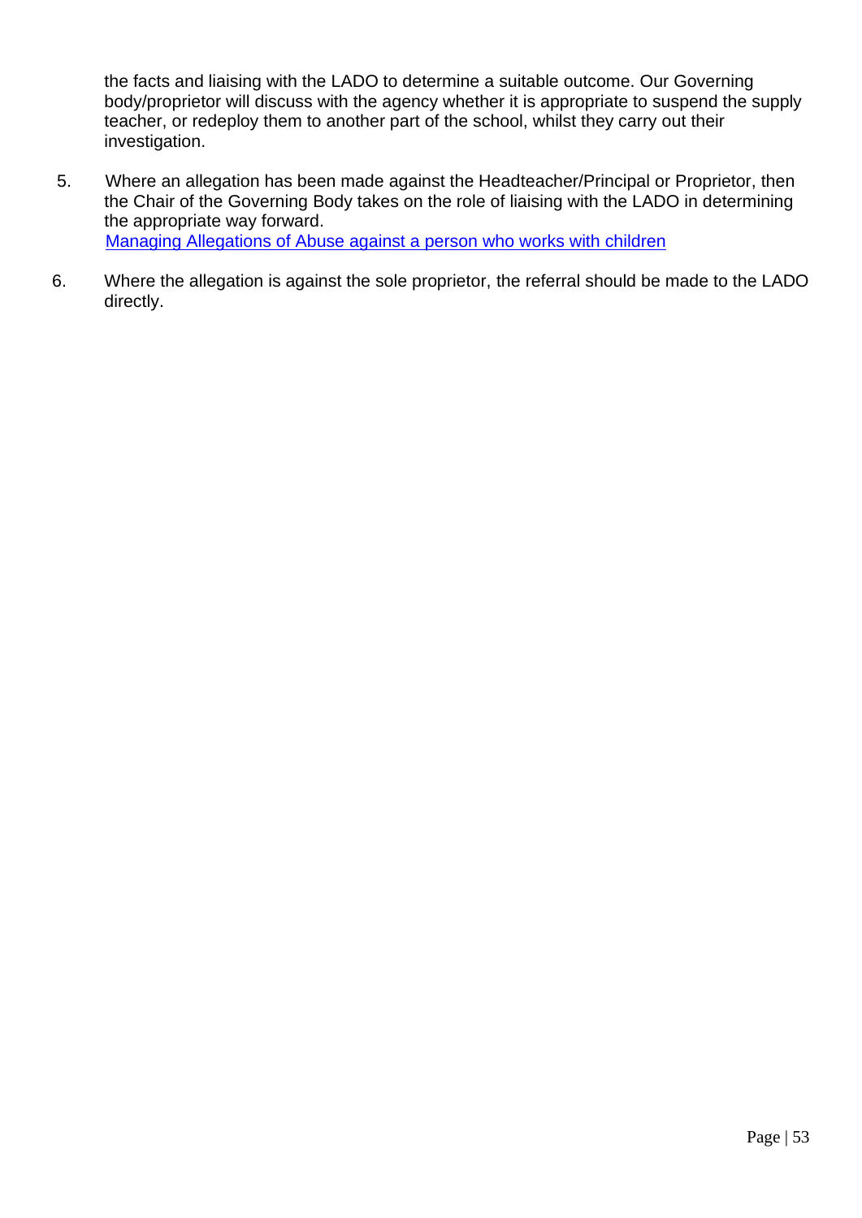the facts and liaising with the LADO to determine a suitable outcome. Our Governing body/proprietor will discuss with the agency whether it is appropriate to suspend the supply teacher, or redeploy them to another part of the school, whilst they carry out their investigation.

5. Where an allegation has been made against the Headteacher/Principal or Proprietor, then the Chair of the Governing Body takes on the role of liaising with the LADO in determining the appropriate way forward.
   Managing Allegations of Abuse against a person who works with children

6. Where the allegation is against the sole proprietor, the referral should be made to the LADO directly.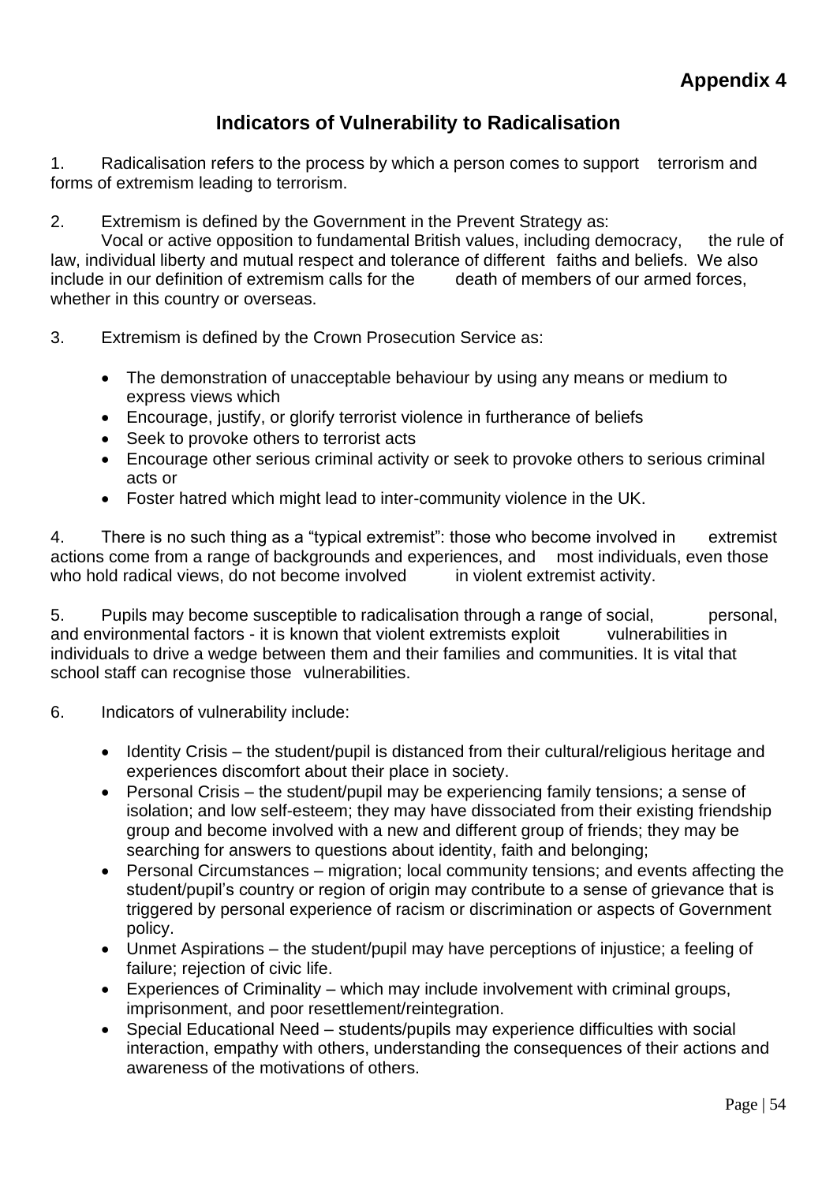**Appendix 4**

## Indicators of Vulnerability to Radicalisation

1. Radicalisation refers to the process by which a person comes to support terrorism and forms of extremism leading to terrorism.

2. Extremism is defined by the Government in the Prevent Strategy as:
Vocal or active opposition to fundamental British values, including democracy, the rule of law, individual liberty and mutual respect and tolerance of different faiths and beliefs. We also include in our definition of extremism calls for the death of members of our armed forces, whether in this country or overseas.

3. Extremism is defined by the Crown Prosecution Service as:

- The demonstration of unacceptable behaviour by using any means or medium to express views which
- Encourage, justify, or glorify terrorist violence in furtherance of beliefs
- Seek to provoke others to terrorist acts
- Encourage other serious criminal activity or seek to provoke others to serious criminal acts or
- Foster hatred which might lead to inter-community violence in the UK.

4. There is no such thing as a "typical extremist": those who become involved in extremist actions come from a range of backgrounds and experiences, and most individuals, even those who hold radical views, do not become involved in violent extremist activity.

5. Pupils may become susceptible to radicalisation through a range of social, personal, and environmental factors - it is known that violent extremists exploit vulnerabilities in individuals to drive a wedge between them and their families and communities. It is vital that school staff can recognise those vulnerabilities.

6. Indicators of vulnerability include:

- Identity Crisis – the student/pupil is distanced from their cultural/religious heritage and experiences discomfort about their place in society.
- Personal Crisis – the student/pupil may be experiencing family tensions; a sense of isolation; and low self-esteem; they may have dissociated from their existing friendship group and become involved with a new and different group of friends; they may be searching for answers to questions about identity, faith and belonging;
- Personal Circumstances – migration; local community tensions; and events affecting the student/pupil's country or region of origin may contribute to a sense of grievance that is triggered by personal experience of racism or discrimination or aspects of Government policy.
- Unmet Aspirations – the student/pupil may have perceptions of injustice; a feeling of failure; rejection of civic life.
- Experiences of Criminality – which may include involvement with criminal groups, imprisonment, and poor resettlement/reintegration.
- Special Educational Need – students/pupils may experience difficulties with social interaction, empathy with others, understanding the consequences of their actions and awareness of the motivations of others.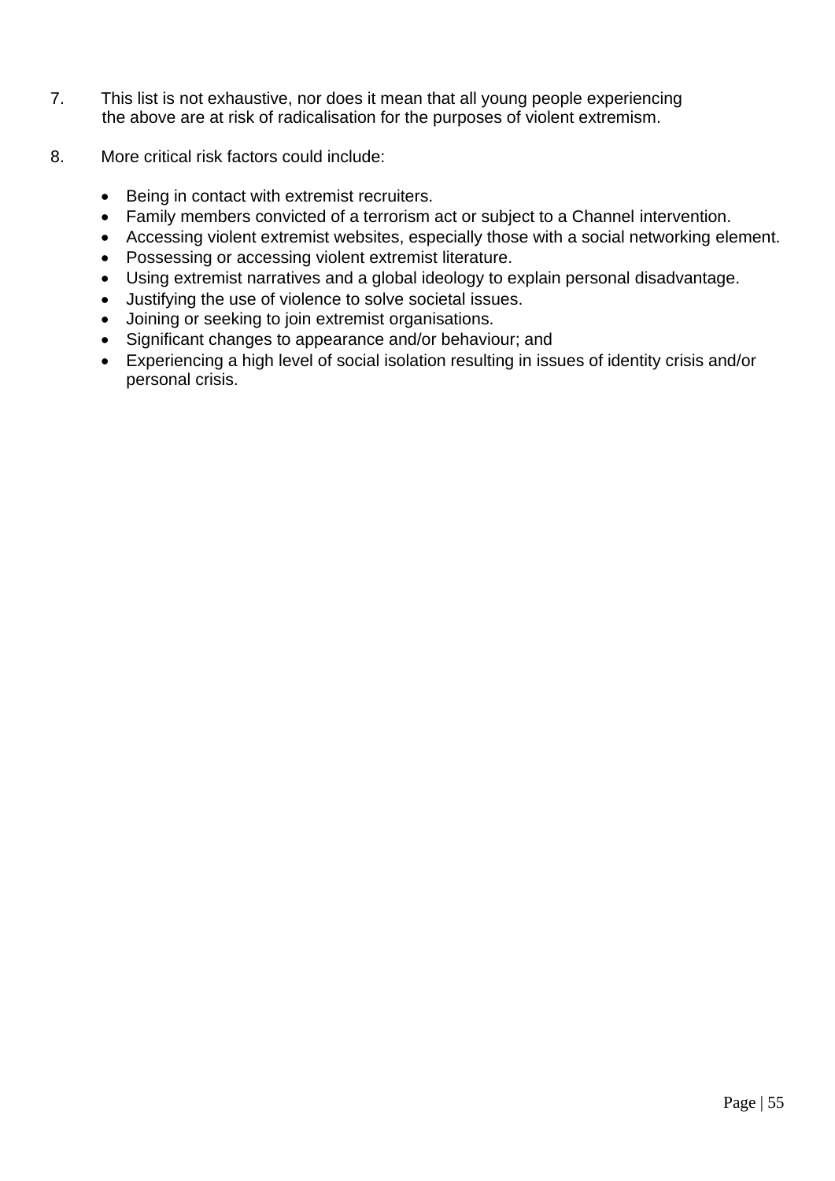7. This list is not exhaustive, nor does it mean that all young people experiencing the above are at risk of radicalisation for the purposes of violent extremism.

8. More critical risk factors could include:

- Being in contact with extremist recruiters.
- Family members convicted of a terrorism act or subject to a Channel intervention.
- Accessing violent extremist websites, especially those with a social networking element.
- Possessing or accessing violent extremist literature.
- Using extremist narratives and a global ideology to explain personal disadvantage.
- Justifying the use of violence to solve societal issues.
- Joining or seeking to join extremist organisations.
- Significant changes to appearance and/or behaviour; and
- Experiencing a high level of social isolation resulting in issues of identity crisis and/or personal crisis.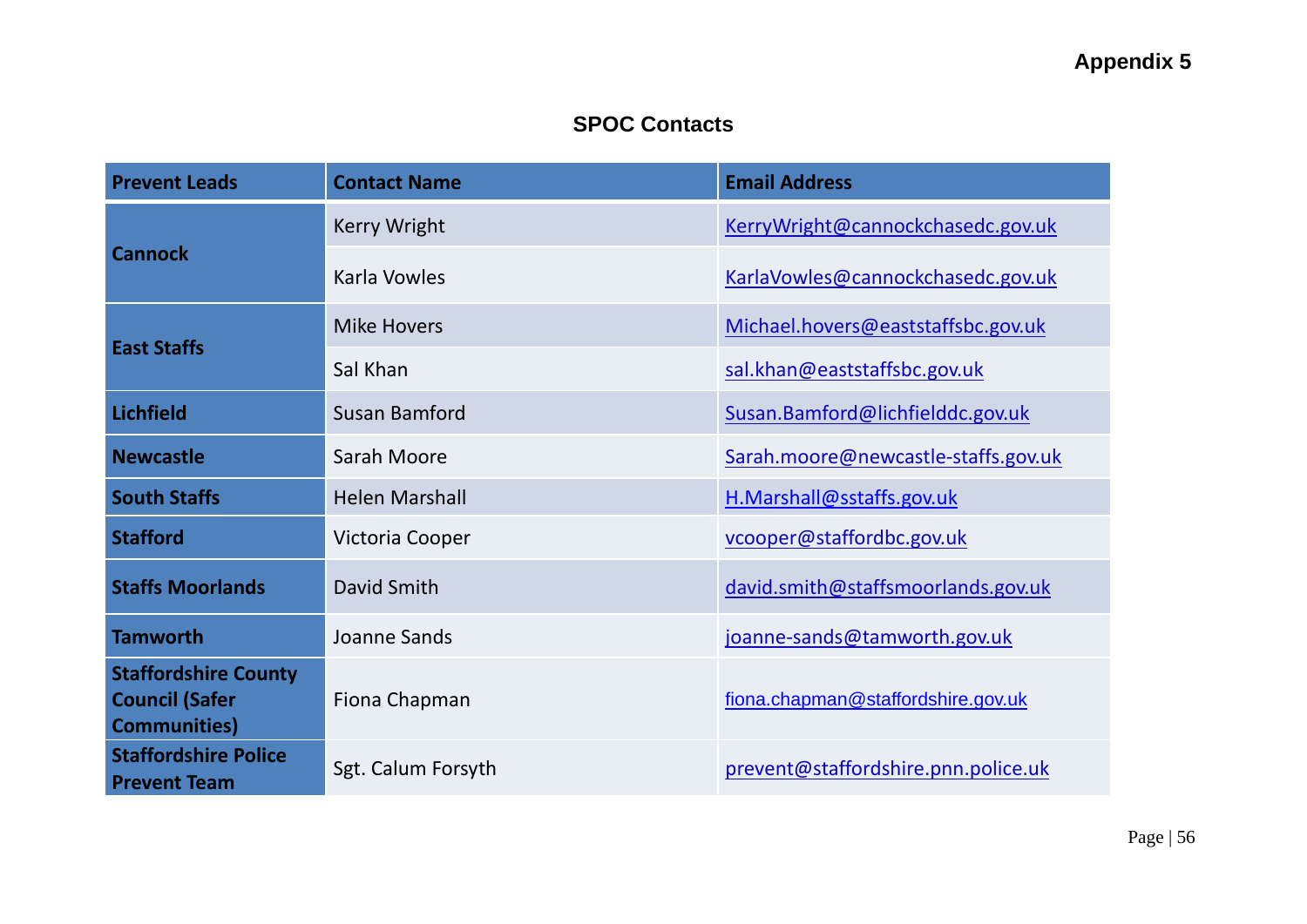**Appendix 5**

## SPOC Contacts

| Prevent Leads | Contact Name | Email Address |
|---|---|---|
| **Cannock** | Kerry Wright | KerryWright@cannockchasedc.gov.uk |
| | Karla Vowles | KarlaVowles@cannockchasedc.gov.uk |
| **East Staffs** | Mike Hovers | Michael.hovers@eaststaffsbc.gov.uk |
| | Sal Khan | sal.khan@eaststaffsbc.gov.uk |
| **Lichfield** | Susan Bamford | Susan.Bamford@lichfielddc.gov.uk |
| **Newcastle** | Sarah Moore | Sarah.moore@newcastle-staffs.gov.uk |
| **South Staffs** | Helen Marshall | H.Marshall@sstaffs.gov.uk |
| **Stafford** | Victoria Cooper | vcooper@staffordbc.gov.uk |
| **Staffs Moorlands** | David Smith | david.smith@staffsmoorlands.gov.uk |
| **Tamworth** | Joanne Sands | joanne-sands@tamworth.gov.uk |
| **Staffordshire County Council (Safer Communities)** | Fiona Chapman | fiona.chapman@staffordshire.gov.uk |
| **Staffordshire Police Prevent Team** | Sgt. Calum Forsyth | prevent@staffordshire.pnn.police.uk |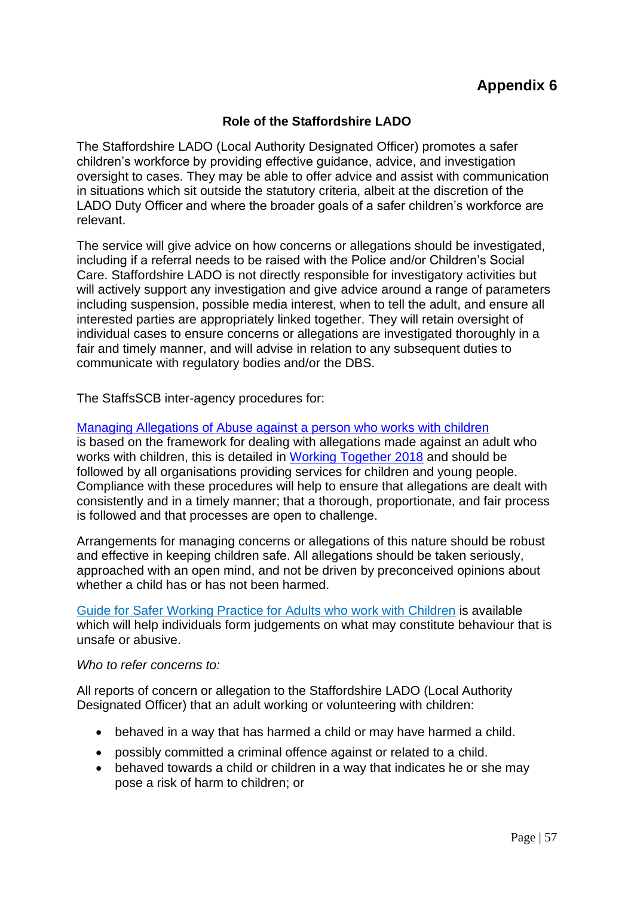# Appendix 6

## Role of the Staffordshire LADO

The Staffordshire LADO (Local Authority Designated Officer) promotes a safer children's workforce by providing effective guidance, advice, and investigation oversight to cases. They may be able to offer advice and assist with communication in situations which sit outside the statutory criteria, albeit at the discretion of the LADO Duty Officer and where the broader goals of a safer children's workforce are relevant.

The service will give advice on how concerns or allegations should be investigated, including if a referral needs to be raised with the Police and/or Children's Social Care. Staffordshire LADO is not directly responsible for investigatory activities but will actively support any investigation and give advice around a range of parameters including suspension, possible media interest, when to tell the adult, and ensure all interested parties are appropriately linked together. They will retain oversight of individual cases to ensure concerns or allegations are investigated thoroughly in a fair and timely manner, and will advise in relation to any subsequent duties to communicate with regulatory bodies and/or the DBS.

The StaffsSCB inter-agency procedures for:

Managing Allegations of Abuse against a person who works with children is based on the framework for dealing with allegations made against an adult who works with children, this is detailed in Working Together 2018 and should be followed by all organisations providing services for children and young people. Compliance with these procedures will help to ensure that allegations are dealt with consistently and in a timely manner; that a thorough, proportionate, and fair process is followed and that processes are open to challenge.

Arrangements for managing concerns or allegations of this nature should be robust and effective in keeping children safe. All allegations should be taken seriously, approached with an open mind, and not be driven by preconceived opinions about whether a child has or has not been harmed.

Guide for Safer Working Practice for Adults who work with Children is available which will help individuals form judgements on what may constitute behaviour that is unsafe or abusive.

*Who to refer concerns to:*

All reports of concern or allegation to the Staffordshire LADO (Local Authority Designated Officer) that an adult working or volunteering with children:

- behaved in a way that has harmed a child or may have harmed a child.
- possibly committed a criminal offence against or related to a child.
- behaved towards a child or children in a way that indicates he or she may pose a risk of harm to children; or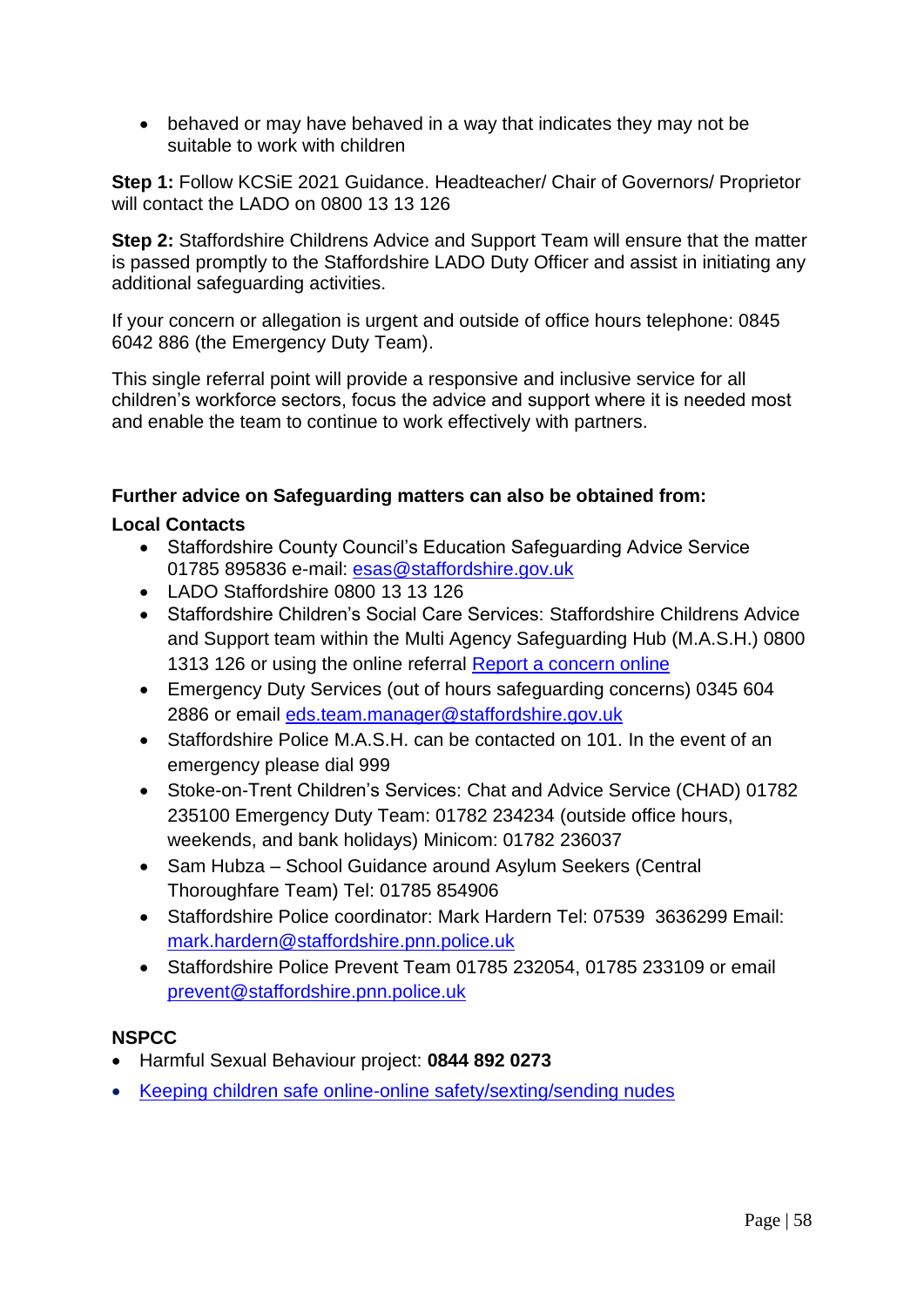- behaved or may have behaved in a way that indicates they may not be suitable to work with children

**Step 1:** Follow KCSiE 2021 Guidance. Headteacher/ Chair of Governors/ Proprietor will contact the LADO on 0800 13 13 126

**Step 2:** Staffordshire Childrens Advice and Support Team will ensure that the matter is passed promptly to the Staffordshire LADO Duty Officer and assist in initiating any additional safeguarding activities.

If your concern or allegation is urgent and outside of office hours telephone: 0845 6042 886 (the Emergency Duty Team).

This single referral point will provide a responsive and inclusive service for all children's workforce sectors, focus the advice and support where it is needed most and enable the team to continue to work effectively with partners.

**Further advice on Safeguarding matters can also be obtained from:**

**Local Contacts**

- Staffordshire County Council's Education Safeguarding Advice Service 01785 895836 e-mail: [esas@staffordshire.gov.uk](mailto:esas@staffordshire.gov.uk)
- LADO Staffordshire 0800 13 13 126
- Staffordshire Children's Social Care Services: Staffordshire Childrens Advice and Support team within the Multi Agency Safeguarding Hub (M.A.S.H.) 0800 1313 126 or using the online referral [Report a concern online]
- Emergency Duty Services (out of hours safeguarding concerns) 0345 604 2886 or email [eds.team.manager@staffordshire.gov.uk](mailto:eds.team.manager@staffordshire.gov.uk)
- Staffordshire Police M.A.S.H. can be contacted on 101. In the event of an emergency please dial 999
- Stoke-on-Trent Children's Services: Chat and Advice Service (CHAD) 01782 235100 Emergency Duty Team: 01782 234234 (outside office hours, weekends, and bank holidays) Minicom: 01782 236037
- Sam Hubza – School Guidance around Asylum Seekers (Central Thoroughfare Team) Tel: 01785 854906
- Staffordshire Police coordinator: Mark Hardern Tel: 07539 3636299 Email: [mark.hardern@staffordshire.pnn.police.uk](mailto:mark.hardern@staffordshire.pnn.police.uk)
- Staffordshire Police Prevent Team 01785 232054, 01785 233109 or email [prevent@staffordshire.pnn.police.uk](mailto:prevent@staffordshire.pnn.police.uk)

**NSPCC**

- Harmful Sexual Behaviour project: **0844 892 0273**
- [Keeping children safe online-online safety/sexting/sending nudes]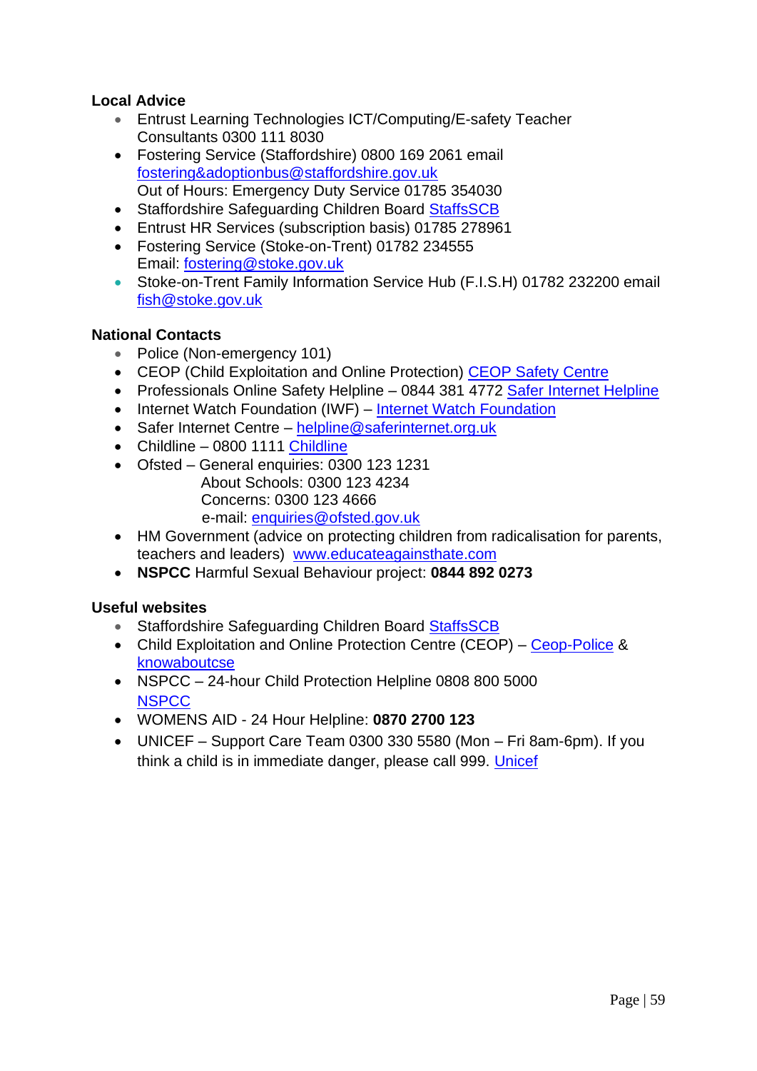**Local Advice**

- Entrust Learning Technologies ICT/Computing/E-safety Teacher Consultants 0300 111 8030
- Fostering Service (Staffordshire) 0800 169 2061 email fostering&adoptionbus@staffordshire.gov.uk
  Out of Hours: Emergency Duty Service 01785 354030
- Staffordshire Safeguarding Children Board StaffsSCB
- Entrust HR Services (subscription basis) 01785 278961
- Fostering Service (Stoke-on-Trent) 01782 234555
  Email: fostering@stoke.gov.uk
- Stoke-on-Trent Family Information Service Hub (F.I.S.H) 01782 232200 email fish@stoke.gov.uk

**National Contacts**

- Police (Non-emergency 101)
- CEOP (Child Exploitation and Online Protection) CEOP Safety Centre
- Professionals Online Safety Helpline – 0844 381 4772 Safer Internet Helpline
- Internet Watch Foundation (IWF) – Internet Watch Foundation
- Safer Internet Centre – helpline@saferinternet.org.uk
- Childline – 0800 1111 Childline
- Ofsted – General enquiries: 0300 123 1231
  About Schools: 0300 123 4234
  Concerns: 0300 123 4666
  e-mail: enquiries@ofsted.gov.uk
- HM Government (advice on protecting children from radicalisation for parents, teachers and leaders) www.educateagainsthate.com
- **NSPCC** Harmful Sexual Behaviour project: **0844 892 0273**

**Useful websites**

- Staffordshire Safeguarding Children Board StaffsSCB
- Child Exploitation and Online Protection Centre (CEOP) – Ceop-Police & knowaboutcse
- NSPCC – 24-hour Child Protection Helpline 0808 800 5000 NSPCC
- WOMENS AID - 24 Hour Helpline: **0870 2700 123**
- UNICEF – Support Care Team 0300 330 5580 (Mon – Fri 8am-6pm). If you think a child is in immediate danger, please call 999. Unicef